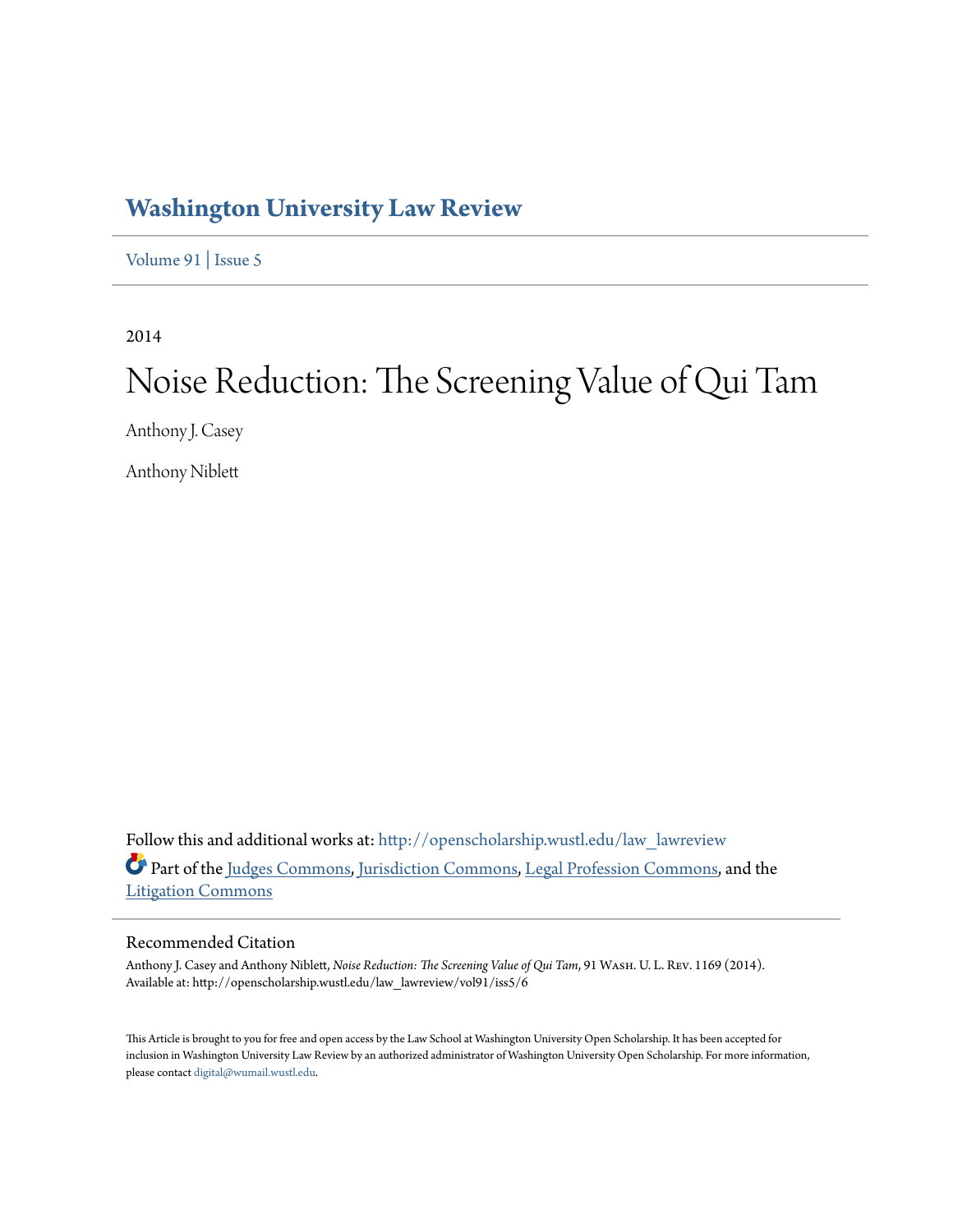# Washington University Law Review

Volume 91 | Issue 5

2014

# Noise Reduction: The Screening Value of Qui Tam

Anthony J. Casey

Anthony Niblett

Follow this and additional works at: http://openscholarship.wustl.edu/law_lawreview

Part of the Judges Commons, Jurisdiction Commons, Legal Profession Commons, and the Litigation Commons

## Recommended Citation

Anthony J. Casey and Anthony Niblett, *Noise Reduction: The Screening Value of Qui Tam*, 91 WASH. U. L. REV. 1169 (2014).
Available at: http://openscholarship.wustl.edu/law_lawreview/vol91/iss5/6

This Article is brought to you for free and open access by the Law School at Washington University Open Scholarship. It has been accepted for inclusion in Washington University Law Review by an authorized administrator of Washington University Open Scholarship. For more information, please contact digital@wumail.wustl.edu.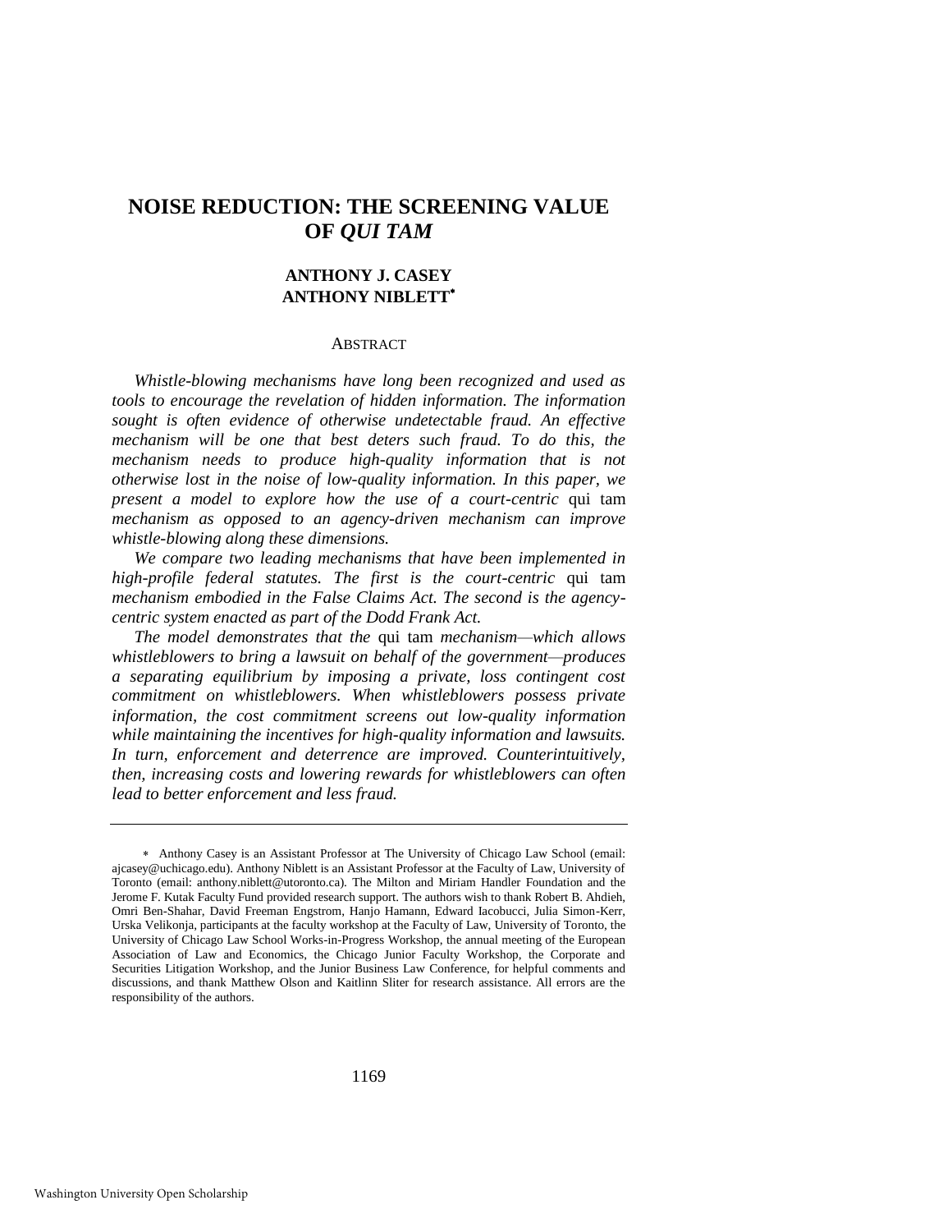# NOISE REDUCTION: THE SCREENING VALUE OF *QUI TAM*

**ANTHONY J. CASEY**
**ANTHONY NIBLETT**[*]

ABSTRACT

*Whistle-blowing mechanisms have long been recognized and used as tools to encourage the revelation of hidden information. The information sought is often evidence of otherwise undetectable fraud. An effective mechanism will be one that best deters such fraud. To do this, the mechanism needs to produce high-quality information that is not otherwise lost in the noise of low-quality information. In this paper, we present a model to explore how the use of a court-centric* qui tam *mechanism as opposed to an agency-driven mechanism can improve whistle-blowing along these dimensions.*

*We compare two leading mechanisms that have been implemented in high-profile federal statutes. The first is the court-centric* qui tam *mechanism embodied in the False Claims Act. The second is the agency-centric system enacted as part of the Dodd Frank Act.*

*The model demonstrates that the* qui tam *mechanism—which allows whistleblowers to bring a lawsuit on behalf of the government—produces a separating equilibrium by imposing a private, loss contingent cost commitment on whistleblowers. When whistleblowers possess private information, the cost commitment screens out low-quality information while maintaining the incentives for high-quality information and lawsuits. In turn, enforcement and deterrence are improved. Counterintuitively, then, increasing costs and lowering rewards for whistleblowers can often lead to better enforcement and less fraud.*

---

[*] Anthony Casey is an Assistant Professor at The University of Chicago Law School (email: ajcasey@uchicago.edu). Anthony Niblett is an Assistant Professor at the Faculty of Law, University of Toronto (email: anthony.niblett@utoronto.ca). The Milton and Miriam Handler Foundation and the Jerome F. Kutak Faculty Fund provided research support. The authors wish to thank Robert B. Ahdieh, Omri Ben-Shahar, David Freeman Engstrom, Hanjo Hamann, Edward Iacobucci, Julia Simon-Kerr, Urska Velikonja, participants at the faculty workshop at the Faculty of Law, University of Toronto, the University of Chicago Law School Works-in-Progress Workshop, the annual meeting of the European Association of Law and Economics, the Chicago Junior Faculty Workshop, the Corporate and Securities Litigation Workshop, and the Junior Business Law Conference, for helpful comments and discussions, and thank Matthew Olson and Kaitlinn Sliter for research assistance. All errors are the responsibility of the authors.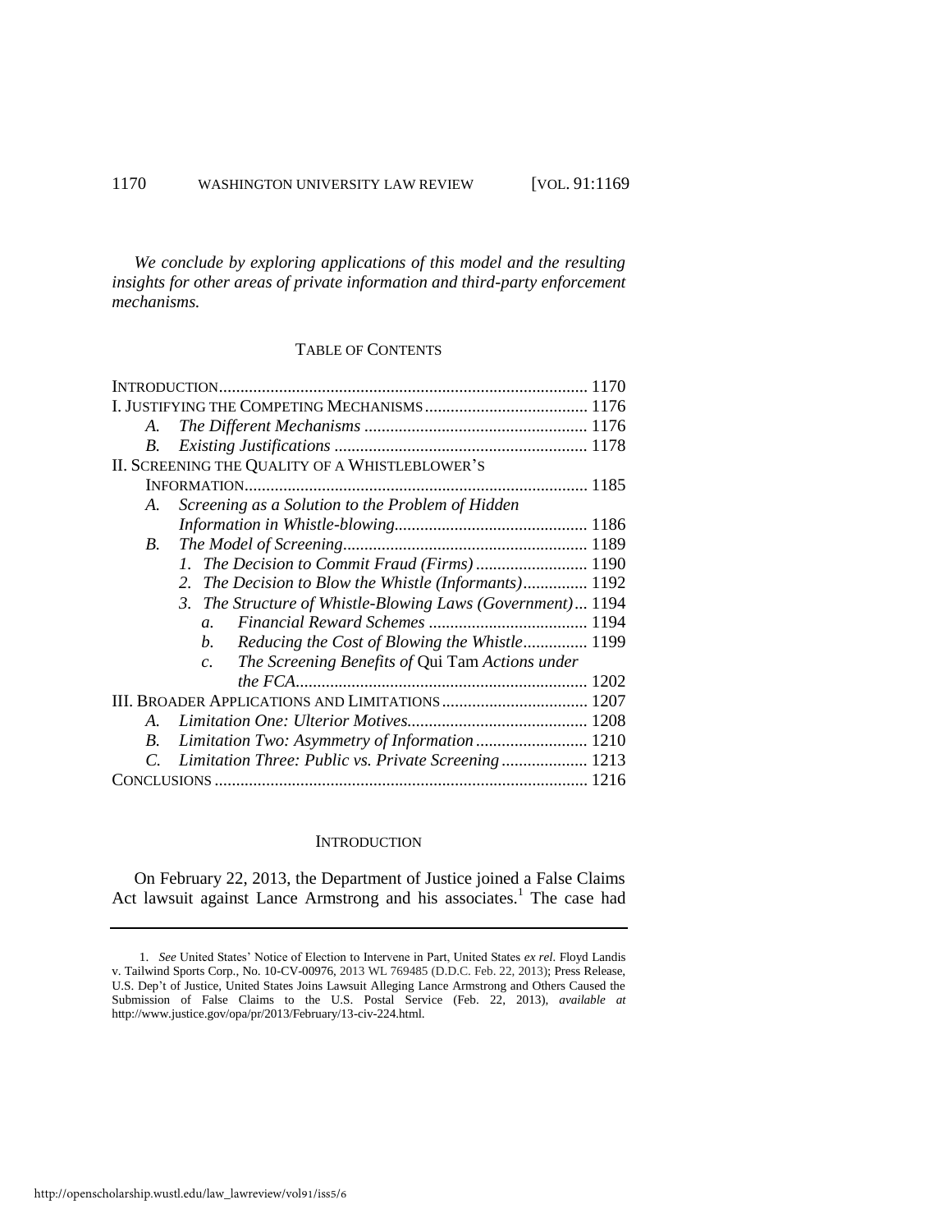*We conclude by exploring applications of this model and the resulting insights for other areas of private information and third-party enforcement mechanisms.*

## TABLE OF CONTENTS

INTRODUCTION ... 1170
I. JUSTIFYING THE COMPETING MECHANISMS ... 1176
- A. *The Different Mechanisms* ... 1176
- B. *Existing Justifications* ... 1178

II. SCREENING THE QUALITY OF A WHISTLEBLOWER'S INFORMATION ... 1185
- A. *Screening as a Solution to the Problem of Hidden Information in Whistle-blowing* ... 1186
- B. *The Model of Screening* ... 1189
  - 1. *The Decision to Commit Fraud (Firms)* ... 1190
  - 2. *The Decision to Blow the Whistle (Informants)* ... 1192
  - 3. *The Structure of Whistle-Blowing Laws (Government)* ... 1194
    - a. *Financial Reward Schemes* ... 1194
    - b. *Reducing the Cost of Blowing the Whistle* ... 1199
    - c. *The Screening Benefits of* Qui Tam *Actions under the FCA* ... 1202

III. BROADER APPLICATIONS AND LIMITATIONS ... 1207
- A. *Limitation One: Ulterior Motives* ... 1208
- B. *Limitation Two: Asymmetry of Information* ... 1210
- C. *Limitation Three: Public vs. Private Screening* ... 1213

CONCLUSIONS ... 1216

## INTRODUCTION

On February 22, 2013, the Department of Justice joined a False Claims Act lawsuit against Lance Armstrong and his associates.[1] The case had

---

1. *See* United States' Notice of Election to Intervene in Part, United States *ex rel.* Floyd Landis v. Tailwind Sports Corp., No. 10-CV-00976, 2013 WL 769485 (D.D.C. Feb. 22, 2013); Press Release, U.S. Dep't of Justice, United States Joins Lawsuit Alleging Lance Armstrong and Others Caused the Submission of False Claims to the U.S. Postal Service (Feb. 22, 2013), *available at* http://www.justice.gov/opa/pr/2013/February/13-civ-224.html.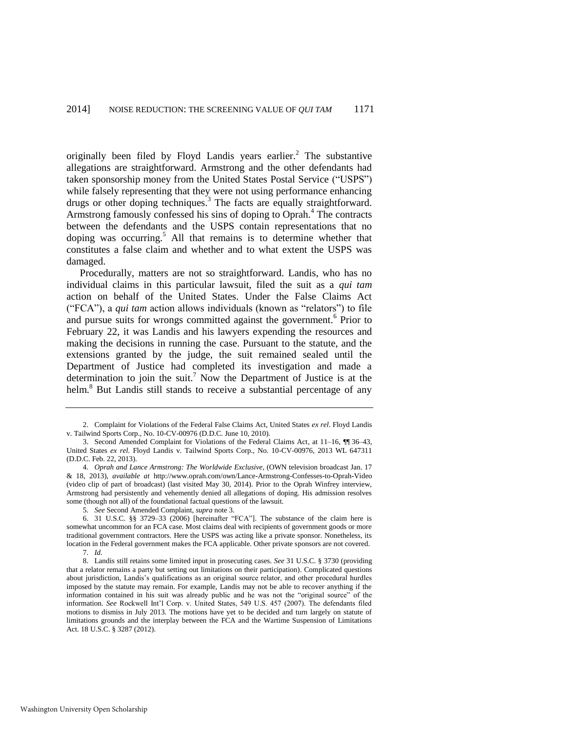originally been filed by Floyd Landis years earlier.[2] The substantive allegations are straightforward. Armstrong and the other defendants had taken sponsorship money from the United States Postal Service ("USPS") while falsely representing that they were not using performance enhancing drugs or other doping techniques.[3] The facts are equally straightforward. Armstrong famously confessed his sins of doping to Oprah.[4] The contracts between the defendants and the USPS contain representations that no doping was occurring.[5] All that remains is to determine whether that constitutes a false claim and whether and to what extent the USPS was damaged.

Procedurally, matters are not so straightforward. Landis, who has no individual claims in this particular lawsuit, filed the suit as a *qui tam* action on behalf of the United States. Under the False Claims Act ("FCA"), a *qui tam* action allows individuals (known as "relators") to file and pursue suits for wrongs committed against the government.[6] Prior to February 22, it was Landis and his lawyers expending the resources and making the decisions in running the case. Pursuant to the statute, and the extensions granted by the judge, the suit remained sealed until the Department of Justice had completed its investigation and made a determination to join the suit.[7] Now the Department of Justice is at the helm.[8] But Landis still stands to receive a substantial percentage of any

---

2. Complaint for Violations of the Federal False Claims Act, United States *ex rel*. Floyd Landis v. Tailwind Sports Corp., No. 10-CV-00976 (D.D.C. June 10, 2010).

3. Second Amended Complaint for Violations of the Federal Claims Act, at 11–16, ¶¶ 36–43, United States *ex rel.* Floyd Landis v. Tailwind Sports Corp., No. 10-CV-00976, 2013 WL 647311 (D.D.C. Feb. 22, 2013).

4. *Oprah and Lance Armstrong: The Worldwide Exclusive*, (OWN television broadcast Jan. 17 & 18, 2013), *available at* http://www.oprah.com/own/Lance-Armstrong-Confesses-to-Oprah-Video (video clip of part of broadcast) (last visited May 30, 2014). Prior to the Oprah Winfrey interview, Armstrong had persistently and vehemently denied all allegations of doping. His admission resolves some (though not all) of the foundational factual questions of the lawsuit.

5. *See* Second Amended Complaint, *supra* note 3.

6. 31 U.S.C. §§ 3729–33 (2006) [hereinafter "FCA"]. The substance of the claim here is somewhat uncommon for an FCA case. Most claims deal with recipients of government goods or more traditional government contractors. Here the USPS was acting like a private sponsor. Nonetheless, its location in the Federal government makes the FCA applicable. Other private sponsors are not covered.

7. *Id.*

8. Landis still retains some limited input in prosecuting cases. *See* 31 U.S.C. § 3730 (providing that a relator remains a party but setting out limitations on their participation). Complicated questions about jurisdiction, Landis's qualifications as an original source relator, and other procedural hurdles imposed by the statute may remain. For example, Landis may not be able to recover anything if the information contained in his suit was already public and he was not the "original source" of the information. *See* Rockwell Int'l Corp. v. United States, 549 U.S. 457 (2007). The defendants filed motions to dismiss in July 2013. The motions have yet to be decided and turn largely on statute of limitations grounds and the interplay between the FCA and the Wartime Suspension of Limitations Act. 18 U.S.C. § 3287 (2012).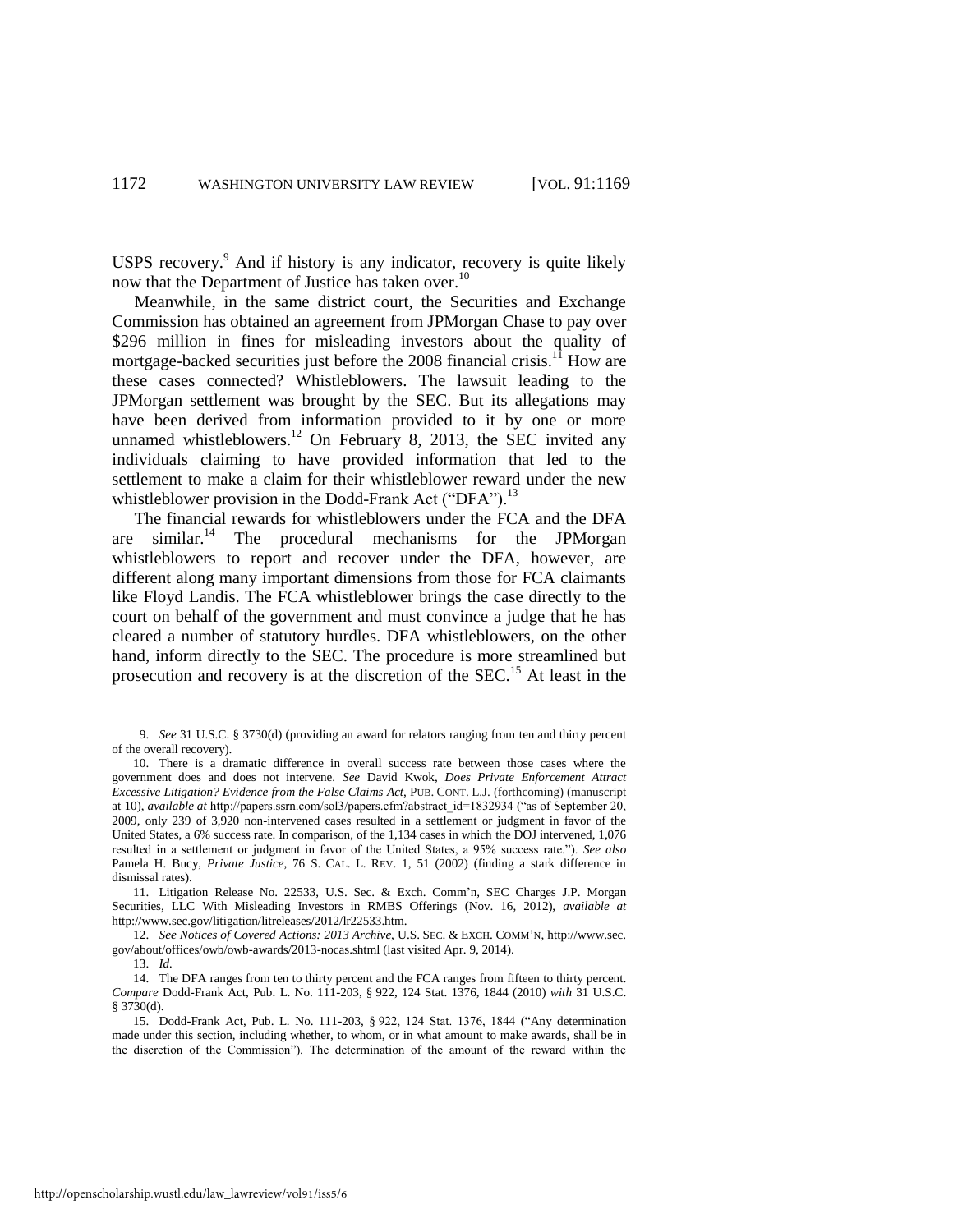USPS recovery.[9] And if history is any indicator, recovery is quite likely now that the Department of Justice has taken over.[10]

Meanwhile, in the same district court, the Securities and Exchange Commission has obtained an agreement from JPMorgan Chase to pay over $296 million in fines for misleading investors about the quality of mortgage-backed securities just before the 2008 financial crisis.[11] How are these cases connected? Whistleblowers. The lawsuit leading to the JPMorgan settlement was brought by the SEC. But its allegations may have been derived from information provided to it by one or more unnamed whistleblowers.[12] On February 8, 2013, the SEC invited any individuals claiming to have provided information that led to the settlement to make a claim for their whistleblower reward under the new whistleblower provision in the Dodd-Frank Act ("DFA").[13]

The financial rewards for whistleblowers under the FCA and the DFA are similar.[14] The procedural mechanisms for the JPMorgan whistleblowers to report and recover under the DFA, however, are different along many important dimensions from those for FCA claimants like Floyd Landis. The FCA whistleblower brings the case directly to the court on behalf of the government and must convince a judge that he has cleared a number of statutory hurdles. DFA whistleblowers, on the other hand, inform directly to the SEC. The procedure is more streamlined but prosecution and recovery is at the discretion of the SEC.[15] At least in the

---

9. *See* 31 U.S.C. § 3730(d) (providing an award for relators ranging from ten and thirty percent of the overall recovery).

10. There is a dramatic difference in overall success rate between those cases where the government does and does not intervene. *See* David Kwok, *Does Private Enforcement Attract Excessive Litigation? Evidence from the False Claims Act*, PUB. CONT. L.J. (forthcoming) (manuscript at 10), *available at* http://papers.ssrn.com/sol3/papers.cfm?abstract_id=1832934 ("as of September 20, 2009, only 239 of 3,920 non-intervened cases resulted in a settlement or judgment in favor of the United States, a 6% success rate. In comparison, of the 1,134 cases in which the DOJ intervened, 1,076 resulted in a settlement or judgment in favor of the United States, a 95% success rate."). *See also* Pamela H. Bucy, *Private Justice*, 76 S. CAL. L. REV. 1, 51 (2002) (finding a stark difference in dismissal rates).

11. Litigation Release No. 22533, U.S. Sec. & Exch. Comm'n, SEC Charges J.P. Morgan Securities, LLC With Misleading Investors in RMBS Offerings (Nov. 16, 2012), *available at* http://www.sec.gov/litigation/litreleases/2012/lr22533.htm.

12. *See Notices of Covered Actions: 2013 Archive*, U.S. SEC. & EXCH. COMM'N, http://www.sec.gov/about/offices/owb/owb-awards/2013-nocas.shtml (last visited Apr. 9, 2014).

13. *Id.*

14. The DFA ranges from ten to thirty percent and the FCA ranges from fifteen to thirty percent. *Compare* Dodd-Frank Act, Pub. L. No. 111-203, § 922, 124 Stat. 1376, 1844 (2010) *with* 31 U.S.C. § 3730(d).

15. Dodd-Frank Act, Pub. L. No. 111-203, § 922, 124 Stat. 1376, 1844 ("Any determination made under this section, including whether, to whom, or in what amount to make awards, shall be in the discretion of the Commission"). The determination of the amount of the reward within the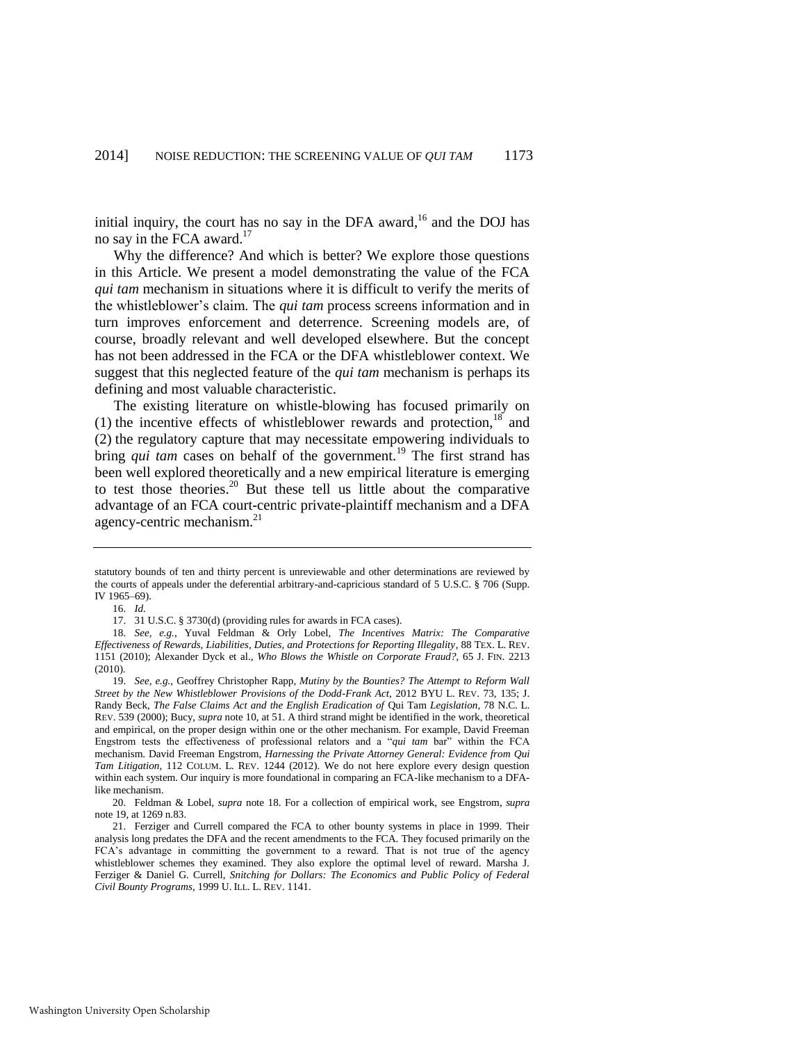initial inquiry, the court has no say in the DFA award,[16] and the DOJ has no say in the FCA award.[17]

Why the difference? And which is better? We explore those questions in this Article. We present a model demonstrating the value of the FCA *qui tam* mechanism in situations where it is difficult to verify the merits of the whistleblower's claim. The *qui tam* process screens information and in turn improves enforcement and deterrence. Screening models are, of course, broadly relevant and well developed elsewhere. But the concept has not been addressed in the FCA or the DFA whistleblower context. We suggest that this neglected feature of the *qui tam* mechanism is perhaps its defining and most valuable characteristic.

The existing literature on whistle-blowing has focused primarily on (1) the incentive effects of whistleblower rewards and protection,[18] and (2) the regulatory capture that may necessitate empowering individuals to bring *qui tam* cases on behalf of the government.[19] The first strand has been well explored theoretically and a new empirical literature is emerging to test those theories.[20] But these tell us little about the comparative advantage of an FCA court-centric private-plaintiff mechanism and a DFA agency-centric mechanism.[21]

---

statutory bounds of ten and thirty percent is unreviewable and other determinations are reviewed by the courts of appeals under the deferential arbitrary-and-capricious standard of 5 U.S.C. § 706 (Supp. IV 1965–69).

16. *Id.*

17. 31 U.S.C. § 3730(d) (providing rules for awards in FCA cases).

18. *See, e.g.*, Yuval Feldman & Orly Lobel, *The Incentives Matrix: The Comparative Effectiveness of Rewards, Liabilities, Duties, and Protections for Reporting Illegality*, 88 TEX. L. REV. 1151 (2010); Alexander Dyck et al., *Who Blows the Whistle on Corporate Fraud?*, 65 J. FIN. 2213 (2010).

19. *See, e.g.*, Geoffrey Christopher Rapp, *Mutiny by the Bounties? The Attempt to Reform Wall Street by the New Whistleblower Provisions of the Dodd-Frank Act*, 2012 BYU L. REV. 73, 135; J. Randy Beck, *The False Claims Act and the English Eradication of* Qui Tam *Legislation*, 78 N.C. L. REV. 539 (2000); Bucy, *supra* note 10, at 51. A third strand might be identified in the work, theoretical and empirical, on the proper design within one or the other mechanism. For example, David Freeman Engstrom tests the effectiveness of professional relators and a "*qui tam* bar" within the FCA mechanism. David Freeman Engstrom, *Harnessing the Private Attorney General: Evidence from Qui Tam Litigation*, 112 COLUM. L. REV. 1244 (2012). We do not here explore every design question within each system. Our inquiry is more foundational in comparing an FCA-like mechanism to a DFA-like mechanism.

20. Feldman & Lobel, *supra* note 18. For a collection of empirical work, see Engstrom, *supra* note 19, at 1269 n.83.

21. Ferziger and Currell compared the FCA to other bounty systems in place in 1999. Their analysis long predates the DFA and the recent amendments to the FCA. They focused primarily on the FCA's advantage in committing the government to a reward. That is not true of the agency whistleblower schemes they examined. They also explore the optimal level of reward. Marsha J. Ferziger & Daniel G. Currell, *Snitching for Dollars: The Economics and Public Policy of Federal Civil Bounty Programs*, 1999 U. ILL. L. REV. 1141.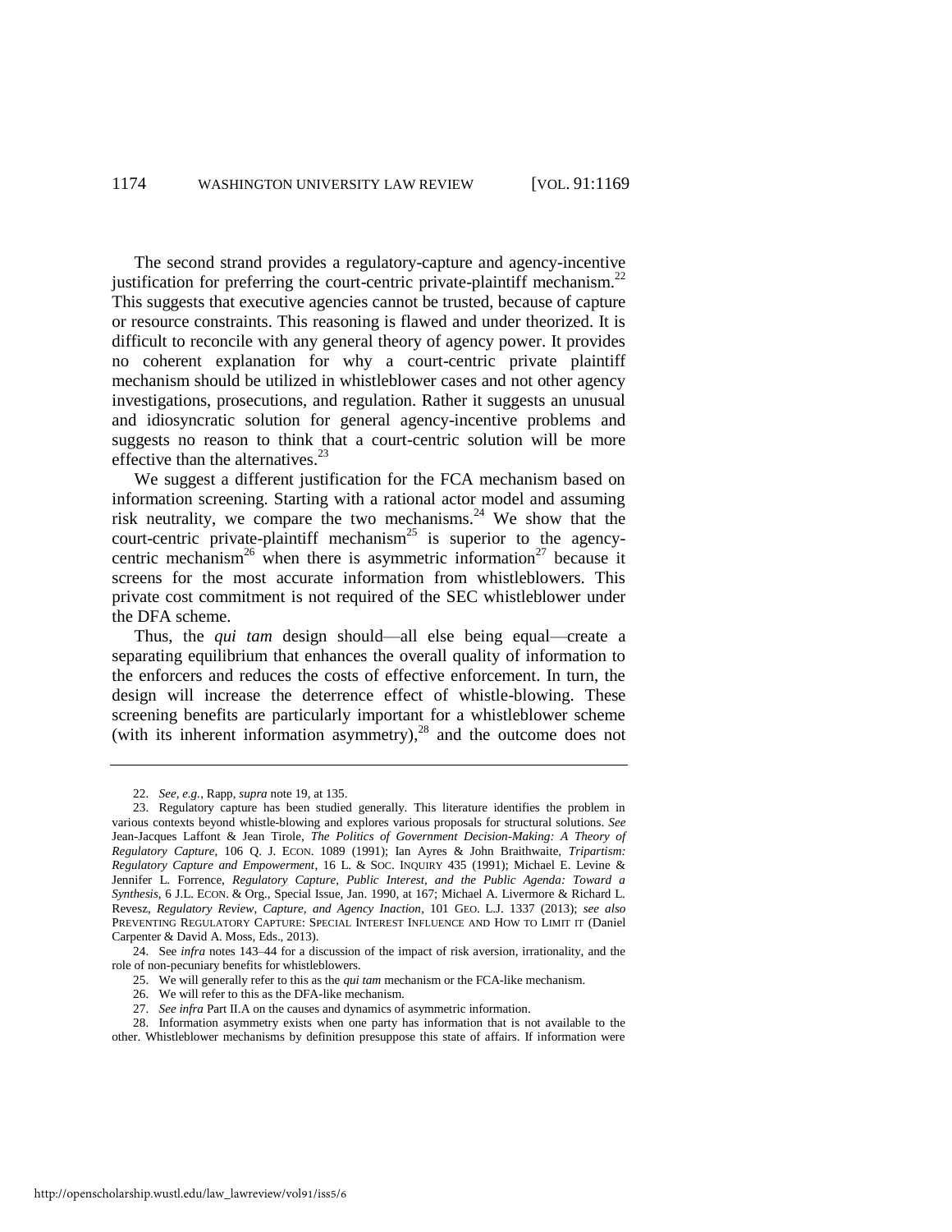The second strand provides a regulatory-capture and agency-incentive justification for preferring the court-centric private-plaintiff mechanism.[22] This suggests that executive agencies cannot be trusted, because of capture or resource constraints. This reasoning is flawed and under theorized. It is difficult to reconcile with any general theory of agency power. It provides no coherent explanation for why a court-centric private plaintiff mechanism should be utilized in whistleblower cases and not other agency investigations, prosecutions, and regulation. Rather it suggests an unusual and idiosyncratic solution for general agency-incentive problems and suggests no reason to think that a court-centric solution will be more effective than the alternatives.[23]

We suggest a different justification for the FCA mechanism based on information screening. Starting with a rational actor model and assuming risk neutrality, we compare the two mechanisms.[24] We show that the court-centric private-plaintiff mechanism[25] is superior to the agency-centric mechanism[26] when there is asymmetric information[27] because it screens for the most accurate information from whistleblowers. This private cost commitment is not required of the SEC whistleblower under the DFA scheme.

Thus, the *qui tam* design should—all else being equal—create a separating equilibrium that enhances the overall quality of information to the enforcers and reduces the costs of effective enforcement. In turn, the design will increase the deterrence effect of whistle-blowing. These screening benefits are particularly important for a whistleblower scheme (with its inherent information asymmetry),[28] and the outcome does not

---

22. *See, e.g.*, Rapp, *supra* note 19, at 135.

23. Regulatory capture has been studied generally. This literature identifies the problem in various contexts beyond whistle-blowing and explores various proposals for structural solutions. *See* Jean-Jacques Laffont & Jean Tirole, *The Politics of Government Decision-Making: A Theory of Regulatory Capture*, 106 Q. J. ECON. 1089 (1991); Ian Ayres & John Braithwaite, *Tripartism: Regulatory Capture and Empowerment*, 16 L. & SOC. INQUIRY 435 (1991); Michael E. Levine & Jennifer L. Forrence, *Regulatory Capture, Public Interest, and the Public Agenda: Toward a Synthesis*, 6 J.L. ECON. & Org., Special Issue, Jan. 1990, at 167; Michael A. Livermore & Richard L. Revesz, *Regulatory Review, Capture, and Agency Inaction*, 101 GEO. L.J. 1337 (2013); *see also* PREVENTING REGULATORY CAPTURE: SPECIAL INTEREST INFLUENCE AND HOW TO LIMIT IT (Daniel Carpenter & David A. Moss, Eds., 2013).

24. See *infra* notes 143–44 for a discussion of the impact of risk aversion, irrationality, and the role of non-pecuniary benefits for whistleblowers.

25. We will generally refer to this as the *qui tam* mechanism or the FCA-like mechanism.

26. We will refer to this as the DFA-like mechanism.

27. *See infra* Part II.A on the causes and dynamics of asymmetric information.

28. Information asymmetry exists when one party has information that is not available to the other. Whistleblower mechanisms by definition presuppose this state of affairs. If information were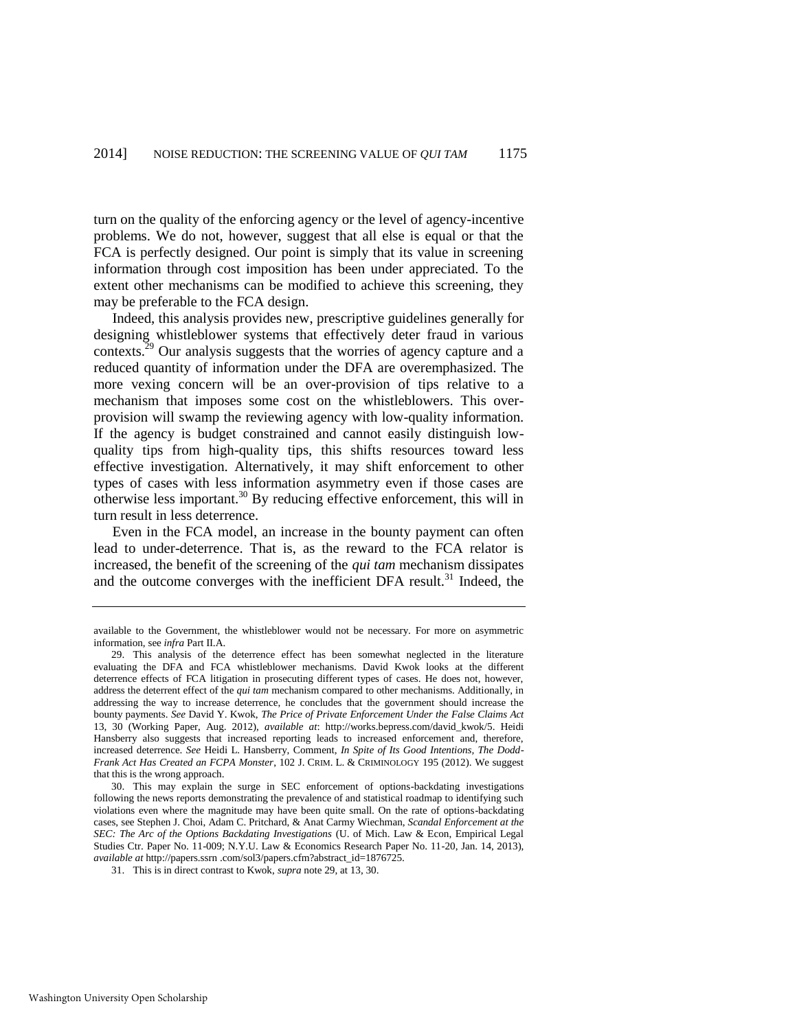turn on the quality of the enforcing agency or the level of agency-incentive problems. We do not, however, suggest that all else is equal or that the FCA is perfectly designed. Our point is simply that its value in screening information through cost imposition has been under appreciated. To the extent other mechanisms can be modified to achieve this screening, they may be preferable to the FCA design.

Indeed, this analysis provides new, prescriptive guidelines generally for designing whistleblower systems that effectively deter fraud in various contexts.[29] Our analysis suggests that the worries of agency capture and a reduced quantity of information under the DFA are overemphasized. The more vexing concern will be an over-provision of tips relative to a mechanism that imposes some cost on the whistleblowers. This over-provision will swamp the reviewing agency with low-quality information. If the agency is budget constrained and cannot easily distinguish low-quality tips from high-quality tips, this shifts resources toward less effective investigation. Alternatively, it may shift enforcement to other types of cases with less information asymmetry even if those cases are otherwise less important.[30] By reducing effective enforcement, this will in turn result in less deterrence.

Even in the FCA model, an increase in the bounty payment can often lead to under-deterrence. That is, as the reward to the FCA relator is increased, the benefit of the screening of the *qui tam* mechanism dissipates and the outcome converges with the inefficient DFA result.[31] Indeed, the

---

available to the Government, the whistleblower would not be necessary. For more on asymmetric information, see *infra* Part II.A.

29. This analysis of the deterrence effect has been somewhat neglected in the literature evaluating the DFA and FCA whistleblower mechanisms. David Kwok looks at the different deterrence effects of FCA litigation in prosecuting different types of cases. He does not, however, address the deterrent effect of the *qui tam* mechanism compared to other mechanisms. Additionally, in addressing the way to increase deterrence, he concludes that the government should increase the bounty payments. *See* David Y. Kwok, *The Price of Private Enforcement Under the False Claims Act* 13, 30 (Working Paper, Aug. 2012), *available at*: http://works.bepress.com/david_kwok/5. Heidi Hansberry also suggests that increased reporting leads to increased enforcement and, therefore, increased deterrence. *See* Heidi L. Hansberry, Comment, *In Spite of Its Good Intentions, The Dodd-Frank Act Has Created an FCPA Monster*, 102 J. CRIM. L. & CRIMINOLOGY 195 (2012). We suggest that this is the wrong approach.

30. This may explain the surge in SEC enforcement of options-backdating investigations following the news reports demonstrating the prevalence of and statistical roadmap to identifying such violations even where the magnitude may have been quite small. On the rate of options-backdating cases, see Stephen J. Choi, Adam C. Pritchard, & Anat Carmy Wiechman, *Scandal Enforcement at the SEC: The Arc of the Options Backdating Investigations* (U. of Mich. Law & Econ, Empirical Legal Studies Ctr. Paper No. 11-009; N.Y.U. Law & Economics Research Paper No. 11-20, Jan. 14, 2013), *available at* http://papers.ssrn .com/sol3/papers.cfm?abstract_id=1876725.

31. This is in direct contrast to Kwok, *supra* note 29, at 13, 30.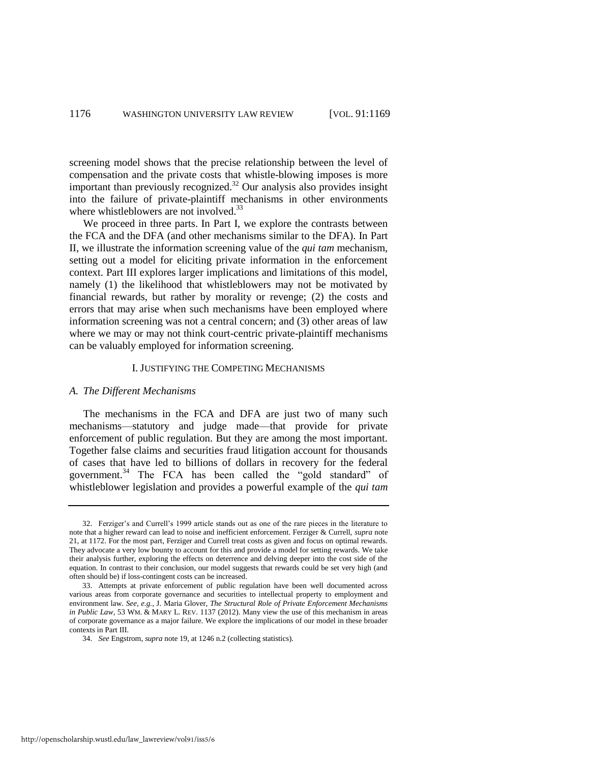screening model shows that the precise relationship between the level of compensation and the private costs that whistle-blowing imposes is more important than previously recognized.[32] Our analysis also provides insight into the failure of private-plaintiff mechanisms in other environments where whistleblowers are not involved.[33]

We proceed in three parts. In Part I, we explore the contrasts between the FCA and the DFA (and other mechanisms similar to the DFA). In Part II, we illustrate the information screening value of the *qui tam* mechanism, setting out a model for eliciting private information in the enforcement context. Part III explores larger implications and limitations of this model, namely (1) the likelihood that whistleblowers may not be motivated by financial rewards, but rather by morality or revenge; (2) the costs and errors that may arise when such mechanisms have been employed where information screening was not a central concern; and (3) other areas of law where we may or may not think court-centric private-plaintiff mechanisms can be valuably employed for information screening.

## I. JUSTIFYING THE COMPETING MECHANISMS

### *A. The Different Mechanisms*

The mechanisms in the FCA and DFA are just two of many such mechanisms—statutory and judge made—that provide for private enforcement of public regulation. But they are among the most important. Together false claims and securities fraud litigation account for thousands of cases that have led to billions of dollars in recovery for the federal government.[34] The FCA has been called the "gold standard" of whistleblower legislation and provides a powerful example of the *qui tam*

---

32. Ferziger's and Currell's 1999 article stands out as one of the rare pieces in the literature to note that a higher reward can lead to noise and inefficient enforcement. Ferziger & Currell, *supra* note 21, at 1172. For the most part, Ferziger and Currell treat costs as given and focus on optimal rewards. They advocate a very low bounty to account for this and provide a model for setting rewards. We take their analysis further, exploring the effects on deterrence and delving deeper into the cost side of the equation. In contrast to their conclusion, our model suggests that rewards could be set very high (and often should be) if loss-contingent costs can be increased.

33. Attempts at private enforcement of public regulation have been well documented across various areas from corporate governance and securities to intellectual property to employment and environment law. *See, e.g.*, J. Maria Glover, *The Structural Role of Private Enforcement Mechanisms in Public Law*, 53 WM. & MARY L. REV. 1137 (2012). Many view the use of this mechanism in areas of corporate governance as a major failure. We explore the implications of our model in these broader contexts in Part III.

34. *See* Engstrom, *supra* note 19, at 1246 n.2 (collecting statistics).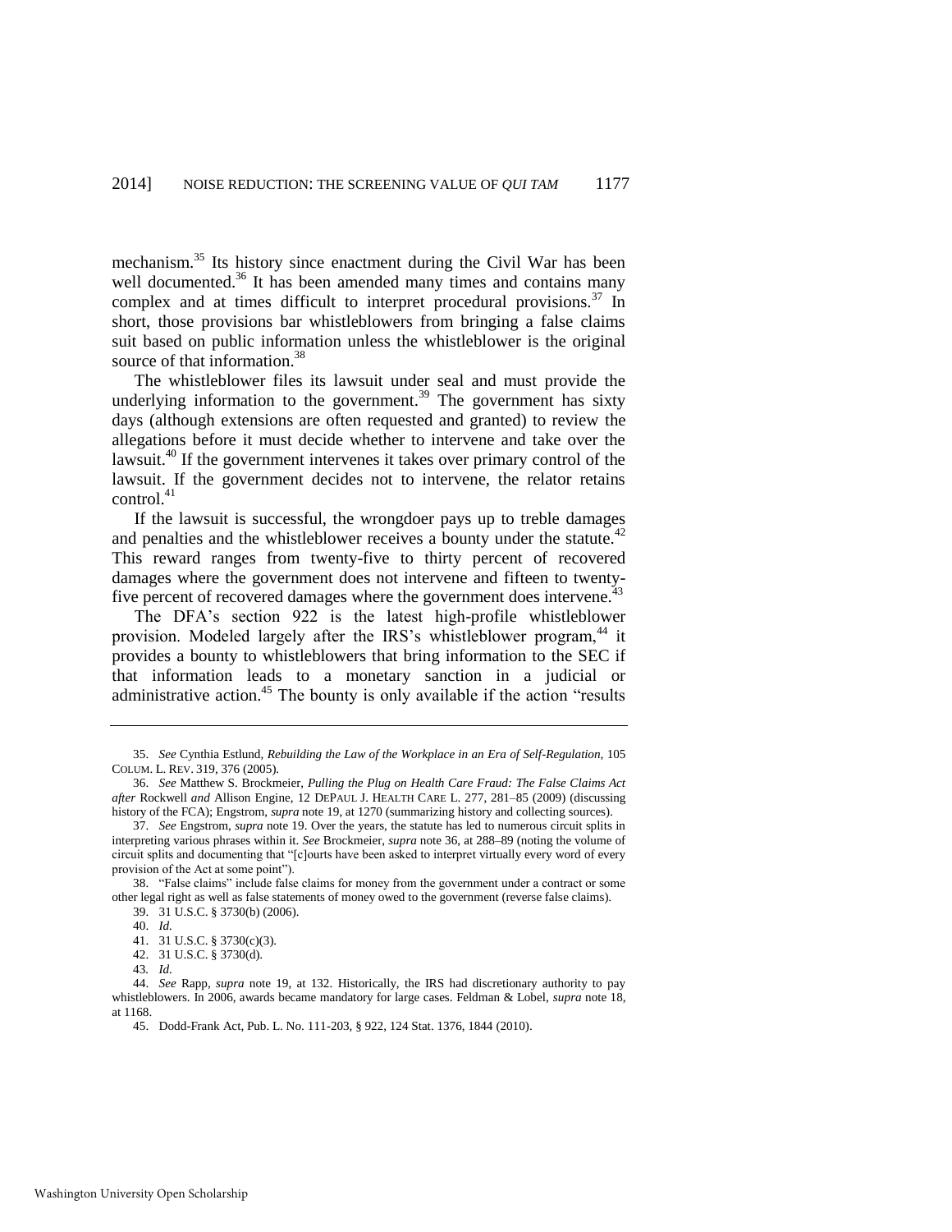mechanism.[35] Its history since enactment during the Civil War has been well documented.[36] It has been amended many times and contains many complex and at times difficult to interpret procedural provisions.[37] In short, those provisions bar whistleblowers from bringing a false claims suit based on public information unless the whistleblower is the original source of that information.[38]

The whistleblower files its lawsuit under seal and must provide the underlying information to the government.[39] The government has sixty days (although extensions are often requested and granted) to review the allegations before it must decide whether to intervene and take over the lawsuit.[40] If the government intervenes it takes over primary control of the lawsuit. If the government decides not to intervene, the relator retains control.[41]

If the lawsuit is successful, the wrongdoer pays up to treble damages and penalties and the whistleblower receives a bounty under the statute.[42] This reward ranges from twenty-five to thirty percent of recovered damages where the government does not intervene and fifteen to twenty-five percent of recovered damages where the government does intervene.[43]

The DFA's section 922 is the latest high-profile whistleblower provision. Modeled largely after the IRS's whistleblower program,[44] it provides a bounty to whistleblowers that bring information to the SEC if that information leads to a monetary sanction in a judicial or administrative action.[45] The bounty is only available if the action "results

---

35. *See* Cynthia Estlund, *Rebuilding the Law of the Workplace in an Era of Self-Regulation*, 105 COLUM. L. REV. 319, 376 (2005).

36. *See* Matthew S. Brockmeier, *Pulling the Plug on Health Care Fraud: The False Claims Act after* Rockwell *and* Allison Engine, 12 DEPAUL J. HEALTH CARE L. 277, 281–85 (2009) (discussing history of the FCA); Engstrom, *supra* note 19, at 1270 (summarizing history and collecting sources).

37. *See* Engstrom, *supra* note 19. Over the years, the statute has led to numerous circuit splits in interpreting various phrases within it. *See* Brockmeier, *supra* note 36, at 288–89 (noting the volume of circuit splits and documenting that "[c]ourts have been asked to interpret virtually every word of every provision of the Act at some point").

38. "False claims" include false claims for money from the government under a contract or some other legal right as well as false statements of money owed to the government (reverse false claims).

39. 31 U.S.C. § 3730(b) (2006).

40. *Id.*

41. 31 U.S.C. § 3730(c)(3).

42. 31 U.S.C. § 3730(d).

43. *Id.*

44. *See* Rapp, *supra* note 19, at 132. Historically, the IRS had discretionary authority to pay whistleblowers. In 2006, awards became mandatory for large cases. Feldman & Lobel, *supra* note 18, at 1168.

45. Dodd-Frank Act, Pub. L. No. 111-203, § 922, 124 Stat. 1376, 1844 (2010).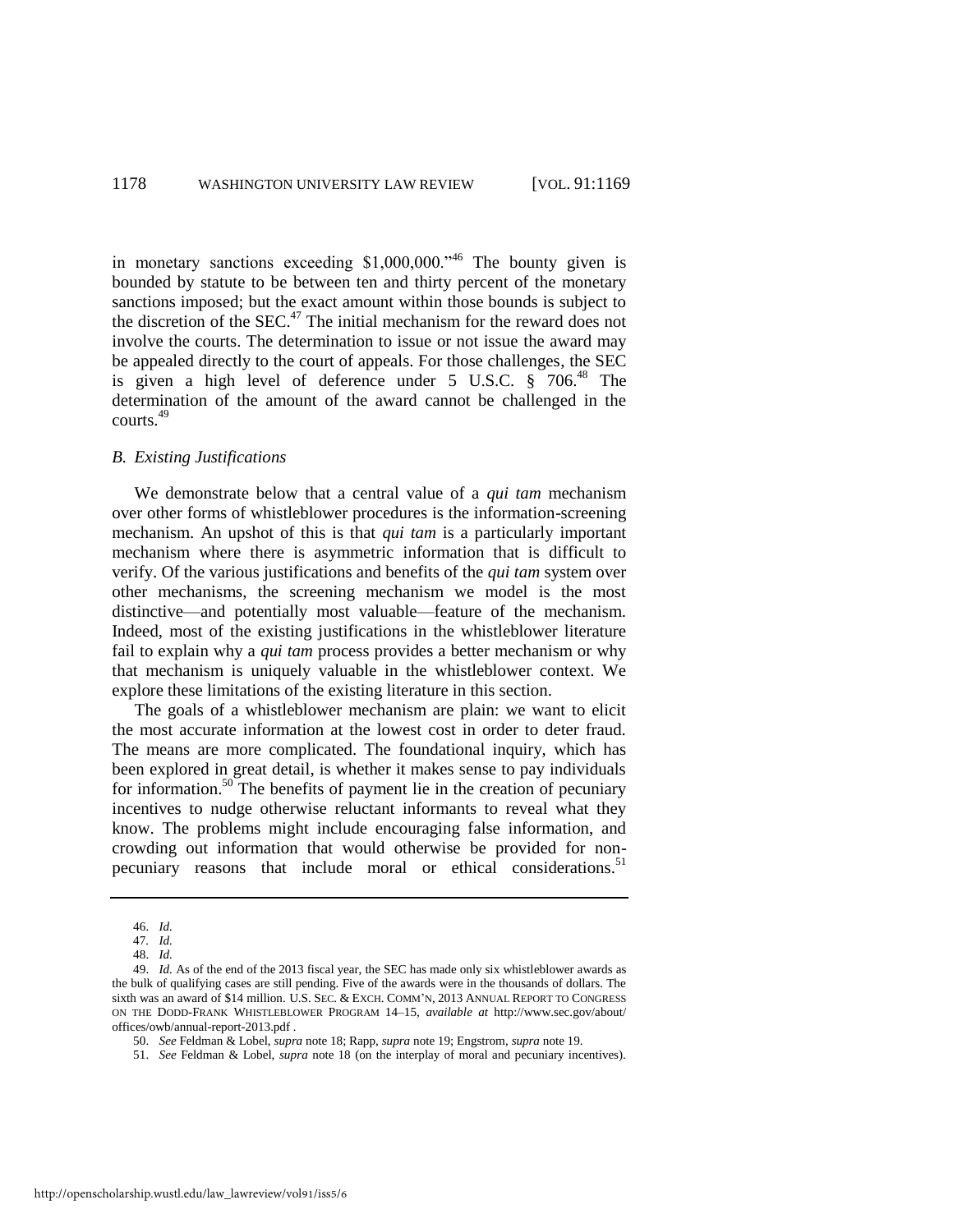in monetary sanctions exceeding $1,000,000."[46] The bounty given is bounded by statute to be between ten and thirty percent of the monetary sanctions imposed; but the exact amount within those bounds is subject to the discretion of the SEC.[47] The initial mechanism for the reward does not involve the courts. The determination to issue or not issue the award may be appealed directly to the court of appeals. For those challenges, the SEC is given a high level of deference under 5 U.S.C. § 706.[48] The determination of the amount of the award cannot be challenged in the courts.[49]

### *B. Existing Justifications*

We demonstrate below that a central value of a *qui tam* mechanism over other forms of whistleblower procedures is the information-screening mechanism. An upshot of this is that *qui tam* is a particularly important mechanism where there is asymmetric information that is difficult to verify. Of the various justifications and benefits of the *qui tam* system over other mechanisms, the screening mechanism we model is the most distinctive—and potentially most valuable—feature of the mechanism. Indeed, most of the existing justifications in the whistleblower literature fail to explain why a *qui tam* process provides a better mechanism or why that mechanism is uniquely valuable in the whistleblower context. We explore these limitations of the existing literature in this section.

The goals of a whistleblower mechanism are plain: we want to elicit the most accurate information at the lowest cost in order to deter fraud. The means are more complicated. The foundational inquiry, which has been explored in great detail, is whether it makes sense to pay individuals for information.[50] The benefits of payment lie in the creation of pecuniary incentives to nudge otherwise reluctant informants to reveal what they know. The problems might include encouraging false information, and crowding out information that would otherwise be provided for non-pecuniary reasons that include moral or ethical considerations.[51]

---

46. *Id.*

47. *Id.*

48. *Id.*

49. *Id.* As of the end of the 2013 fiscal year, the SEC has made only six whistleblower awards as the bulk of qualifying cases are still pending. Five of the awards were in the thousands of dollars. The sixth was an award of $14 million. U.S. SEC. & EXCH. COMM'N, 2013 ANNUAL REPORT TO CONGRESS ON THE DODD-FRANK WHISTLEBLOWER PROGRAM 14–15, *available at* http://www.sec.gov/about/offices/owb/annual-report-2013.pdf .

50. *See* Feldman & Lobel, *supra* note 18; Rapp, *supra* note 19; Engstrom, *supra* note 19.

51. *See* Feldman & Lobel, *supra* note 18 (on the interplay of moral and pecuniary incentives).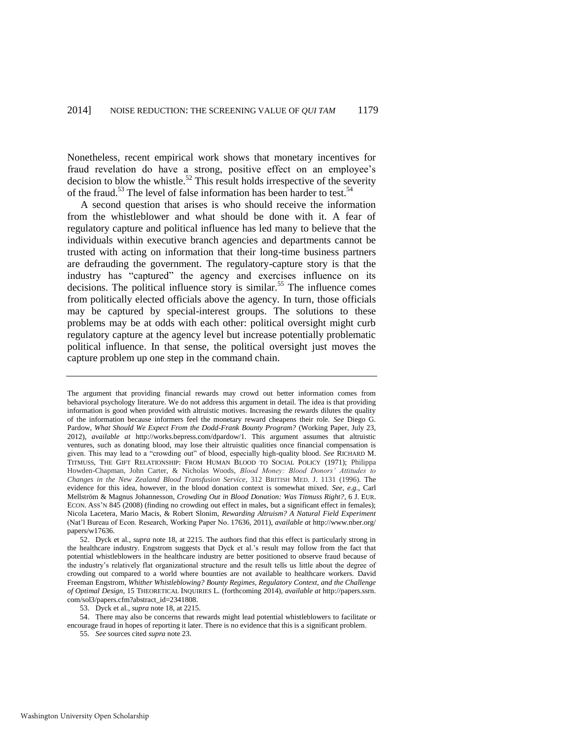Nonetheless, recent empirical work shows that monetary incentives for fraud revelation do have a strong, positive effect on an employee's decision to blow the whistle.[52] This result holds irrespective of the severity of the fraud.[53] The level of false information has been harder to test.[54]

A second question that arises is who should receive the information from the whistleblower and what should be done with it. A fear of regulatory capture and political influence has led many to believe that the individuals within executive branch agencies and departments cannot be trusted with acting on information that their long-time business partners are defrauding the government. The regulatory-capture story is that the industry has "captured" the agency and exercises influence on its decisions. The political influence story is similar.[55] The influence comes from politically elected officials above the agency. In turn, those officials may be captured by special-interest groups. The solutions to these problems may be at odds with each other: political oversight might curb regulatory capture at the agency level but increase potentially problematic political influence. In that sense, the political oversight just moves the capture problem up one step in the command chain.

---

The argument that providing financial rewards may crowd out better information comes from behavioral psychology literature. We do not address this argument in detail. The idea is that providing information is good when provided with altruistic motives. Increasing the rewards dilutes the quality of the information because informers feel the monetary reward cheapens their role. *See* Diego G. Pardow, *What Should We Expect From the Dodd-Frank Bounty Program?* (Working Paper, July 23, 2012), *available at* http://works.bepress.com/dpardow/1. This argument assumes that altruistic ventures, such as donating blood, may lose their altruistic qualities once financial compensation is given. This may lead to a "crowding out" of blood, especially high-quality blood. *See* RICHARD M. TITMUSS, THE GIFT RELATIONSHIP: FROM HUMAN BLOOD TO SOCIAL POLICY (1971); Philippa Howden-Chapman, John Carter, & Nicholas Woods, *Blood Money: Blood Donors' Attitudes to Changes in the New Zealand Blood Transfusion Service*, 312 BRITISH MED. J. 1131 (1996). The evidence for this idea, however, in the blood donation context is somewhat mixed. *See, e.g.*, Carl Mellström & Magnus Johannesson, *Crowding Out in Blood Donation: Was Titmuss Right?*, 6 J. EUR. ECON. ASS'N 845 (2008) (finding no crowding out effect in males, but a significant effect in females); Nicola Lacetera, Mario Macis, & Robert Slonim, *Rewarding Altruism? A Natural Field Experiment* (Nat'l Bureau of Econ. Research, Working Paper No. 17636, 2011), *available at* http://www.nber.org/papers/w17636.

52. Dyck et al., *supra* note 18, at 2215. The authors find that this effect is particularly strong in the healthcare industry. Engstrom suggests that Dyck et al.'s result may follow from the fact that potential whistleblowers in the healthcare industry are better positioned to observe fraud because of the industry's relatively flat organizational structure and the result tells us little about the degree of crowding out compared to a world where bounties are not available to healthcare workers. David Freeman Engstrom, *Whither Whistleblowing? Bounty Regimes, Regulatory Context, and the Challenge of Optimal Design*, 15 THEORETICAL INQUIRIES L. (forthcoming 2014), *available at* http://papers.ssrn.com/sol3/papers.cfm?abstract_id=2341808.

53. Dyck et al., *supra* note 18, at 2215.

54. There may also be concerns that rewards might lead potential whistleblowers to facilitate or encourage fraud in hopes of reporting it later. There is no evidence that this is a significant problem.

55. *See* sources cited *supra* note 23.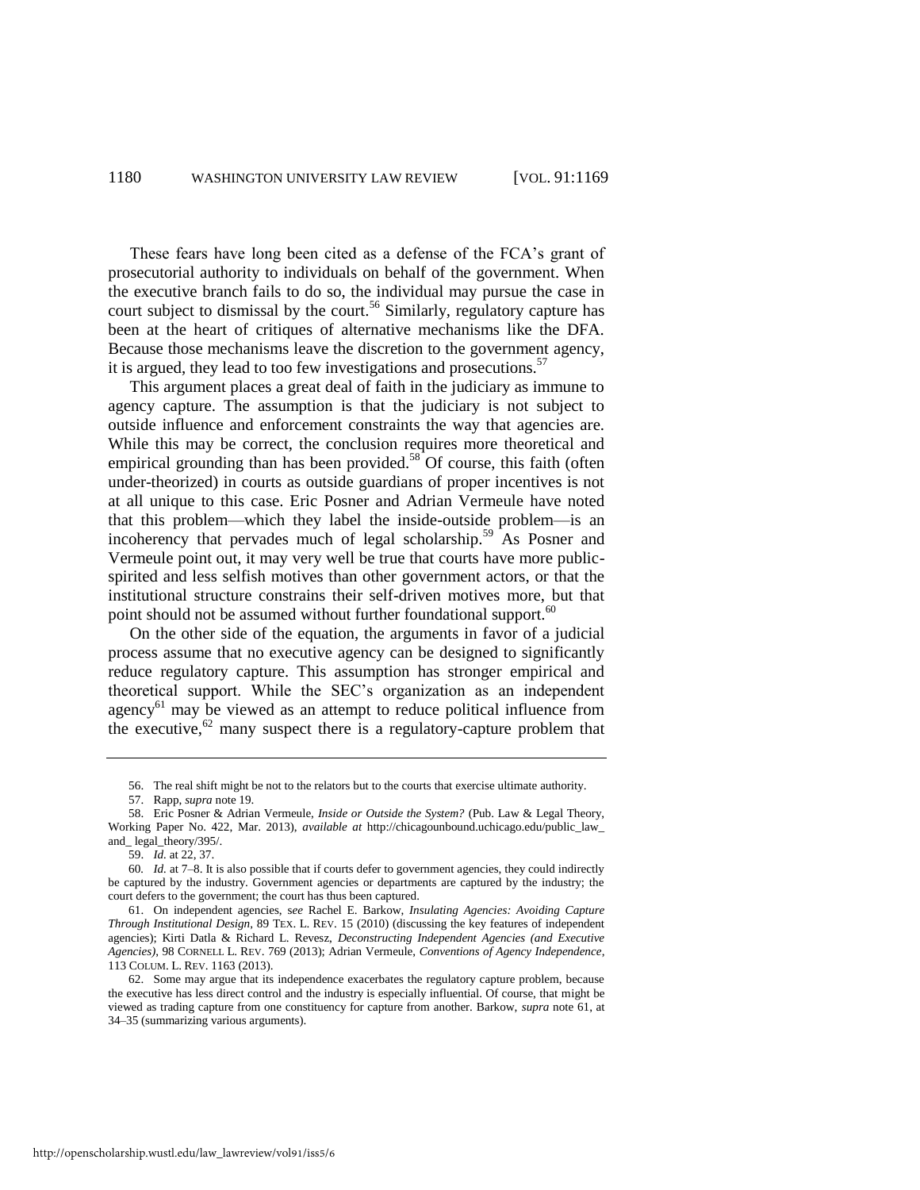These fears have long been cited as a defense of the FCA's grant of prosecutorial authority to individuals on behalf of the government. When the executive branch fails to do so, the individual may pursue the case in court subject to dismissal by the court.[56] Similarly, regulatory capture has been at the heart of critiques of alternative mechanisms like the DFA. Because those mechanisms leave the discretion to the government agency, it is argued, they lead to too few investigations and prosecutions.[57]

This argument places a great deal of faith in the judiciary as immune to agency capture. The assumption is that the judiciary is not subject to outside influence and enforcement constraints the way that agencies are. While this may be correct, the conclusion requires more theoretical and empirical grounding than has been provided.[58] Of course, this faith (often under-theorized) in courts as outside guardians of proper incentives is not at all unique to this case. Eric Posner and Adrian Vermeule have noted that this problem—which they label the inside-outside problem—is an incoherency that pervades much of legal scholarship.[59] As Posner and Vermeule point out, it may very well be true that courts have more public-spirited and less selfish motives than other government actors, or that the institutional structure constrains their self-driven motives more, but that point should not be assumed without further foundational support.[60]

On the other side of the equation, the arguments in favor of a judicial process assume that no executive agency can be designed to significantly reduce regulatory capture. This assumption has stronger empirical and theoretical support. While the SEC's organization as an independent agency[61] may be viewed as an attempt to reduce political influence from the executive,[62] many suspect there is a regulatory-capture problem that

---

56. The real shift might be not to the relators but to the courts that exercise ultimate authority.

57. Rapp, *supra* note 19.

58. Eric Posner & Adrian Vermeule, *Inside or Outside the System?* (Pub. Law & Legal Theory, Working Paper No. 422, Mar. 2013), *available at* http://chicagounbound.uchicago.edu/public_law_and_legal_theory/395/.

59. *Id.* at 22, 37.

60. *Id.* at 7–8. It is also possible that if courts defer to government agencies, they could indirectly be captured by the industry. Government agencies or departments are captured by the industry; the court defers to the government; the court has thus been captured.

61. On independent agencies, s*ee* Rachel E. Barkow, *Insulating Agencies: Avoiding Capture Through Institutional Design*, 89 TEX. L. REV. 15 (2010) (discussing the key features of independent agencies); Kirti Datla & Richard L. Revesz, *Deconstructing Independent Agencies (and Executive Agencies)*, 98 CORNELL L. REV. 769 (2013); Adrian Vermeule, *Conventions of Agency Independence*, 113 COLUM. L. REV. 1163 (2013).

62. Some may argue that its independence exacerbates the regulatory capture problem, because the executive has less direct control and the industry is especially influential. Of course, that might be viewed as trading capture from one constituency for capture from another. Barkow, *supra* note 61, at 34–35 (summarizing various arguments).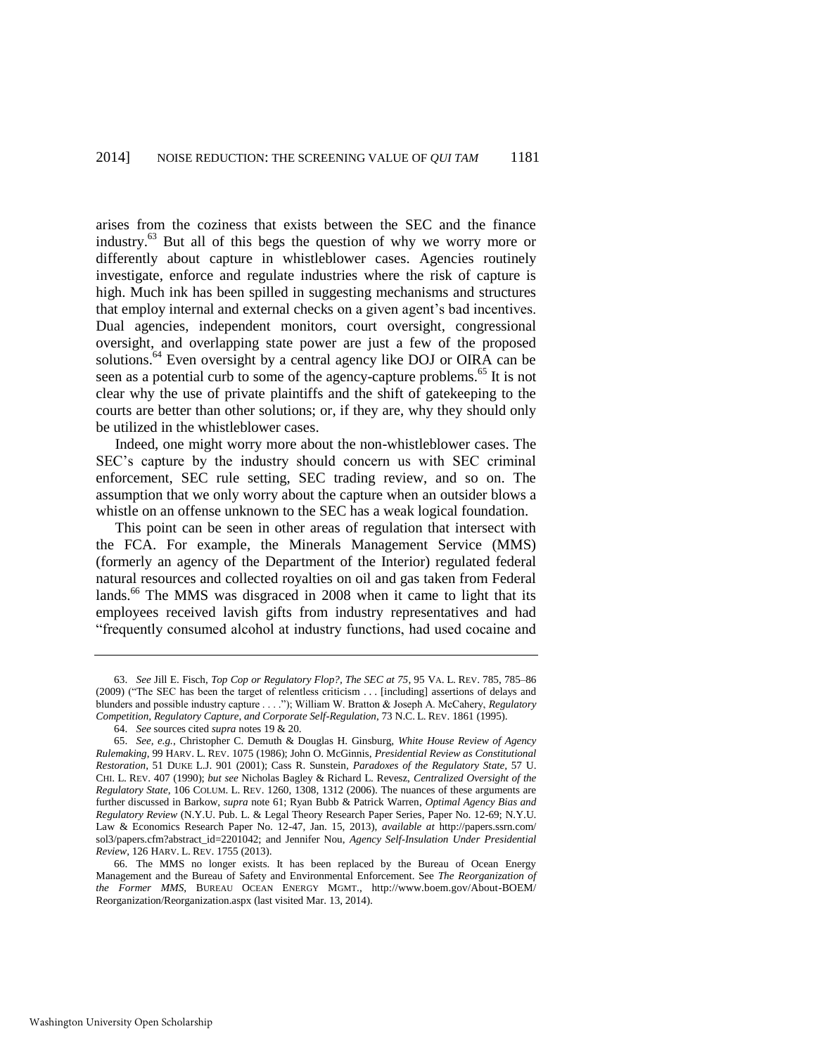arises from the coziness that exists between the SEC and the finance industry.[63] But all of this begs the question of why we worry more or differently about capture in whistleblower cases. Agencies routinely investigate, enforce and regulate industries where the risk of capture is high. Much ink has been spilled in suggesting mechanisms and structures that employ internal and external checks on a given agent's bad incentives. Dual agencies, independent monitors, court oversight, congressional oversight, and overlapping state power are just a few of the proposed solutions.[64] Even oversight by a central agency like DOJ or OIRA can be seen as a potential curb to some of the agency-capture problems.[65] It is not clear why the use of private plaintiffs and the shift of gatekeeping to the courts are better than other solutions; or, if they are, why they should only be utilized in the whistleblower cases.

Indeed, one might worry more about the non-whistleblower cases. The SEC's capture by the industry should concern us with SEC criminal enforcement, SEC rule setting, SEC trading review, and so on. The assumption that we only worry about the capture when an outsider blows a whistle on an offense unknown to the SEC has a weak logical foundation.

This point can be seen in other areas of regulation that intersect with the FCA. For example, the Minerals Management Service (MMS) (formerly an agency of the Department of the Interior) regulated federal natural resources and collected royalties on oil and gas taken from Federal lands.[66] The MMS was disgraced in 2008 when it came to light that its employees received lavish gifts from industry representatives and had "frequently consumed alcohol at industry functions, had used cocaine and

---

63. *See* Jill E. Fisch, *Top Cop or Regulatory Flop?, The SEC at 75*, 95 VA. L. REV. 785, 785–86 (2009) ("The SEC has been the target of relentless criticism . . . [including] assertions of delays and blunders and possible industry capture . . . ."); William W. Bratton & Joseph A. McCahery, *Regulatory Competition, Regulatory Capture, and Corporate Self-Regulation*, 73 N.C. L. REV. 1861 (1995).

64. *See* sources cited *supra* notes 19 & 20.

65. *See, e.g.*, Christopher C. Demuth & Douglas H. Ginsburg, *White House Review of Agency Rulemaking*, 99 HARV. L. REV. 1075 (1986); John O. McGinnis, *Presidential Review as Constitutional Restoration*, 51 DUKE L.J. 901 (2001); Cass R. Sunstein, *Paradoxes of the Regulatory State*, 57 U. CHI. L. REV. 407 (1990); *but see* Nicholas Bagley & Richard L. Revesz, *Centralized Oversight of the Regulatory State*, 106 COLUM. L. REV. 1260, 1308, 1312 (2006). The nuances of these arguments are further discussed in Barkow, *supra* note 61; Ryan Bubb & Patrick Warren, *Optimal Agency Bias and Regulatory Review* (N.Y.U. Pub. L. & Legal Theory Research Paper Series, Paper No. 12-69; N.Y.U. Law & Economics Research Paper No. 12-47, Jan. 15, 2013), *available at* http://papers.ssrn.com/sol3/papers.cfm?abstract_id=2201042; and Jennifer Nou, *Agency Self-Insulation Under Presidential Review*, 126 HARV. L. REV. 1755 (2013).

66. The MMS no longer exists. It has been replaced by the Bureau of Ocean Energy Management and the Bureau of Safety and Environmental Enforcement. See *The Reorganization of the Former MMS*, BUREAU OCEAN ENERGY MGMT., http://www.boem.gov/About-BOEM/Reorganization/Reorganization.aspx (last visited Mar. 13, 2014).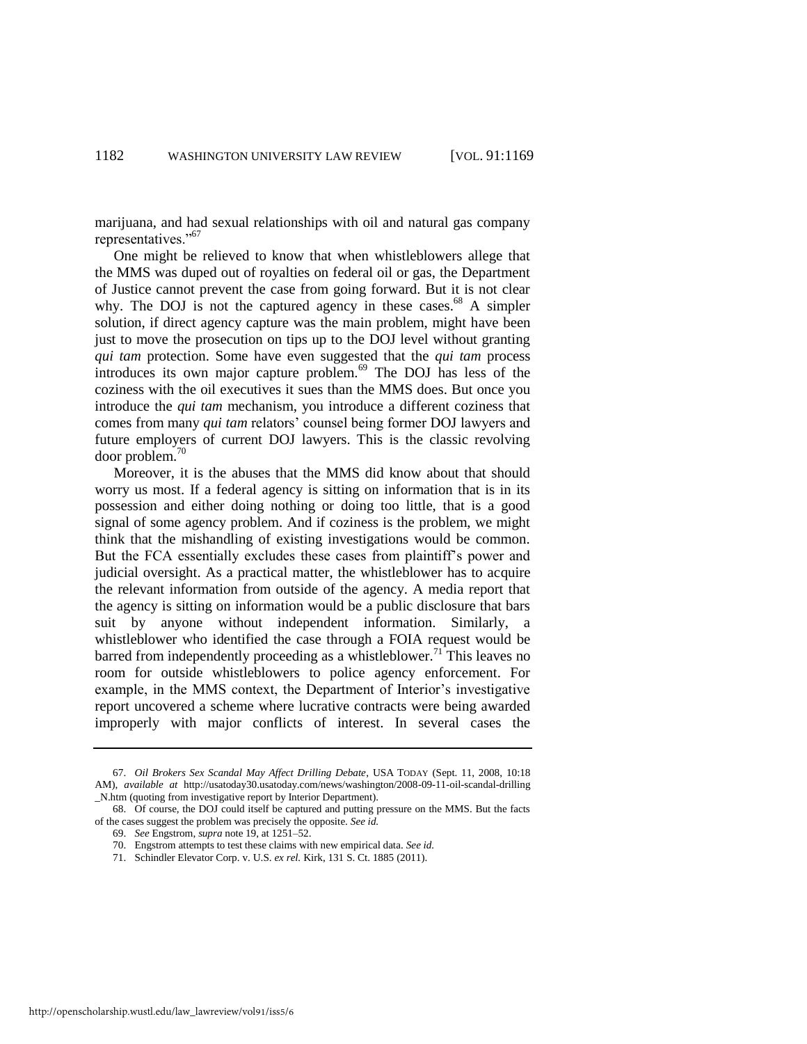marijuana, and had sexual relationships with oil and natural gas company representatives."[67]

One might be relieved to know that when whistleblowers allege that the MMS was duped out of royalties on federal oil or gas, the Department of Justice cannot prevent the case from going forward. But it is not clear why. The DOJ is not the captured agency in these cases.[68] A simpler solution, if direct agency capture was the main problem, might have been just to move the prosecution on tips up to the DOJ level without granting *qui tam* protection. Some have even suggested that the *qui tam* process introduces its own major capture problem.[69] The DOJ has less of the coziness with the oil executives it sues than the MMS does. But once you introduce the *qui tam* mechanism, you introduce a different coziness that comes from many *qui tam* relators' counsel being former DOJ lawyers and future employers of current DOJ lawyers. This is the classic revolving door problem.[70]

Moreover, it is the abuses that the MMS did know about that should worry us most. If a federal agency is sitting on information that is in its possession and either doing nothing or doing too little, that is a good signal of some agency problem. And if coziness is the problem, we might think that the mishandling of existing investigations would be common. But the FCA essentially excludes these cases from plaintiff's power and judicial oversight. As a practical matter, the whistleblower has to acquire the relevant information from outside of the agency. A media report that the agency is sitting on information would be a public disclosure that bars suit by anyone without independent information. Similarly, a whistleblower who identified the case through a FOIA request would be barred from independently proceeding as a whistleblower.[71] This leaves no room for outside whistleblowers to police agency enforcement. For example, in the MMS context, the Department of Interior's investigative report uncovered a scheme where lucrative contracts were being awarded improperly with major conflicts of interest. In several cases the

---

67. *Oil Brokers Sex Scandal May Affect Drilling Debate*, USA TODAY (Sept. 11, 2008, 10:18 AM), *available at* http://usatoday30.usatoday.com/news/washington/2008-09-11-oil-scandal-drilling_N.htm (quoting from investigative report by Interior Department).

68. Of course, the DOJ could itself be captured and putting pressure on the MMS. But the facts of the cases suggest the problem was precisely the opposite. *See id.*

69. *See* Engstrom, *supra* note 19, at 1251–52.

70. Engstrom attempts to test these claims with new empirical data. *See id.*

71. Schindler Elevator Corp. v. U.S. *ex rel.* Kirk, 131 S. Ct. 1885 (2011).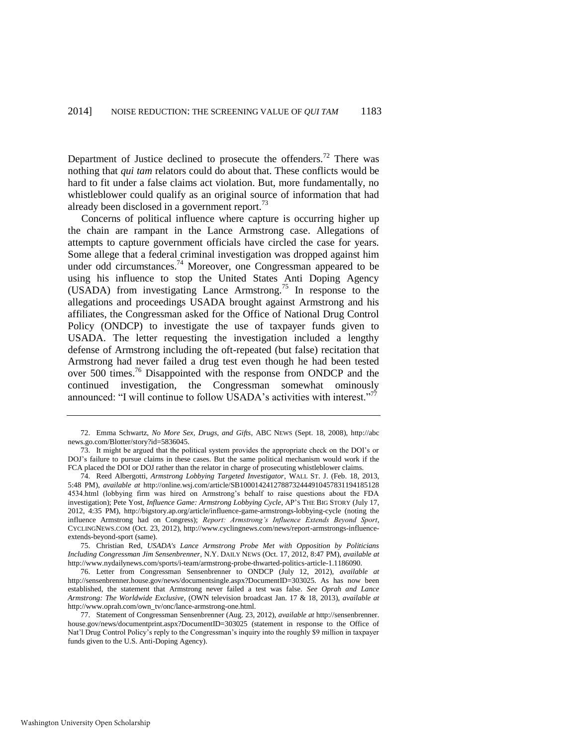Department of Justice declined to prosecute the offenders.[72] There was nothing that *qui tam* relators could do about that. These conflicts would be hard to fit under a false claims act violation. But, more fundamentally, no whistleblower could qualify as an original source of information that had already been disclosed in a government report.[73]

Concerns of political influence where capture is occurring higher up the chain are rampant in the Lance Armstrong case. Allegations of attempts to capture government officials have circled the case for years. Some allege that a federal criminal investigation was dropped against him under odd circumstances.[74] Moreover, one Congressman appeared to be using his influence to stop the United States Anti Doping Agency (USADA) from investigating Lance Armstrong.[75] In response to the allegations and proceedings USADA brought against Armstrong and his affiliates, the Congressman asked for the Office of National Drug Control Policy (ONDCP) to investigate the use of taxpayer funds given to USADA. The letter requesting the investigation included a lengthy defense of Armstrong including the oft-repeated (but false) recitation that Armstrong had never failed a drug test even though he had been tested over 500 times.[76] Disappointed with the response from ONDCP and the continued investigation, the Congressman somewhat ominously announced: "I will continue to follow USADA's activities with interest."[77]

---

72. Emma Schwartz, *No More Sex, Drugs, and Gifts*, ABC NEWS (Sept. 18, 2008), http://abcnews.go.com/Blotter/story?id=5836045.

73. It might be argued that the political system provides the appropriate check on the DOI's or DOJ's failure to pursue claims in these cases. But the same political mechanism would work if the FCA placed the DOI or DOJ rather than the relator in charge of prosecuting whistleblower claims.

74. Reed Albergotti, *Armstrong Lobbying Targeted Investigator*, WALL ST. J. (Feb. 18, 2013, 5:48 PM), *available at* http://online.wsj.com/article/SB10001424127887324491045783119418512 84534.html (lobbying firm was hired on Armstrong's behalf to raise questions about the FDA investigation); Pete Yost, *Influence Game: Armstrong Lobbying Cycle*, AP'S THE BIG STORY (July 17, 2012, 4:35 PM), http://bigstory.ap.org/article/influence-game-armstrongs-lobbying-cycle (noting the influence Armstrong had on Congress); *Report: Armstrong's Influence Extends Beyond Sport*, CYCLINGNEWS.COM (Oct. 23, 2012), http://www.cyclingnews.com/news/report-armstrongs-influence-extends-beyond-sport (same).

75. Christian Red, *USADA's Lance Armstrong Probe Met with Opposition by Politicians Including Congressman Jim Sensenbrenner*, N.Y. DAILY NEWS (Oct. 17, 2012, 8:47 PM), *available at* http://www.nydailynews.com/sports/i-team/armstrong-probe-thwarted-politics-article-1.1186090.

76. Letter from Congressman Sensenbrenner to ONDCP (July 12, 2012), *available at* http://sensenbrenner.house.gov/news/documentsingle.aspx?DocumentID=303025. As has now been established, the statement that Armstrong never failed a test was false. *See Oprah and Lance Armstrong: The Worldwide Exclusive*, (OWN television broadcast Jan. 17 & 18, 2013), *available at* http://www.oprah.com/own_tv/onc/lance-armstrong-one.html.

77. Statement of Congressman Sensenbrenner (Aug. 23, 2012), *available at* http://sensenbrenner.house.gov/news/documentprint.aspx?DocumentID=303025 (statement in response to the Office of Nat'l Drug Control Policy's reply to the Congressman's inquiry into the roughly $9 million in taxpayer funds given to the U.S. Anti-Doping Agency).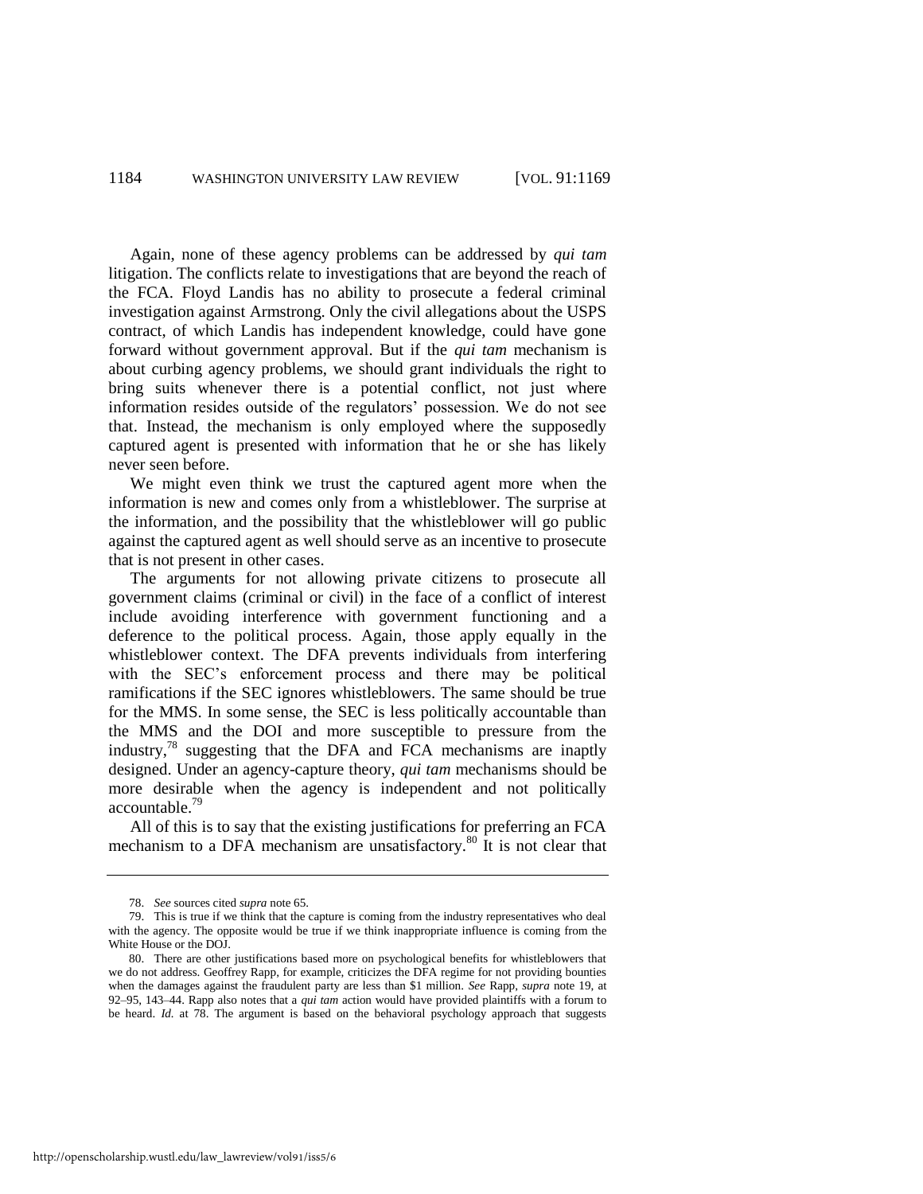Again, none of these agency problems can be addressed by *qui tam* litigation. The conflicts relate to investigations that are beyond the reach of the FCA. Floyd Landis has no ability to prosecute a federal criminal investigation against Armstrong. Only the civil allegations about the USPS contract, of which Landis has independent knowledge, could have gone forward without government approval. But if the *qui tam* mechanism is about curbing agency problems, we should grant individuals the right to bring suits whenever there is a potential conflict, not just where information resides outside of the regulators' possession. We do not see that. Instead, the mechanism is only employed where the supposedly captured agent is presented with information that he or she has likely never seen before.

We might even think we trust the captured agent more when the information is new and comes only from a whistleblower. The surprise at the information, and the possibility that the whistleblower will go public against the captured agent as well should serve as an incentive to prosecute that is not present in other cases.

The arguments for not allowing private citizens to prosecute all government claims (criminal or civil) in the face of a conflict of interest include avoiding interference with government functioning and a deference to the political process. Again, those apply equally in the whistleblower context. The DFA prevents individuals from interfering with the SEC's enforcement process and there may be political ramifications if the SEC ignores whistleblowers. The same should be true for the MMS. In some sense, the SEC is less politically accountable than the MMS and the DOI and more susceptible to pressure from the industry,[78] suggesting that the DFA and FCA mechanisms are inaptly designed. Under an agency-capture theory, *qui tam* mechanisms should be more desirable when the agency is independent and not politically accountable.[79]

All of this is to say that the existing justifications for preferring an FCA mechanism to a DFA mechanism are unsatisfactory.[80] It is not clear that

---

78. *See* sources cited *supra* note 65.

79. This is true if we think that the capture is coming from the industry representatives who deal with the agency. The opposite would be true if we think inappropriate influence is coming from the White House or the DOJ.

80. There are other justifications based more on psychological benefits for whistleblowers that we do not address. Geoffrey Rapp, for example, criticizes the DFA regime for not providing bounties when the damages against the fraudulent party are less than $1 million. *See* Rapp, *supra* note 19, at 92–95, 143–44. Rapp also notes that a *qui tam* action would have provided plaintiffs with a forum to be heard. *Id.* at 78. The argument is based on the behavioral psychology approach that suggests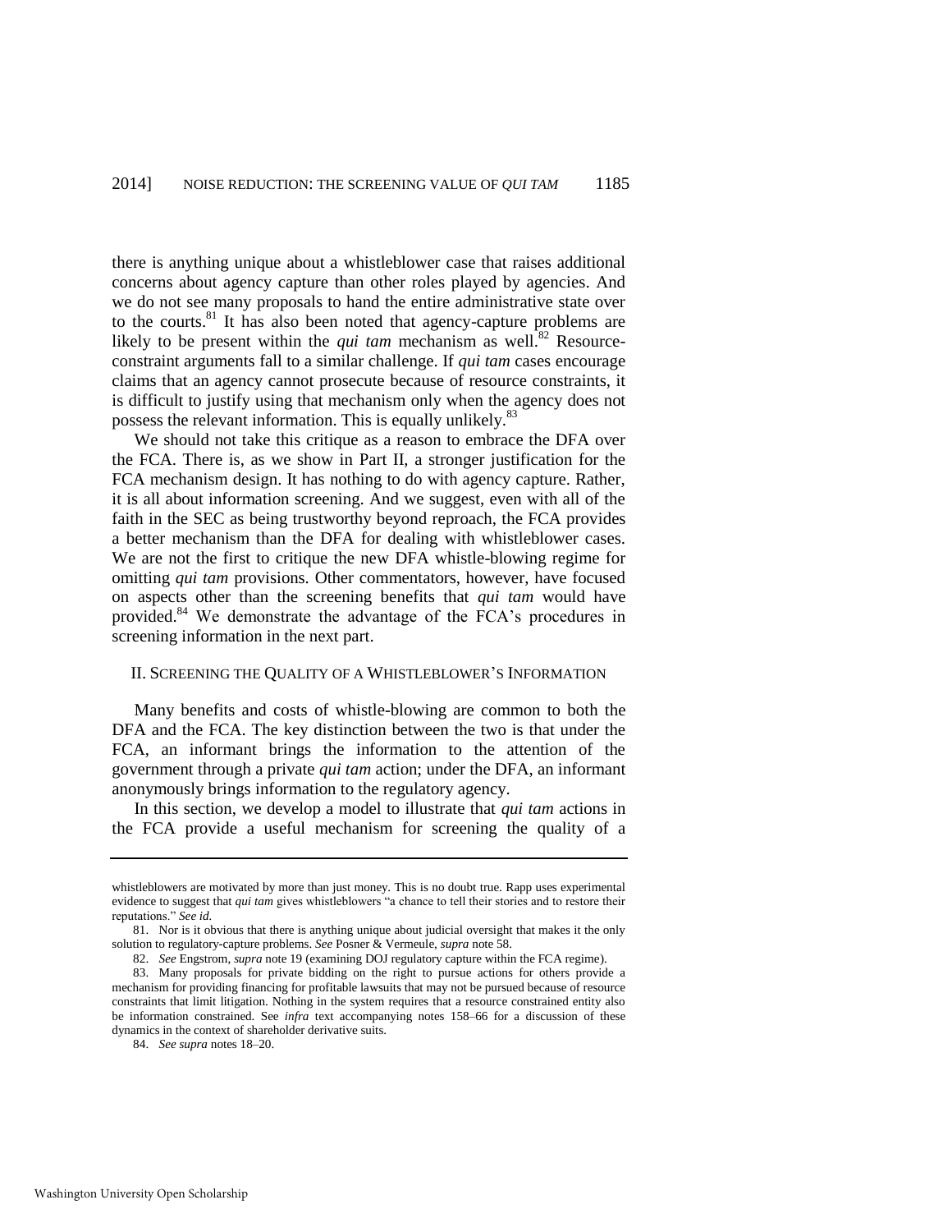there is anything unique about a whistleblower case that raises additional concerns about agency capture than other roles played by agencies. And we do not see many proposals to hand the entire administrative state over to the courts.[81] It has also been noted that agency-capture problems are likely to be present within the *qui tam* mechanism as well.[82] Resource-constraint arguments fall to a similar challenge. If *qui tam* cases encourage claims that an agency cannot prosecute because of resource constraints, it is difficult to justify using that mechanism only when the agency does not possess the relevant information. This is equally unlikely.[83]

We should not take this critique as a reason to embrace the DFA over the FCA. There is, as we show in Part II, a stronger justification for the FCA mechanism design. It has nothing to do with agency capture. Rather, it is all about information screening. And we suggest, even with all of the faith in the SEC as being trustworthy beyond reproach, the FCA provides a better mechanism than the DFA for dealing with whistleblower cases. We are not the first to critique the new DFA whistle-blowing regime for omitting *qui tam* provisions. Other commentators, however, have focused on aspects other than the screening benefits that *qui tam* would have provided.[84] We demonstrate the advantage of the FCA's procedures in screening information in the next part.

## II. Screening the Quality of a Whistleblower's Information

Many benefits and costs of whistle-blowing are common to both the DFA and the FCA. The key distinction between the two is that under the FCA, an informant brings the information to the attention of the government through a private *qui tam* action; under the DFA, an informant anonymously brings information to the regulatory agency.

In this section, we develop a model to illustrate that *qui tam* actions in the FCA provide a useful mechanism for screening the quality of a

---

whistleblowers are motivated by more than just money. This is no doubt true. Rapp uses experimental evidence to suggest that *qui tam* gives whistleblowers "a chance to tell their stories and to restore their reputations." *See id.*

81. Nor is it obvious that there is anything unique about judicial oversight that makes it the only solution to regulatory-capture problems. *See* Posner & Vermeule, *supra* note 58.

82. *See* Engstrom, *supra* note 19 (examining DOJ regulatory capture within the FCA regime).

83. Many proposals for private bidding on the right to pursue actions for others provide a mechanism for providing financing for profitable lawsuits that may not be pursued because of resource constraints that limit litigation. Nothing in the system requires that a resource constrained entity also be information constrained. See *infra* text accompanying notes 158–66 for a discussion of these dynamics in the context of shareholder derivative suits.

84. *See supra* notes 18–20.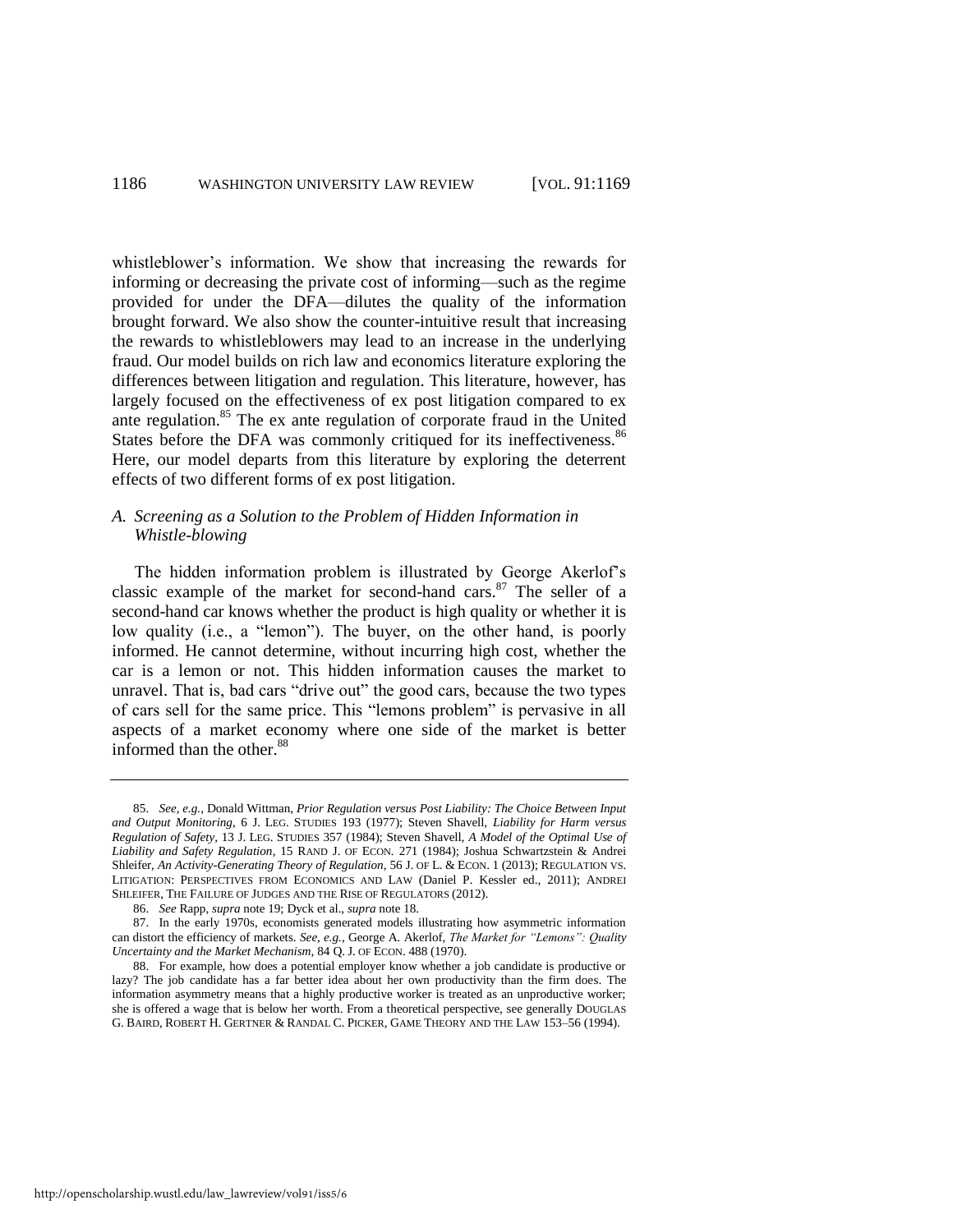whistleblower's information. We show that increasing the rewards for informing or decreasing the private cost of informing—such as the regime provided for under the DFA—dilutes the quality of the information brought forward. We also show the counter-intuitive result that increasing the rewards to whistleblowers may lead to an increase in the underlying fraud. Our model builds on rich law and economics literature exploring the differences between litigation and regulation. This literature, however, has largely focused on the effectiveness of ex post litigation compared to ex ante regulation.[85] The ex ante regulation of corporate fraud in the United States before the DFA was commonly critiqued for its ineffectiveness.[86] Here, our model departs from this literature by exploring the deterrent effects of two different forms of ex post litigation.

### A. *Screening as a Solution to the Problem of Hidden Information in Whistle-blowing*

The hidden information problem is illustrated by George Akerlof's classic example of the market for second-hand cars.[87] The seller of a second-hand car knows whether the product is high quality or whether it is low quality (i.e., a "lemon"). The buyer, on the other hand, is poorly informed. He cannot determine, without incurring high cost, whether the car is a lemon or not. This hidden information causes the market to unravel. That is, bad cars "drive out" the good cars, because the two types of cars sell for the same price. This "lemons problem" is pervasive in all aspects of a market economy where one side of the market is better informed than the other.[88]

---

85. *See, e.g.*, Donald Wittman, *Prior Regulation versus Post Liability: The Choice Between Input and Output Monitoring*, 6 J. LEG. STUDIES 193 (1977); Steven Shavell, *Liability for Harm versus Regulation of Safety*, 13 J. LEG. STUDIES 357 (1984); Steven Shavell, *A Model of the Optimal Use of Liability and Safety Regulation*, 15 RAND J. OF ECON. 271 (1984); Joshua Schwartzstein & Andrei Shleifer, *An Activity-Generating Theory of Regulation*, 56 J. OF L. & ECON. 1 (2013); REGULATION VS. LITIGATION: PERSPECTIVES FROM ECONOMICS AND LAW (Daniel P. Kessler ed., 2011); ANDREI SHLEIFER, THE FAILURE OF JUDGES AND THE RISE OF REGULATORS (2012).

86. *See* Rapp, *supra* note 19; Dyck et al., *supra* note 18.

87. In the early 1970s, economists generated models illustrating how asymmetric information can distort the efficiency of markets. *See, e.g.*, George A. Akerlof, *The Market for "Lemons": Quality Uncertainty and the Market Mechanism*, 84 Q. J. OF ECON. 488 (1970).

88. For example, how does a potential employer know whether a job candidate is productive or lazy? The job candidate has a far better idea about her own productivity than the firm does. The information asymmetry means that a highly productive worker is treated as an unproductive worker; she is offered a wage that is below her worth. From a theoretical perspective, see generally DOUGLAS G. BAIRD, ROBERT H. GERTNER & RANDAL C. PICKER, GAME THEORY AND THE LAW 153–56 (1994).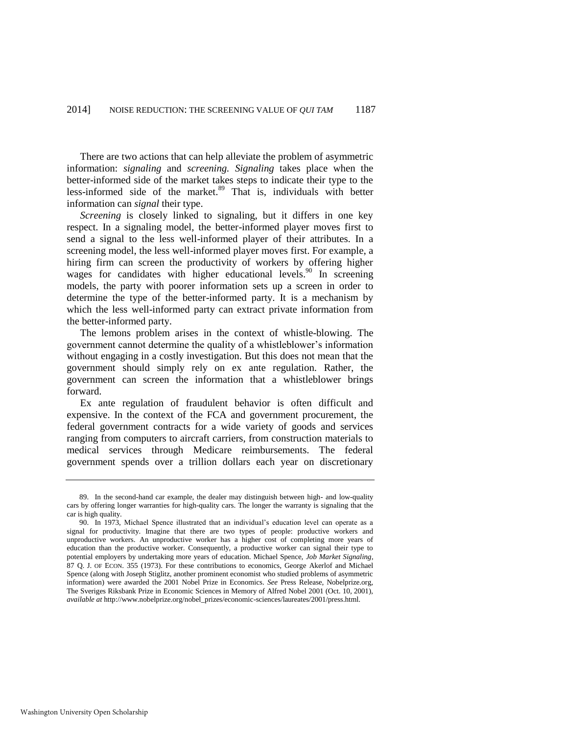There are two actions that can help alleviate the problem of asymmetric information: *signaling* and *screening. Signaling* takes place when the better-informed side of the market takes steps to indicate their type to the less-informed side of the market.[89] That is, individuals with better information can *signal* their type.

*Screening* is closely linked to signaling, but it differs in one key respect. In a signaling model, the better-informed player moves first to send a signal to the less well-informed player of their attributes. In a screening model, the less well-informed player moves first. For example, a hiring firm can screen the productivity of workers by offering higher wages for candidates with higher educational levels.[90] In screening models, the party with poorer information sets up a screen in order to determine the type of the better-informed party. It is a mechanism by which the less well-informed party can extract private information from the better-informed party.

The lemons problem arises in the context of whistle-blowing. The government cannot determine the quality of a whistleblower's information without engaging in a costly investigation. But this does not mean that the government should simply rely on ex ante regulation. Rather, the government can screen the information that a whistleblower brings forward.

Ex ante regulation of fraudulent behavior is often difficult and expensive. In the context of the FCA and government procurement, the federal government contracts for a wide variety of goods and services ranging from computers to aircraft carriers, from construction materials to medical services through Medicare reimbursements. The federal government spends over a trillion dollars each year on discretionary

---

89. In the second-hand car example, the dealer may distinguish between high- and low-quality cars by offering longer warranties for high-quality cars. The longer the warranty is signaling that the car is high quality.

90. In 1973, Michael Spence illustrated that an individual's education level can operate as a signal for productivity. Imagine that there are two types of people: productive workers and unproductive workers. An unproductive worker has a higher cost of completing more years of education than the productive worker. Consequently, a productive worker can signal their type to potential employers by undertaking more years of education. Michael Spence, *Job Market Signaling*, 87 Q. J. OF ECON. 355 (1973). For these contributions to economics, George Akerlof and Michael Spence (along with Joseph Stiglitz, another prominent economist who studied problems of asymmetric information) were awarded the 2001 Nobel Prize in Economics. *See* Press Release, Nobelprize.org, The Sveriges Riksbank Prize in Economic Sciences in Memory of Alfred Nobel 2001 (Oct. 10, 2001), *available at* http://www.nobelprize.org/nobel_prizes/economic-sciences/laureates/2001/press.html.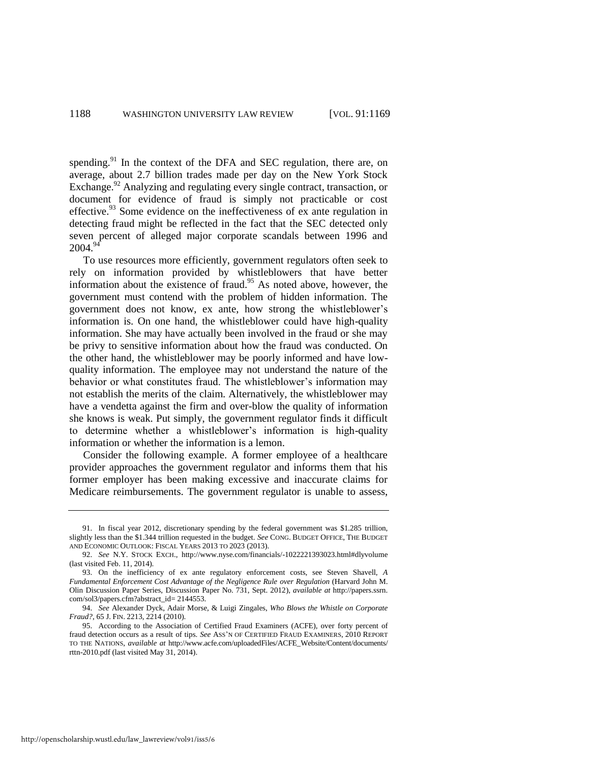spending.[91] In the context of the DFA and SEC regulation, there are, on average, about 2.7 billion trades made per day on the New York Stock Exchange.[92] Analyzing and regulating every single contract, transaction, or document for evidence of fraud is simply not practicable or cost effective.[93] Some evidence on the ineffectiveness of ex ante regulation in detecting fraud might be reflected in the fact that the SEC detected only seven percent of alleged major corporate scandals between 1996 and 2004.[94]

To use resources more efficiently, government regulators often seek to rely on information provided by whistleblowers that have better information about the existence of fraud.[95] As noted above, however, the government must contend with the problem of hidden information. The government does not know, ex ante, how strong the whistleblower's information is. On one hand, the whistleblower could have high-quality information. She may have actually been involved in the fraud or she may be privy to sensitive information about how the fraud was conducted. On the other hand, the whistleblower may be poorly informed and have low-quality information. The employee may not understand the nature of the behavior or what constitutes fraud. The whistleblower's information may not establish the merits of the claim. Alternatively, the whistleblower may have a vendetta against the firm and over-blow the quality of information she knows is weak. Put simply, the government regulator finds it difficult to determine whether a whistleblower's information is high-quality information or whether the information is a lemon.

Consider the following example. A former employee of a healthcare provider approaches the government regulator and informs them that his former employer has been making excessive and inaccurate claims for Medicare reimbursements. The government regulator is unable to assess,

---

91. In fiscal year 2012, discretionary spending by the federal government was $1.285 trillion, slightly less than the $1.344 trillion requested in the budget. *See* CONG. BUDGET OFFICE, THE BUDGET AND ECONOMIC OUTLOOK: FISCAL YEARS 2013 TO 2023 (2013).

92. *See* N.Y. STOCK EXCH., http://www.nyse.com/financials/-1022221393023.html#dlyvolume (last visited Feb. 11, 2014).

93. On the inefficiency of ex ante regulatory enforcement costs, see Steven Shavell, *A Fundamental Enforcement Cost Advantage of the Negligence Rule over Regulation* (Harvard John M. Olin Discussion Paper Series, Discussion Paper No. 731, Sept. 2012), *available at* http://papers.ssrn.com/sol3/papers.cfm?abstract_id= 2144553.

94. *See* Alexander Dyck, Adair Morse, & Luigi Zingales, *Who Blows the Whistle on Corporate Fraud?*, 65 J. FIN. 2213, 2214 (2010).

95. According to the Association of Certified Fraud Examiners (ACFE), over forty percent of fraud detection occurs as a result of tips. *See* ASS'N OF CERTIFIED FRAUD EXAMINERS, 2010 REPORT TO THE NATIONS, *available at* http://www.acfe.com/uploadedFiles/ACFE_Website/Content/documents/rttn-2010.pdf (last visited May 31, 2014).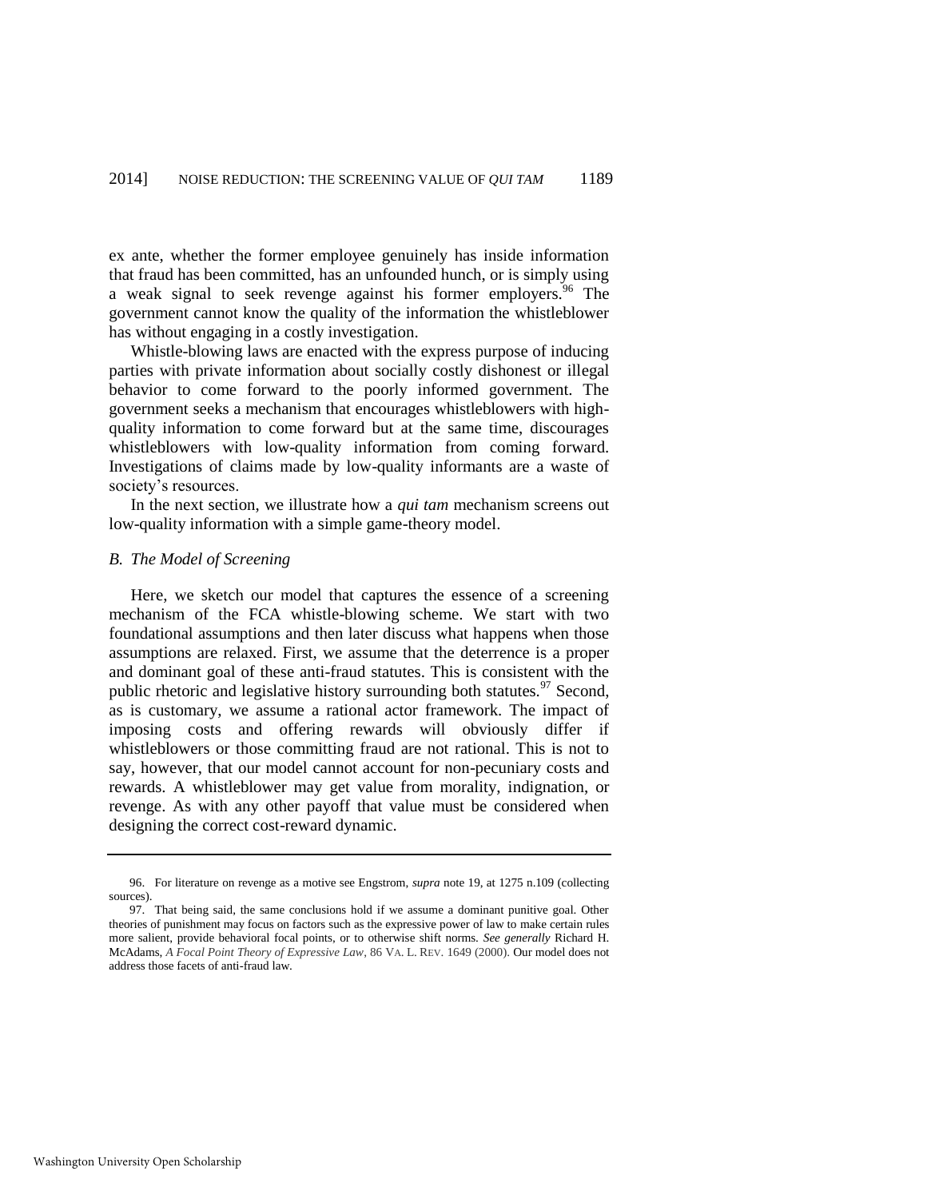ex ante, whether the former employee genuinely has inside information that fraud has been committed, has an unfounded hunch, or is simply using a weak signal to seek revenge against his former employers.[96] The government cannot know the quality of the information the whistleblower has without engaging in a costly investigation.

Whistle-blowing laws are enacted with the express purpose of inducing parties with private information about socially costly dishonest or illegal behavior to come forward to the poorly informed government. The government seeks a mechanism that encourages whistleblowers with high-quality information to come forward but at the same time, discourages whistleblowers with low-quality information from coming forward. Investigations of claims made by low-quality informants are a waste of society's resources.

In the next section, we illustrate how a *qui tam* mechanism screens out low-quality information with a simple game-theory model.

### *B. The Model of Screening*

Here, we sketch our model that captures the essence of a screening mechanism of the FCA whistle-blowing scheme. We start with two foundational assumptions and then later discuss what happens when those assumptions are relaxed. First, we assume that the deterrence is a proper and dominant goal of these anti-fraud statutes. This is consistent with the public rhetoric and legislative history surrounding both statutes.[97] Second, as is customary, we assume a rational actor framework. The impact of imposing costs and offering rewards will obviously differ if whistleblowers or those committing fraud are not rational. This is not to say, however, that our model cannot account for non-pecuniary costs and rewards. A whistleblower may get value from morality, indignation, or revenge. As with any other payoff that value must be considered when designing the correct cost-reward dynamic.

---

96. For literature on revenge as a motive see Engstrom, *supra* note 19, at 1275 n.109 (collecting sources).

97. That being said, the same conclusions hold if we assume a dominant punitive goal. Other theories of punishment may focus on factors such as the expressive power of law to make certain rules more salient, provide behavioral focal points, or to otherwise shift norms. *See generally* Richard H. McAdams, *A Focal Point Theory of Expressive Law*, 86 VA. L. REV. 1649 (2000). Our model does not address those facets of anti-fraud law.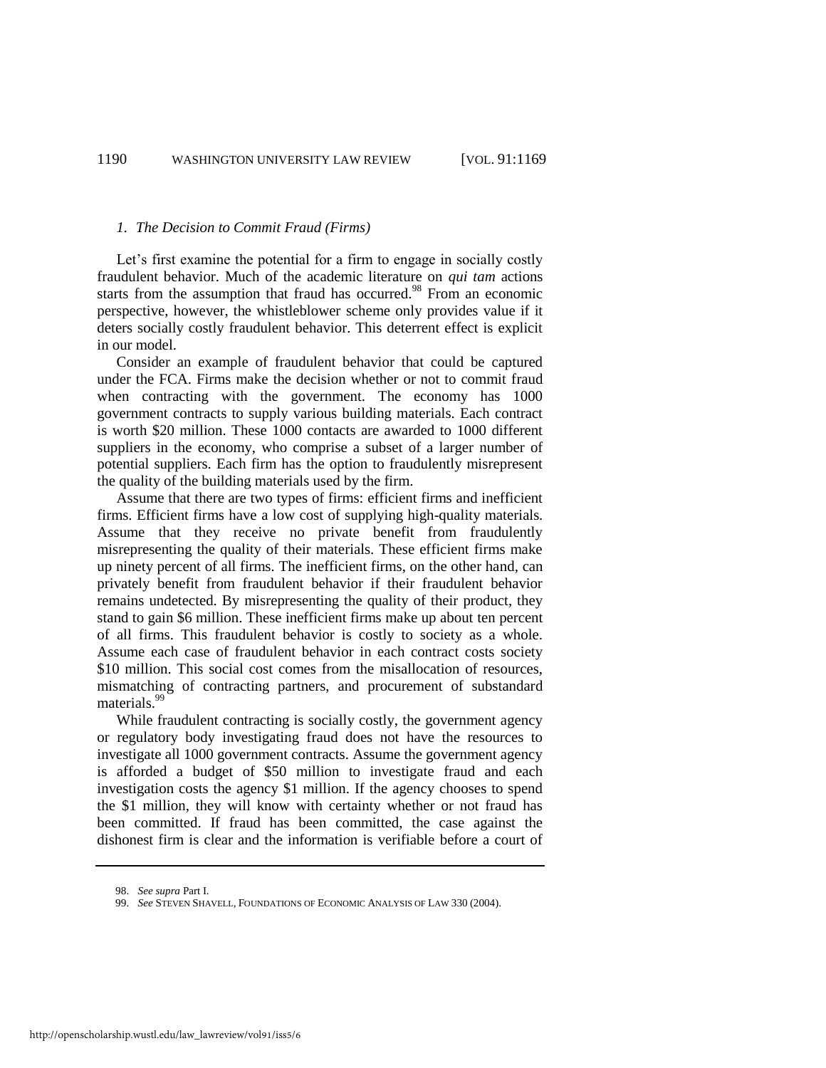### *1. The Decision to Commit Fraud (Firms)*

Let's first examine the potential for a firm to engage in socially costly fraudulent behavior. Much of the academic literature on *qui tam* actions starts from the assumption that fraud has occurred.[98] From an economic perspective, however, the whistleblower scheme only provides value if it deters socially costly fraudulent behavior. This deterrent effect is explicit in our model.

Consider an example of fraudulent behavior that could be captured under the FCA. Firms make the decision whether or not to commit fraud when contracting with the government. The economy has 1000 government contracts to supply various building materials. Each contract is worth $20 million. These 1000 contacts are awarded to 1000 different suppliers in the economy, who comprise a subset of a larger number of potential suppliers. Each firm has the option to fraudulently misrepresent the quality of the building materials used by the firm.

Assume that there are two types of firms: efficient firms and inefficient firms. Efficient firms have a low cost of supplying high-quality materials. Assume that they receive no private benefit from fraudulently misrepresenting the quality of their materials. These efficient firms make up ninety percent of all firms. The inefficient firms, on the other hand, can privately benefit from fraudulent behavior if their fraudulent behavior remains undetected. By misrepresenting the quality of their product, they stand to gain $6 million. These inefficient firms make up about ten percent of all firms. This fraudulent behavior is costly to society as a whole. Assume each case of fraudulent behavior in each contract costs society $10 million. This social cost comes from the misallocation of resources, mismatching of contracting partners, and procurement of substandard materials.[99]

While fraudulent contracting is socially costly, the government agency or regulatory body investigating fraud does not have the resources to investigate all 1000 government contracts. Assume the government agency is afforded a budget of $50 million to investigate fraud and each investigation costs the agency $1 million. If the agency chooses to spend the $1 million, they will know with certainty whether or not fraud has been committed. If fraud has been committed, the case against the dishonest firm is clear and the information is verifiable before a court of

---

98. *See supra* Part I.

99. *See* STEVEN SHAVELL, FOUNDATIONS OF ECONOMIC ANALYSIS OF LAW 330 (2004).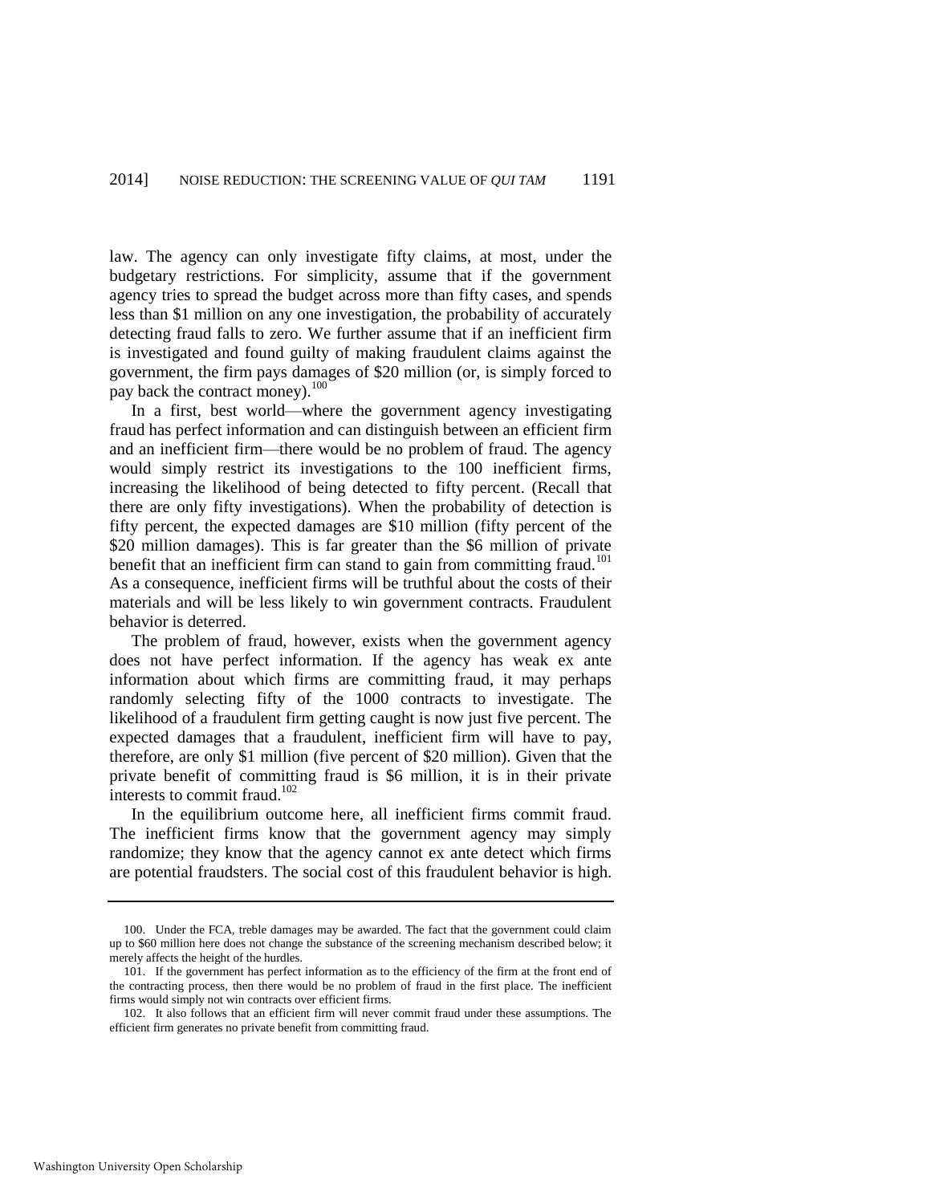law. The agency can only investigate fifty claims, at most, under the budgetary restrictions. For simplicity, assume that if the government agency tries to spread the budget across more than fifty cases, and spends less than $1 million on any one investigation, the probability of accurately detecting fraud falls to zero. We further assume that if an inefficient firm is investigated and found guilty of making fraudulent claims against the government, the firm pays damages of $20 million (or, is simply forced to pay back the contract money).[100]

In a first, best world—where the government agency investigating fraud has perfect information and can distinguish between an efficient firm and an inefficient firm—there would be no problem of fraud. The agency would simply restrict its investigations to the 100 inefficient firms, increasing the likelihood of being detected to fifty percent. (Recall that there are only fifty investigations). When the probability of detection is fifty percent, the expected damages are $10 million (fifty percent of the $20 million damages). This is far greater than the $6 million of private benefit that an inefficient firm can stand to gain from committing fraud.[101] As a consequence, inefficient firms will be truthful about the costs of their materials and will be less likely to win government contracts. Fraudulent behavior is deterred.

The problem of fraud, however, exists when the government agency does not have perfect information. If the agency has weak ex ante information about which firms are committing fraud, it may perhaps randomly selecting fifty of the 1000 contracts to investigate. The likelihood of a fraudulent firm getting caught is now just five percent. The expected damages that a fraudulent, inefficient firm will have to pay, therefore, are only $1 million (five percent of $20 million). Given that the private benefit of committing fraud is $6 million, it is in their private interests to commit fraud.[102]

In the equilibrium outcome here, all inefficient firms commit fraud. The inefficient firms know that the government agency may simply randomize; they know that the agency cannot ex ante detect which firms are potential fraudsters. The social cost of this fraudulent behavior is high.

---

100. Under the FCA, treble damages may be awarded. The fact that the government could claim up to $60 million here does not change the substance of the screening mechanism described below; it merely affects the height of the hurdles.

101. If the government has perfect information as to the efficiency of the firm at the front end of the contracting process, then there would be no problem of fraud in the first place. The inefficient firms would simply not win contracts over efficient firms.

102. It also follows that an efficient firm will never commit fraud under these assumptions. The efficient firm generates no private benefit from committing fraud.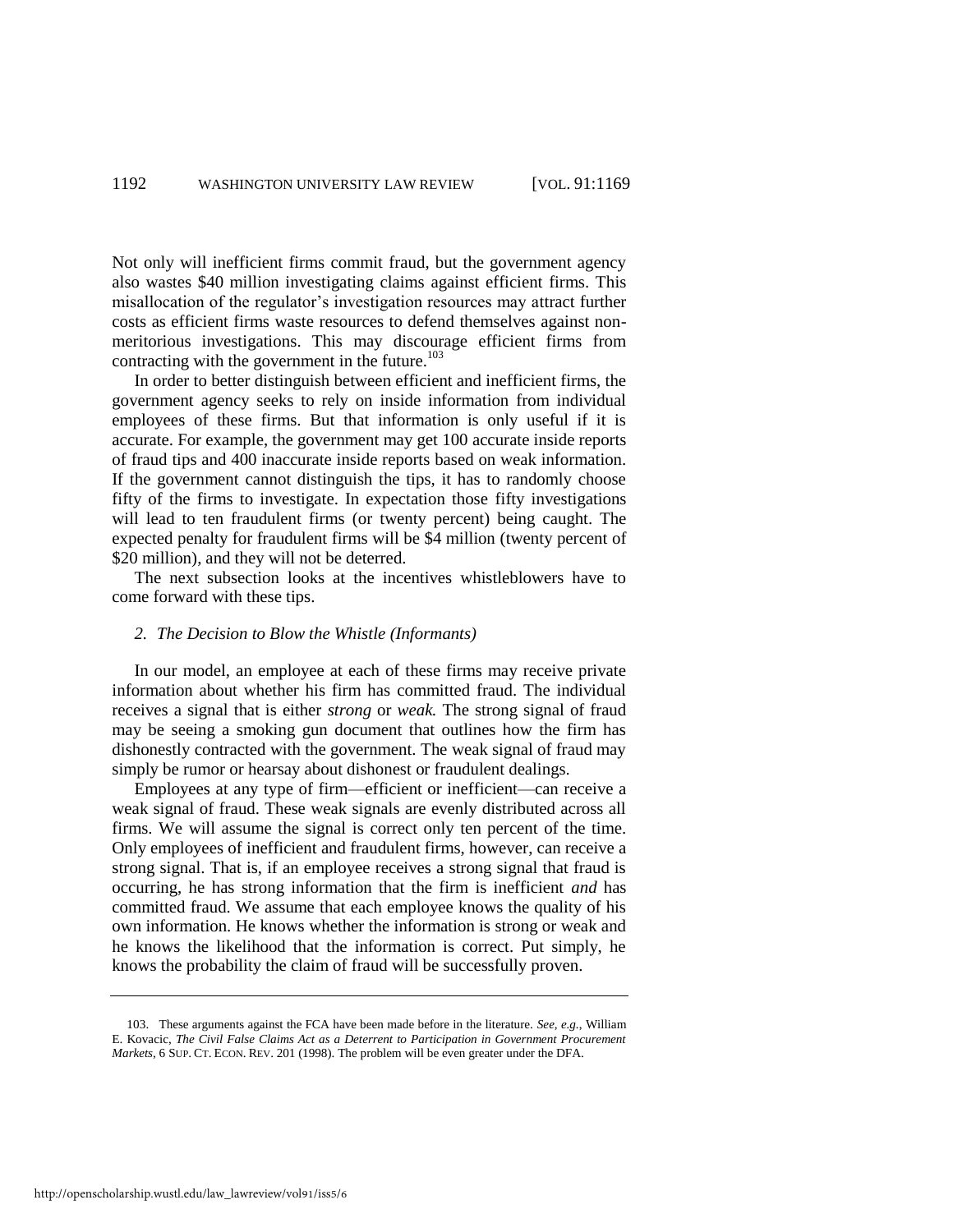Not only will inefficient firms commit fraud, but the government agency also wastes $40 million investigating claims against efficient firms. This misallocation of the regulator's investigation resources may attract further costs as efficient firms waste resources to defend themselves against non-meritorious investigations. This may discourage efficient firms from contracting with the government in the future.[103]

In order to better distinguish between efficient and inefficient firms, the government agency seeks to rely on inside information from individual employees of these firms. But that information is only useful if it is accurate. For example, the government may get 100 accurate inside reports of fraud tips and 400 inaccurate inside reports based on weak information. If the government cannot distinguish the tips, it has to randomly choose fifty of the firms to investigate. In expectation those fifty investigations will lead to ten fraudulent firms (or twenty percent) being caught. The expected penalty for fraudulent firms will be $4 million (twenty percent of $20 million), and they will not be deterred.

The next subsection looks at the incentives whistleblowers have to come forward with these tips.

### 2. *The Decision to Blow the Whistle (Informants)*

In our model, an employee at each of these firms may receive private information about whether his firm has committed fraud. The individual receives a signal that is either *strong* or *weak.* The strong signal of fraud may be seeing a smoking gun document that outlines how the firm has dishonestly contracted with the government. The weak signal of fraud may simply be rumor or hearsay about dishonest or fraudulent dealings.

Employees at any type of firm—efficient or inefficient—can receive a weak signal of fraud. These weak signals are evenly distributed across all firms. We will assume the signal is correct only ten percent of the time. Only employees of inefficient and fraudulent firms, however, can receive a strong signal. That is, if an employee receives a strong signal that fraud is occurring, he has strong information that the firm is inefficient *and* has committed fraud. We assume that each employee knows the quality of his own information. He knows whether the information is strong or weak and he knows the likelihood that the information is correct. Put simply, he knows the probability the claim of fraud will be successfully proven.

---

103. These arguments against the FCA have been made before in the literature. *See, e.g.*, William E. Kovacic, *The Civil False Claims Act as a Deterrent to Participation in Government Procurement Markets*, 6 SUP. CT. ECON. REV. 201 (1998). The problem will be even greater under the DFA.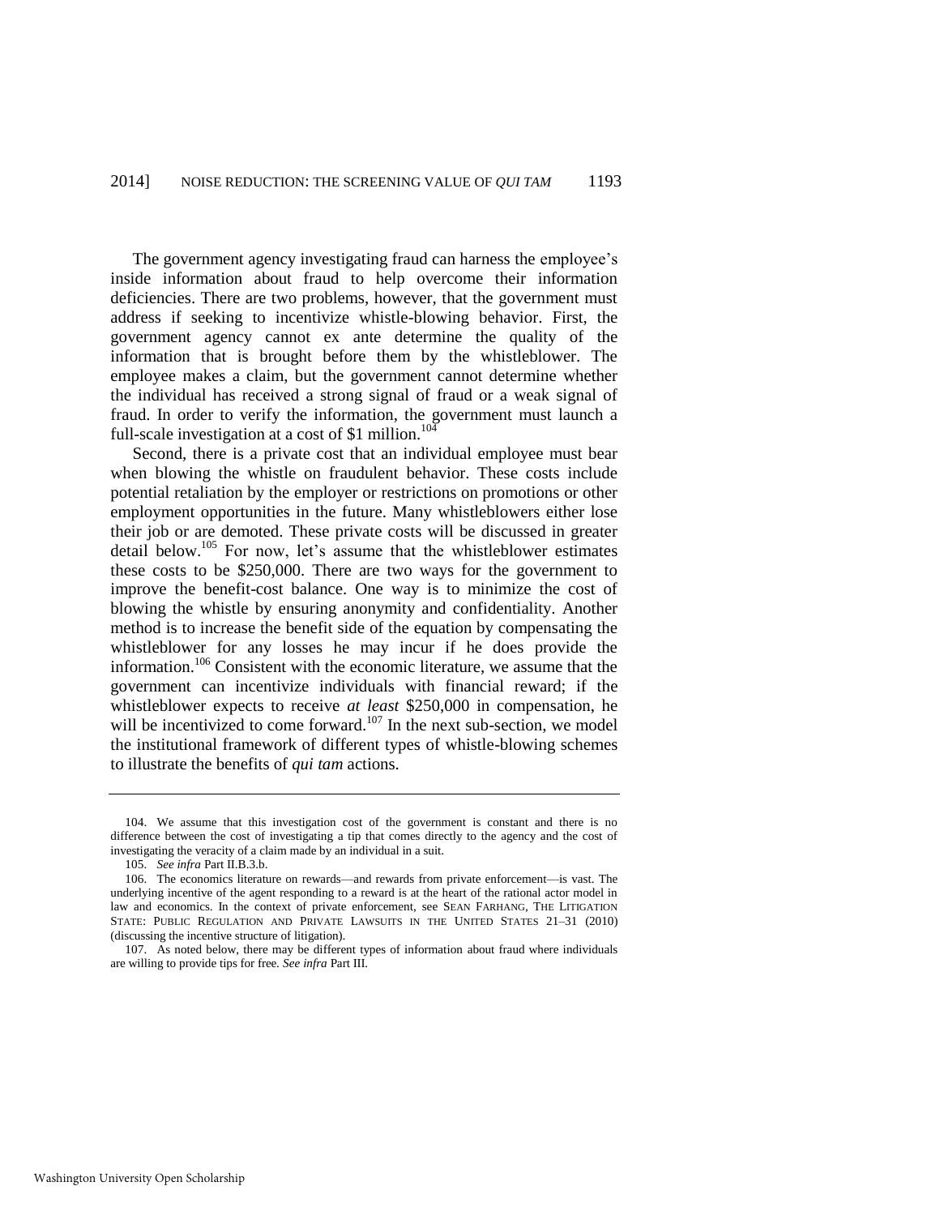The government agency investigating fraud can harness the employee's inside information about fraud to help overcome their information deficiencies. There are two problems, however, that the government must address if seeking to incentivize whistle-blowing behavior. First, the government agency cannot ex ante determine the quality of the information that is brought before them by the whistleblower. The employee makes a claim, but the government cannot determine whether the individual has received a strong signal of fraud or a weak signal of fraud. In order to verify the information, the government must launch a full-scale investigation at a cost of $1 million.[104]

Second, there is a private cost that an individual employee must bear when blowing the whistle on fraudulent behavior. These costs include potential retaliation by the employer or restrictions on promotions or other employment opportunities in the future. Many whistleblowers either lose their job or are demoted. These private costs will be discussed in greater detail below.[105] For now, let's assume that the whistleblower estimates these costs to be $250,000. There are two ways for the government to improve the benefit-cost balance. One way is to minimize the cost of blowing the whistle by ensuring anonymity and confidentiality. Another method is to increase the benefit side of the equation by compensating the whistleblower for any losses he may incur if he does provide the information.[106] Consistent with the economic literature, we assume that the government can incentivize individuals with financial reward; if the whistleblower expects to receive *at least* $250,000 in compensation, he will be incentivized to come forward.[107] In the next sub-section, we model the institutional framework of different types of whistle-blowing schemes to illustrate the benefits of *qui tam* actions.

---

104. We assume that this investigation cost of the government is constant and there is no difference between the cost of investigating a tip that comes directly to the agency and the cost of investigating the veracity of a claim made by an individual in a suit.

105. *See infra* Part II.B.3.b.

106. The economics literature on rewards—and rewards from private enforcement—is vast. The underlying incentive of the agent responding to a reward is at the heart of the rational actor model in law and economics. In the context of private enforcement, see SEAN FARHANG, THE LITIGATION STATE: PUBLIC REGULATION AND PRIVATE LAWSUITS IN THE UNITED STATES 21–31 (2010) (discussing the incentive structure of litigation).

107. As noted below, there may be different types of information about fraud where individuals are willing to provide tips for free. *See infra* Part III.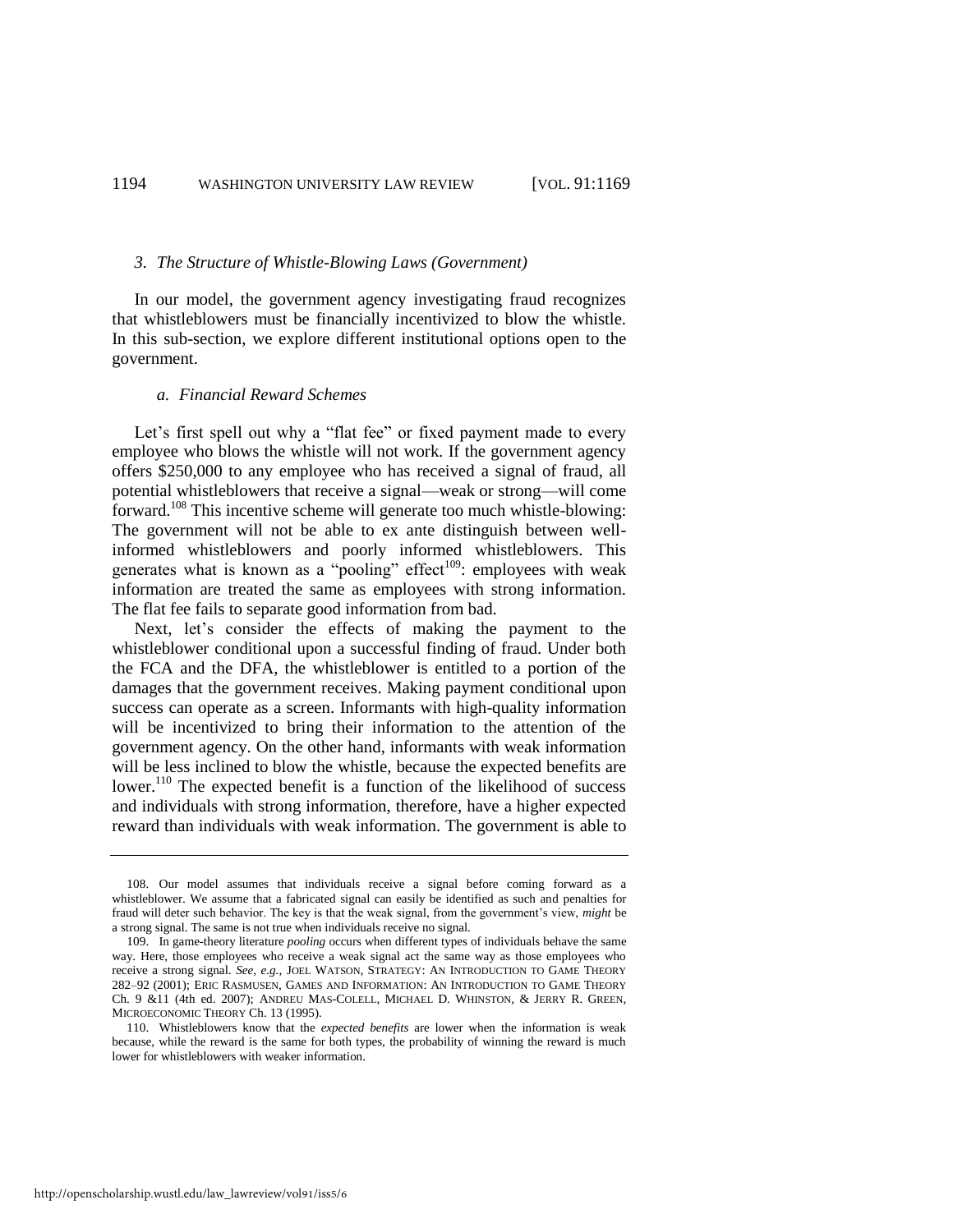### 3. *The Structure of Whistle-Blowing Laws (Government)*

In our model, the government agency investigating fraud recognizes that whistleblowers must be financially incentivized to blow the whistle. In this sub-section, we explore different institutional options open to the government.

#### *a. Financial Reward Schemes*

Let's first spell out why a "flat fee" or fixed payment made to every employee who blows the whistle will not work. If the government agency offers $250,000 to any employee who has received a signal of fraud, all potential whistleblowers that receive a signal—weak or strong—will come forward.[108] This incentive scheme will generate too much whistle-blowing: The government will not be able to ex ante distinguish between well-informed whistleblowers and poorly informed whistleblowers. This generates what is known as a "pooling" effect[109]: employees with weak information are treated the same as employees with strong information. The flat fee fails to separate good information from bad.

Next, let's consider the effects of making the payment to the whistleblower conditional upon a successful finding of fraud. Under both the FCA and the DFA, the whistleblower is entitled to a portion of the damages that the government receives. Making payment conditional upon success can operate as a screen. Informants with high-quality information will be incentivized to bring their information to the attention of the government agency. On the other hand, informants with weak information will be less inclined to blow the whistle, because the expected benefits are lower.[110] The expected benefit is a function of the likelihood of success and individuals with strong information, therefore, have a higher expected reward than individuals with weak information. The government is able to

---

108. Our model assumes that individuals receive a signal before coming forward as a whistleblower. We assume that a fabricated signal can easily be identified as such and penalties for fraud will deter such behavior. The key is that the weak signal, from the government's view, *might* be a strong signal. The same is not true when individuals receive no signal.

109. In game-theory literature *pooling* occurs when different types of individuals behave the same way. Here, those employees who receive a weak signal act the same way as those employees who receive a strong signal. *See, e.g.*, JOEL WATSON, STRATEGY: AN INTRODUCTION TO GAME THEORY 282–92 (2001); ERIC RASMUSEN, GAMES AND INFORMATION: AN INTRODUCTION TO GAME THEORY Ch. 9 &11 (4th ed. 2007); ANDREU MAS-COLELL, MICHAEL D. WHINSTON, & JERRY R. GREEN, MICROECONOMIC THEORY Ch. 13 (1995).

110. Whistleblowers know that the *expected benefits* are lower when the information is weak because, while the reward is the same for both types, the probability of winning the reward is much lower for whistleblowers with weaker information.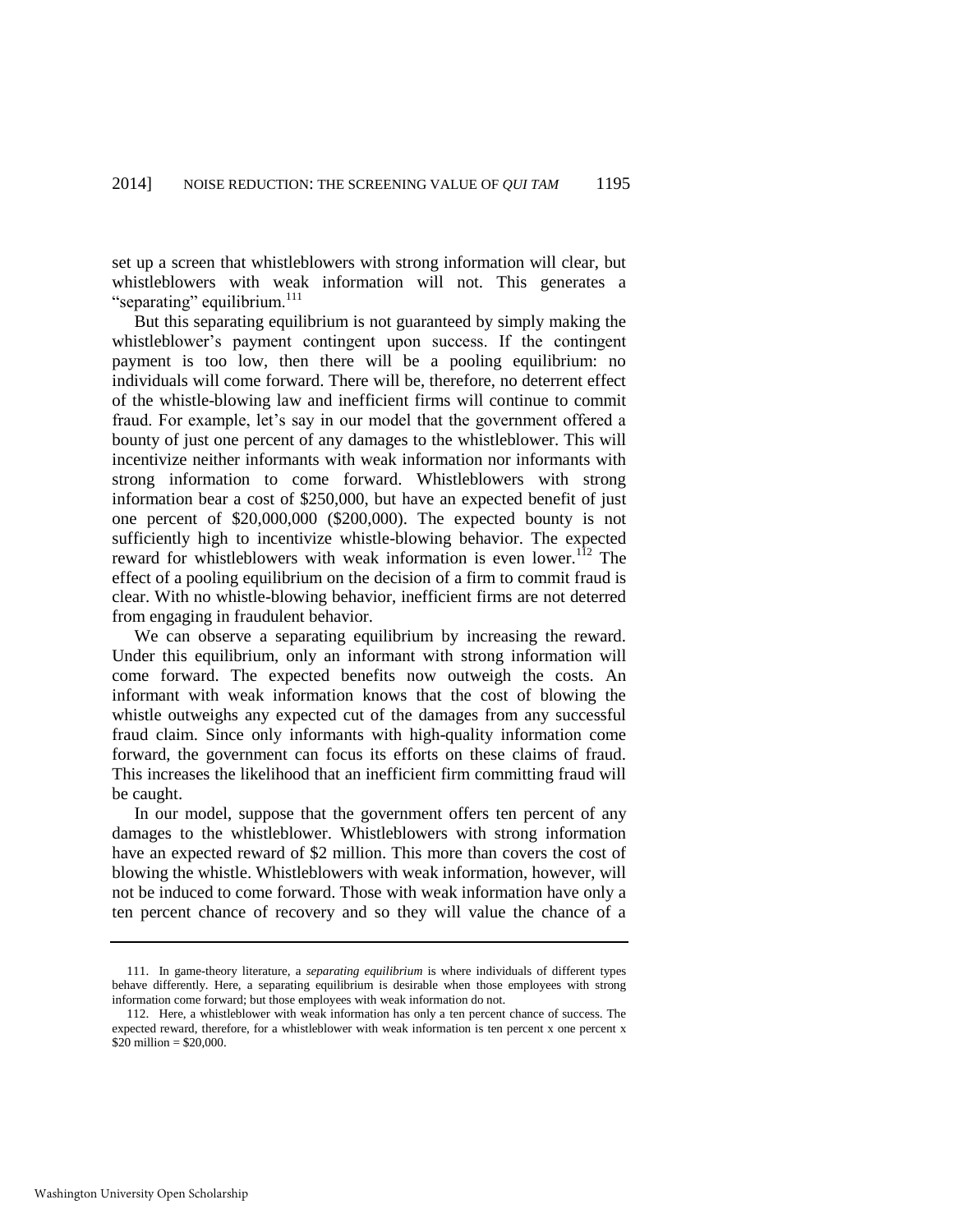set up a screen that whistleblowers with strong information will clear, but whistleblowers with weak information will not. This generates a "separating" equilibrium.[111]

But this separating equilibrium is not guaranteed by simply making the whistleblower's payment contingent upon success. If the contingent payment is too low, then there will be a pooling equilibrium: no individuals will come forward. There will be, therefore, no deterrent effect of the whistle-blowing law and inefficient firms will continue to commit fraud. For example, let's say in our model that the government offered a bounty of just one percent of any damages to the whistleblower. This will incentivize neither informants with weak information nor informants with strong information to come forward. Whistleblowers with strong information bear a cost of $250,000, but have an expected benefit of just one percent of $20,000,000 ($200,000). The expected bounty is not sufficiently high to incentivize whistle-blowing behavior. The expected reward for whistleblowers with weak information is even lower.[112] The effect of a pooling equilibrium on the decision of a firm to commit fraud is clear. With no whistle-blowing behavior, inefficient firms are not deterred from engaging in fraudulent behavior.

We can observe a separating equilibrium by increasing the reward. Under this equilibrium, only an informant with strong information will come forward. The expected benefits now outweigh the costs. An informant with weak information knows that the cost of blowing the whistle outweighs any expected cut of the damages from any successful fraud claim. Since only informants with high-quality information come forward, the government can focus its efforts on these claims of fraud. This increases the likelihood that an inefficient firm committing fraud will be caught.

In our model, suppose that the government offers ten percent of any damages to the whistleblower. Whistleblowers with strong information have an expected reward of $2 million. This more than covers the cost of blowing the whistle. Whistleblowers with weak information, however, will not be induced to come forward. Those with weak information have only a ten percent chance of recovery and so they will value the chance of a

---

111. In game-theory literature, a *separating equilibrium* is where individuals of different types behave differently. Here, a separating equilibrium is desirable when those employees with strong information come forward; but those employees with weak information do not.

112. Here, a whistleblower with weak information has only a ten percent chance of success. The expected reward, therefore, for a whistleblower with weak information is ten percent x one percent x $20 million = $20,000.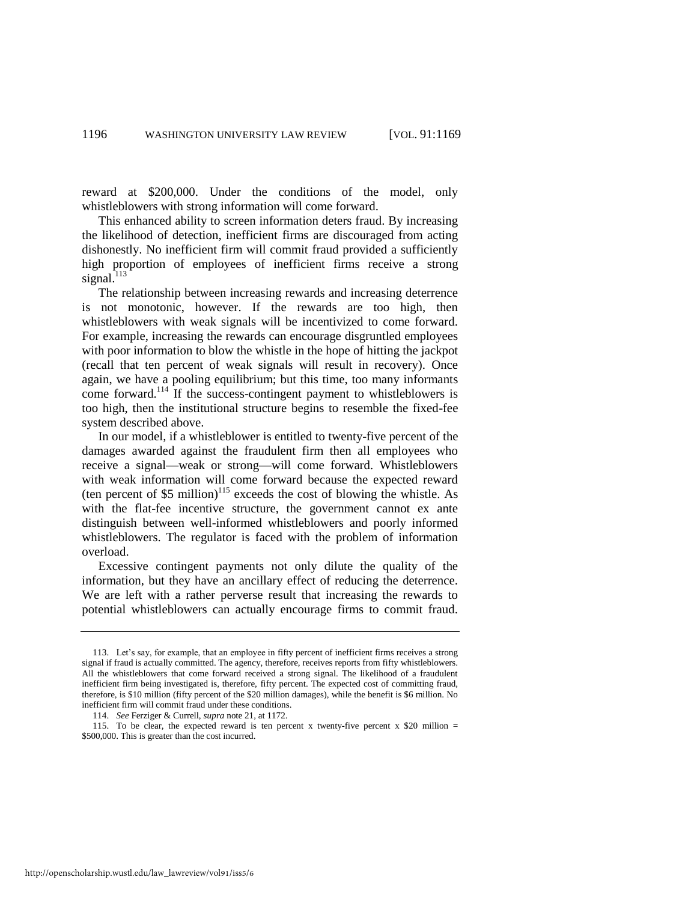reward at $200,000. Under the conditions of the model, only whistleblowers with strong information will come forward.

This enhanced ability to screen information deters fraud. By increasing the likelihood of detection, inefficient firms are discouraged from acting dishonestly. No inefficient firm will commit fraud provided a sufficiently high proportion of employees of inefficient firms receive a strong signal.[113]

The relationship between increasing rewards and increasing deterrence is not monotonic, however. If the rewards are too high, then whistleblowers with weak signals will be incentivized to come forward. For example, increasing the rewards can encourage disgruntled employees with poor information to blow the whistle in the hope of hitting the jackpot (recall that ten percent of weak signals will result in recovery). Once again, we have a pooling equilibrium; but this time, too many informants come forward.[114] If the success-contingent payment to whistleblowers is too high, then the institutional structure begins to resemble the fixed-fee system described above.

In our model, if a whistleblower is entitled to twenty-five percent of the damages awarded against the fraudulent firm then all employees who receive a signal—weak or strong—will come forward. Whistleblowers with weak information will come forward because the expected reward (ten percent of $5 million)[115] exceeds the cost of blowing the whistle. As with the flat-fee incentive structure, the government cannot ex ante distinguish between well-informed whistleblowers and poorly informed whistleblowers. The regulator is faced with the problem of information overload.

Excessive contingent payments not only dilute the quality of the information, but they have an ancillary effect of reducing the deterrence. We are left with a rather perverse result that increasing the rewards to potential whistleblowers can actually encourage firms to commit fraud.

---

113. Let's say, for example, that an employee in fifty percent of inefficient firms receives a strong signal if fraud is actually committed. The agency, therefore, receives reports from fifty whistleblowers. All the whistleblowers that come forward received a strong signal. The likelihood of a fraudulent inefficient firm being investigated is, therefore, fifty percent. The expected cost of committing fraud, therefore, is $10 million (fifty percent of the $20 million damages), while the benefit is $6 million. No inefficient firm will commit fraud under these conditions.

114. *See* Ferziger & Currell, *supra* note 21, at 1172.

115. To be clear, the expected reward is ten percent x twenty-five percent x $20 million = $500,000. This is greater than the cost incurred.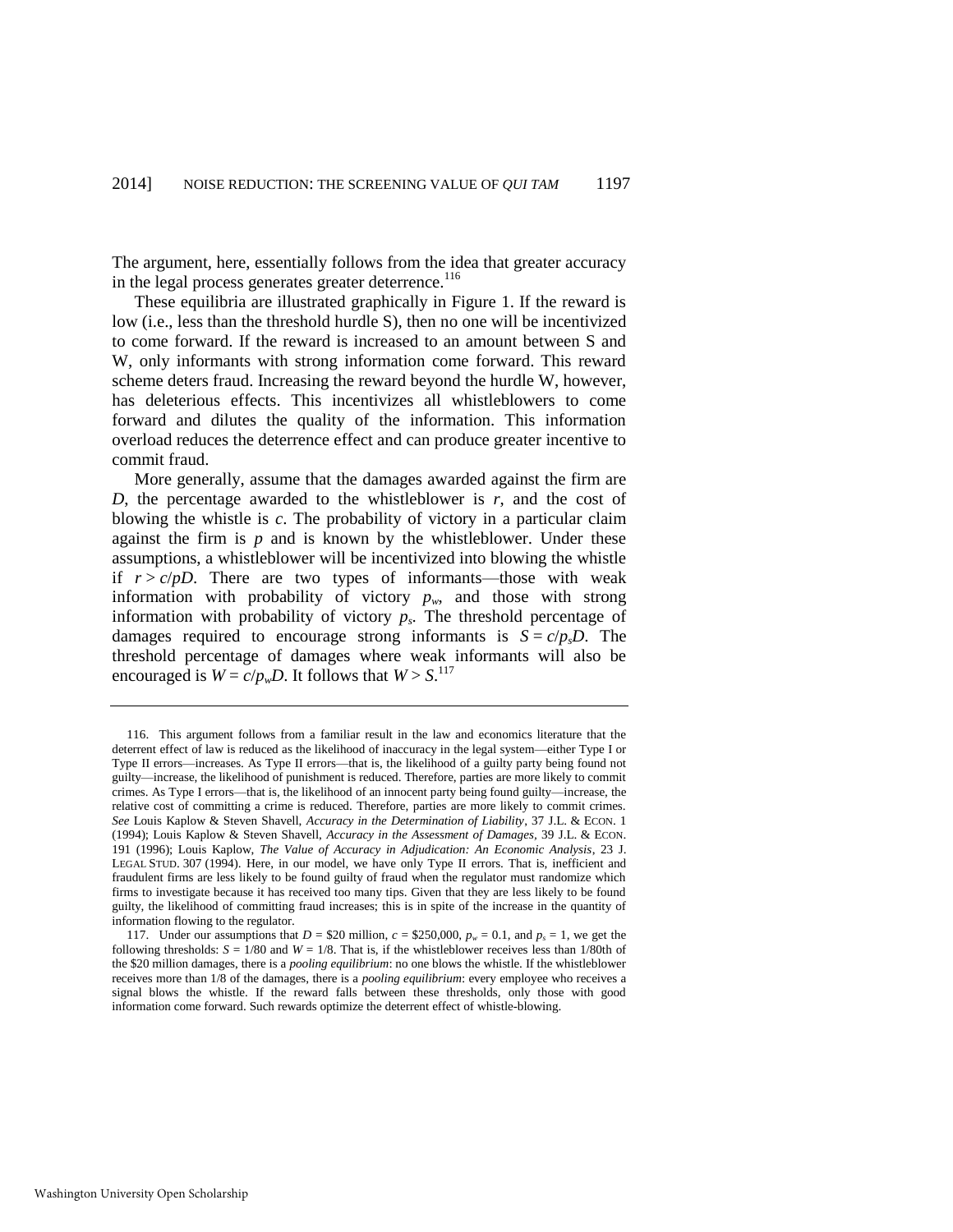The argument, here, essentially follows from the idea that greater accuracy in the legal process generates greater deterrence.[116]

These equilibria are illustrated graphically in Figure 1. If the reward is low (i.e., less than the threshold hurdle S), then no one will be incentivized to come forward. If the reward is increased to an amount between S and W, only informants with strong information come forward. This reward scheme deters fraud. Increasing the reward beyond the hurdle W, however, has deleterious effects. This incentivizes all whistleblowers to come forward and dilutes the quality of the information. This information overload reduces the deterrence effect and can produce greater incentive to commit fraud.

More generally, assume that the damages awarded against the firm are $D$, the percentage awarded to the whistleblower is $r$, and the cost of blowing the whistle is $c$. The probability of victory in a particular claim against the firm is $p$ and is known by the whistleblower. Under these assumptions, a whistleblower will be incentivized into blowing the whistle if $r > c/pD$. There are two types of informants—those with weak information with probability of victory $p_w$, and those with strong information with probability of victory $p_s$. The threshold percentage of damages required to encourage strong informants is $S = c/p_sD$. The threshold percentage of damages where weak informants will also be encouraged is $W = c/p_wD$. It follows that $W > S$.[117]

---

116. This argument follows from a familiar result in the law and economics literature that the deterrent effect of law is reduced as the likelihood of inaccuracy in the legal system—either Type I or Type II errors—increases. As Type II errors—that is, the likelihood of a guilty party being found not guilty—increase, the likelihood of punishment is reduced. Therefore, parties are more likely to commit crimes. As Type I errors—that is, the likelihood of an innocent party being found guilty—increase, the relative cost of committing a crime is reduced. Therefore, parties are more likely to commit crimes. *See* Louis Kaplow & Steven Shavell, *Accuracy in the Determination of Liability*, 37 J.L. & ECON. 1 (1994); Louis Kaplow & Steven Shavell, *Accuracy in the Assessment of Damages*, 39 J.L. & ECON. 191 (1996); Louis Kaplow, *The Value of Accuracy in Adjudication: An Economic Analysis*, 23 J. LEGAL STUD. 307 (1994). Here, in our model, we have only Type II errors. That is, inefficient and fraudulent firms are less likely to be found guilty of fraud when the regulator must randomize which firms to investigate because it has received too many tips. Given that they are less likely to be found guilty, the likelihood of committing fraud increases; this is in spite of the increase in the quantity of information flowing to the regulator.

117. Under our assumptions that $D$ = \$20 million, $c$ = \$250,000, $p_w = 0.1$, and $p_s = 1$, we get the following thresholds: $S = 1/80$ and $W = 1/8$. That is, if the whistleblower receives less than 1/80th of the \$20 million damages, there is a *pooling equilibrium*: no one blows the whistle. If the whistleblower receives more than 1/8 of the damages, there is a *pooling equilibrium*: every employee who receives a signal blows the whistle. If the reward falls between these thresholds, only those with good information come forward. Such rewards optimize the deterrent effect of whistle-blowing.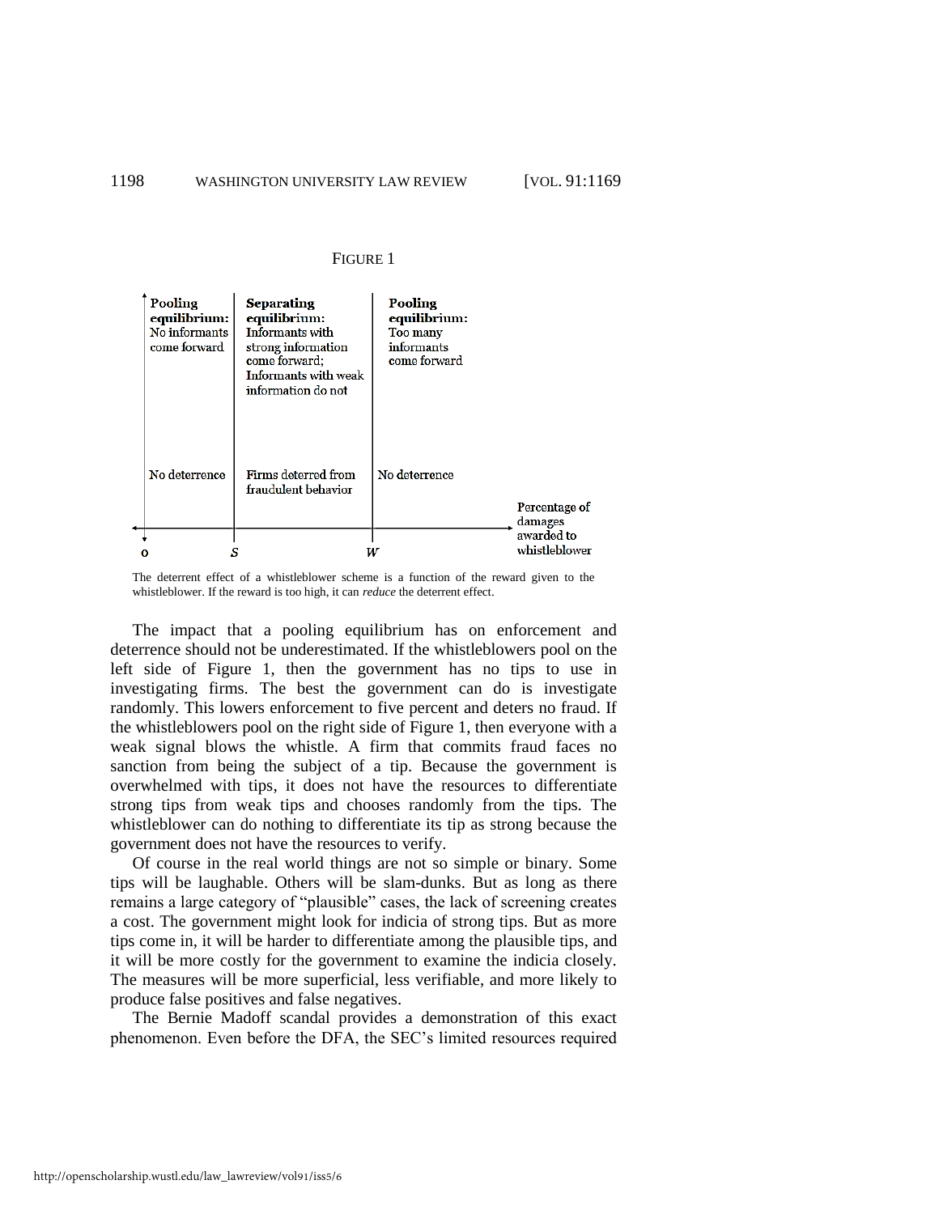FIGURE 1

| Pooling equilibrium: No informants come forward | Separating equilibrium: Informants with strong information come forward; Informants with weak information do not | Pooling equilibrium: Too many informants come forward |
|---|---|---|
| No deterrence | Firms deterred from fraudulent behavior | No deterrence |

Horizontal axis: Percentage of damages awarded to whistleblower (points: o, $S$, $W$)

The deterrent effect of a whistleblower scheme is a function of the reward given to the whistleblower. If the reward is too high, it can *reduce* the deterrent effect.

The impact that a pooling equilibrium has on enforcement and deterrence should not be underestimated. If the whistleblowers pool on the left side of Figure 1, then the government has no tips to use in investigating firms. The best the government can do is investigate randomly. This lowers enforcement to five percent and deters no fraud. If the whistleblowers pool on the right side of Figure 1, then everyone with a weak signal blows the whistle. A firm that commits fraud faces no sanction from being the subject of a tip. Because the government is overwhelmed with tips, it does not have the resources to differentiate strong tips from weak tips and chooses randomly from the tips. The whistleblower can do nothing to differentiate its tip as strong because the government does not have the resources to verify.

Of course in the real world things are not so simple or binary. Some tips will be laughable. Others will be slam-dunks. But as long as there remains a large category of "plausible" cases, the lack of screening creates a cost. The government might look for indicia of strong tips. But as more tips come in, it will be harder to differentiate among the plausible tips, and it will be more costly for the government to examine the indicia closely. The measures will be more superficial, less verifiable, and more likely to produce false positives and false negatives.

The Bernie Madoff scandal provides a demonstration of this exact phenomenon. Even before the DFA, the SEC's limited resources required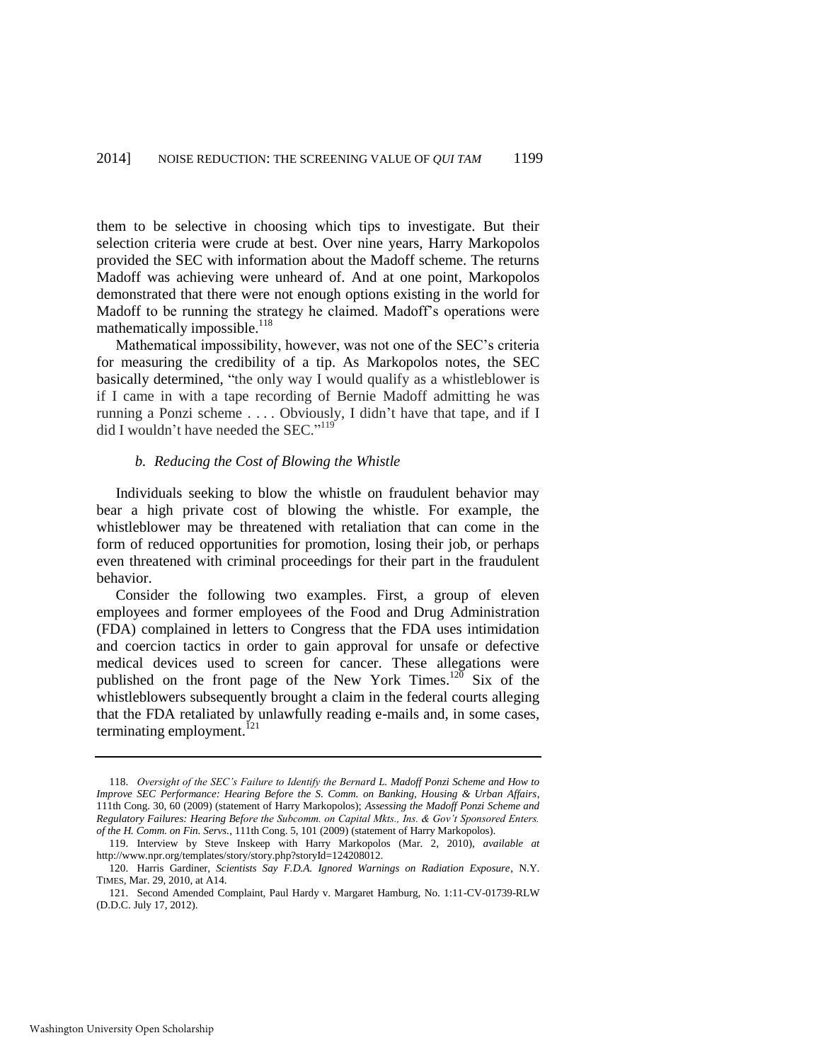them to be selective in choosing which tips to investigate. But their selection criteria were crude at best. Over nine years, Harry Markopolos provided the SEC with information about the Madoff scheme. The returns Madoff was achieving were unheard of. And at one point, Markopolos demonstrated that there were not enough options existing in the world for Madoff to be running the strategy he claimed. Madoff's operations were mathematically impossible.[118]

Mathematical impossibility, however, was not one of the SEC's criteria for measuring the credibility of a tip. As Markopolos notes, the SEC basically determined, "the only way I would qualify as a whistleblower is if I came in with a tape recording of Bernie Madoff admitting he was running a Ponzi scheme . . . . Obviously, I didn't have that tape, and if I did I wouldn't have needed the SEC."[119]

#### *b. Reducing the Cost of Blowing the Whistle*

Individuals seeking to blow the whistle on fraudulent behavior may bear a high private cost of blowing the whistle. For example, the whistleblower may be threatened with retaliation that can come in the form of reduced opportunities for promotion, losing their job, or perhaps even threatened with criminal proceedings for their part in the fraudulent behavior.

Consider the following two examples. First, a group of eleven employees and former employees of the Food and Drug Administration (FDA) complained in letters to Congress that the FDA uses intimidation and coercion tactics in order to gain approval for unsafe or defective medical devices used to screen for cancer. These allegations were published on the front page of the New York Times.[120] Six of the whistleblowers subsequently brought a claim in the federal courts alleging that the FDA retaliated by unlawfully reading e-mails and, in some cases, terminating employment.[121]

---

118. *Oversight of the SEC's Failure to Identify the Bernard L. Madoff Ponzi Scheme and How to Improve SEC Performance: Hearing Before the S. Comm. on Banking, Housing & Urban Affairs*, 111th Cong. 30, 60 (2009) (statement of Harry Markopolos); *Assessing the Madoff Ponzi Scheme and Regulatory Failures: Hearing Before the Subcomm. on Capital Mkts., Ins. & Gov't Sponsored Enters. of the H. Comm. on Fin. Servs.*, 111th Cong. 5, 101 (2009) (statement of Harry Markopolos).

119. Interview by Steve Inskeep with Harry Markopolos (Mar. 2, 2010), *available at* http://www.npr.org/templates/story/story.php?storyId=124208012.

120. Harris Gardiner, *Scientists Say F.D.A. Ignored Warnings on Radiation Exposure*, N.Y. TIMES, Mar. 29, 2010, at A14.

121. Second Amended Complaint, Paul Hardy v. Margaret Hamburg, No. 1:11-CV-01739-RLW (D.D.C. July 17, 2012).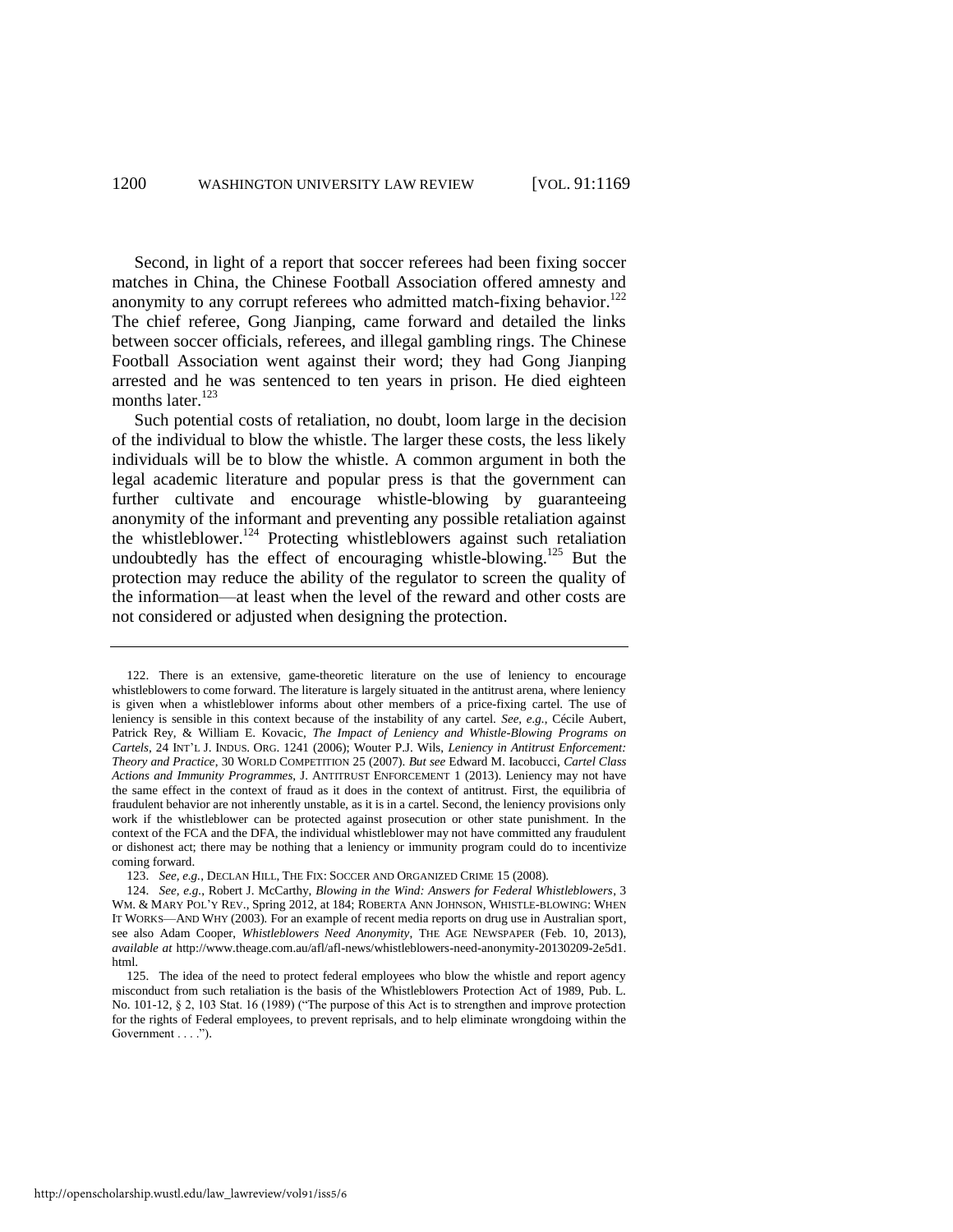Second, in light of a report that soccer referees had been fixing soccer matches in China, the Chinese Football Association offered amnesty and anonymity to any corrupt referees who admitted match-fixing behavior.[122] The chief referee, Gong Jianping, came forward and detailed the links between soccer officials, referees, and illegal gambling rings. The Chinese Football Association went against their word; they had Gong Jianping arrested and he was sentenced to ten years in prison. He died eighteen months later.[123]

Such potential costs of retaliation, no doubt, loom large in the decision of the individual to blow the whistle. The larger these costs, the less likely individuals will be to blow the whistle. A common argument in both the legal academic literature and popular press is that the government can further cultivate and encourage whistle-blowing by guaranteeing anonymity of the informant and preventing any possible retaliation against the whistleblower.[124] Protecting whistleblowers against such retaliation undoubtedly has the effect of encouraging whistle-blowing.[125] But the protection may reduce the ability of the regulator to screen the quality of the information—at least when the level of the reward and other costs are not considered or adjusted when designing the protection.

---

122. There is an extensive, game-theoretic literature on the use of leniency to encourage whistleblowers to come forward. The literature is largely situated in the antitrust arena, where leniency is given when a whistleblower informs about other members of a price-fixing cartel. The use of leniency is sensible in this context because of the instability of any cartel. *See, e.g.*, Cécile Aubert, Patrick Rey, & William E. Kovacic, *The Impact of Leniency and Whistle-Blowing Programs on Cartels*, 24 INT'L J. INDUS. ORG. 1241 (2006); Wouter P.J. Wils, *Leniency in Antitrust Enforcement: Theory and Practice*, 30 WORLD COMPETITION 25 (2007). *But see* Edward M. Iacobucci, *Cartel Class Actions and Immunity Programmes*, J. ANTITRUST ENFORCEMENT 1 (2013). Leniency may not have the same effect in the context of fraud as it does in the context of antitrust. First, the equilibria of fraudulent behavior are not inherently unstable, as it is in a cartel. Second, the leniency provisions only work if the whistleblower can be protected against prosecution or other state punishment. In the context of the FCA and the DFA, the individual whistleblower may not have committed any fraudulent or dishonest act; there may be nothing that a leniency or immunity program could do to incentivize coming forward.

123. *See, e.g.*, DECLAN HILL, THE FIX: SOCCER AND ORGANIZED CRIME 15 (2008).

124. *See, e.g.*, Robert J. McCarthy, *Blowing in the Wind: Answers for Federal Whistleblowers*, 3 WM. & MARY POL'Y REV., Spring 2012, at 184; ROBERTA ANN JOHNSON, WHISTLE-BLOWING: WHEN IT WORKS—AND WHY (2003). For an example of recent media reports on drug use in Australian sport, see also Adam Cooper, *Whistleblowers Need Anonymity*, THE AGE NEWSPAPER (Feb. 10, 2013), *available at* http://www.theage.com.au/afl/afl-news/whistleblowers-need-anonymity-20130209-2e5d1.html.

125. The idea of the need to protect federal employees who blow the whistle and report agency misconduct from such retaliation is the basis of the Whistleblowers Protection Act of 1989, Pub. L. No. 101-12, § 2, 103 Stat. 16 (1989) ("The purpose of this Act is to strengthen and improve protection for the rights of Federal employees, to prevent reprisals, and to help eliminate wrongdoing within the Government . . . .").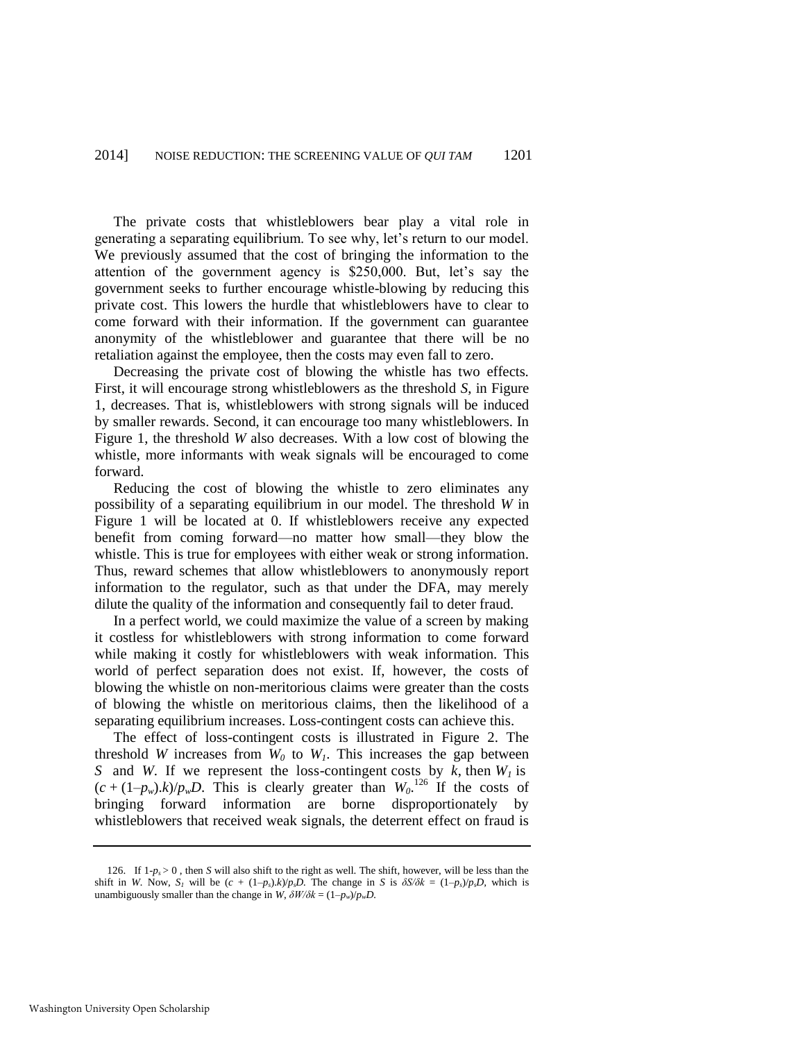The private costs that whistleblowers bear play a vital role in generating a separating equilibrium. To see why, let's return to our model. We previously assumed that the cost of bringing the information to the attention of the government agency is $250,000. But, let's say the government seeks to further encourage whistle-blowing by reducing this private cost. This lowers the hurdle that whistleblowers have to clear to come forward with their information. If the government can guarantee anonymity of the whistleblower and guarantee that there will be no retaliation against the employee, then the costs may even fall to zero.

Decreasing the private cost of blowing the whistle has two effects. First, it will encourage strong whistleblowers as the threshold *S*, in Figure 1, decreases. That is, whistleblowers with strong signals will be induced by smaller rewards. Second, it can encourage too many whistleblowers. In Figure 1, the threshold *W* also decreases. With a low cost of blowing the whistle, more informants with weak signals will be encouraged to come forward.

Reducing the cost of blowing the whistle to zero eliminates any possibility of a separating equilibrium in our model. The threshold *W* in Figure 1 will be located at 0. If whistleblowers receive any expected benefit from coming forward—no matter how small—they blow the whistle. This is true for employees with either weak or strong information. Thus, reward schemes that allow whistleblowers to anonymously report information to the regulator, such as that under the DFA, may merely dilute the quality of the information and consequently fail to deter fraud.

In a perfect world, we could maximize the value of a screen by making it costless for whistleblowers with strong information to come forward while making it costly for whistleblowers with weak information. This world of perfect separation does not exist. If, however, the costs of blowing the whistle on non-meritorious claims were greater than the costs of blowing the whistle on meritorious claims, then the likelihood of a separating equilibrium increases. Loss-contingent costs can achieve this.

The effect of loss-contingent costs is illustrated in Figure 2. The threshold *W* increases from $W_0$ to $W_1$. This increases the gap between *S* and *W*. If we represent the loss-contingent costs by *k*, then $W_1$ is $(c + (1–p_w).k)/p_wD$. This is clearly greater than $W_0$.[126] If the costs of bringing forward information are borne disproportionately by whistleblowers that received weak signals, the deterrent effect on fraud is

---

126. If $1\text{-}p_s > 0$ , then *S* will also shift to the right as well. The shift, however, will be less than the shift in *W*. Now, $S_1$ will be $(c + (1–p_s).k)/p_sD$. The change in *S* is $\delta S/\delta k = (1–p_s)/p_sD$, which is unambiguously smaller than the change in *W*, $\delta W/\delta k = (1–p_w)/p_wD$.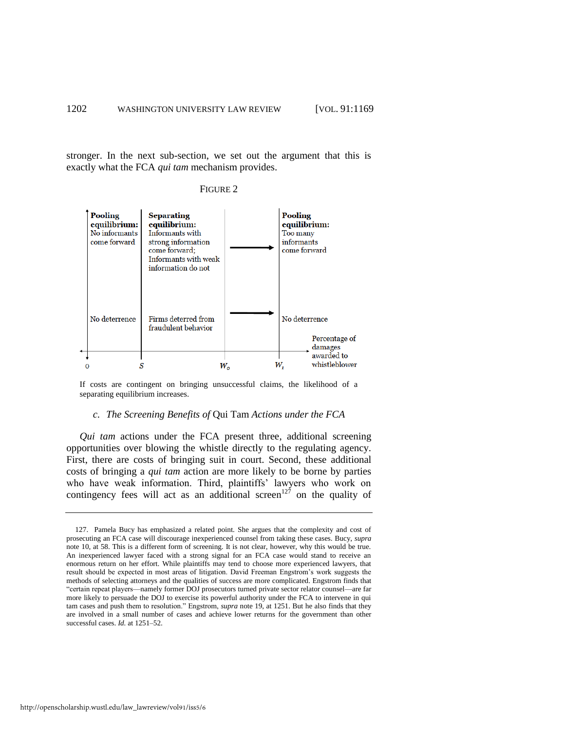stronger. In the next sub-section, we set out the argument that this is exactly what the FCA *qui tam* mechanism provides.

FIGURE 2

| | | | |
|---|---|---|---|
| **Pooling equilibrium:** No informants come forward | **Separating equilibrium:** Informants with strong information come forward; Informants with weak information do not | → | **Pooling equilibrium:** Too many informants come forward |
| No deterrence | Firms deterred from fraudulent behavior | → | No deterrence |
| 0 | $S$ | $W_o$ | $W_1$ |

Horizontal axis: Percentage of damages awarded to whistleblower

If costs are contingent on bringing unsuccessful claims, the likelihood of a separating equilibrium increases.

### c. *The Screening Benefits of* Qui Tam *Actions under the FCA*

*Qui tam* actions under the FCA present three, additional screening opportunities over blowing the whistle directly to the regulating agency. First, there are costs of bringing suit in court. Second, these additional costs of bringing a *qui tam* action are more likely to be borne by parties who have weak information. Third, plaintiffs' lawyers who work on contingency fees will act as an additional screen[127] on the quality of

---

127. Pamela Bucy has emphasized a related point. She argues that the complexity and cost of prosecuting an FCA case will discourage inexperienced counsel from taking these cases. Bucy, *supra* note 10, at 58. This is a different form of screening. It is not clear, however, why this would be true. An inexperienced lawyer faced with a strong signal for an FCA case would stand to receive an enormous return on her effort. While plaintiffs may tend to choose more experienced lawyers, that result should be expected in most areas of litigation. David Freeman Engstrom's work suggests the methods of selecting attorneys and the qualities of success are more complicated. Engstrom finds that "certain repeat players—namely former DOJ prosecutors turned private sector relator counsel—are far more likely to persuade the DOJ to exercise its powerful authority under the FCA to intervene in qui tam cases and push them to resolution." Engstrom, *supra* note 19, at 1251. But he also finds that they are involved in a small number of cases and achieve lower returns for the government than other successful cases. *Id.* at 1251–52.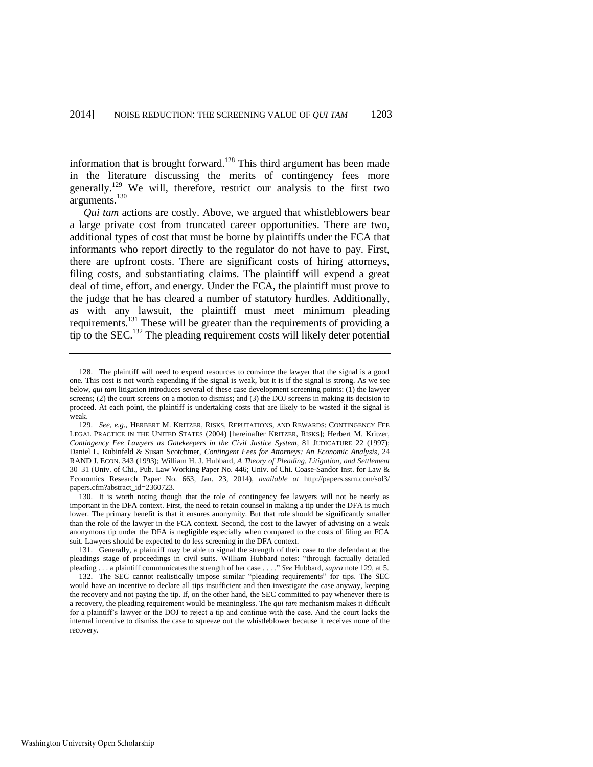information that is brought forward.[128] This third argument has been made in the literature discussing the merits of contingency fees more generally.[129] We will, therefore, restrict our analysis to the first two arguments.[130]

*Qui tam* actions are costly. Above, we argued that whistleblowers bear a large private cost from truncated career opportunities. There are two, additional types of cost that must be borne by plaintiffs under the FCA that informants who report directly to the regulator do not have to pay. First, there are upfront costs. There are significant costs of hiring attorneys, filing costs, and substantiating claims. The plaintiff will expend a great deal of time, effort, and energy. Under the FCA, the plaintiff must prove to the judge that he has cleared a number of statutory hurdles. Additionally, as with any lawsuit, the plaintiff must meet minimum pleading requirements.[131] These will be greater than the requirements of providing a tip to the SEC.[132] The pleading requirement costs will likely deter potential

---

128. The plaintiff will need to expend resources to convince the lawyer that the signal is a good one. This cost is not worth expending if the signal is weak, but it is if the signal is strong. As we see below, *qui tam* litigation introduces several of these case development screening points: (1) the lawyer screens; (2) the court screens on a motion to dismiss; and (3) the DOJ screens in making its decision to proceed. At each point, the plaintiff is undertaking costs that are likely to be wasted if the signal is weak.

129. *See, e.g.*, HERBERT M. KRITZER, RISKS, REPUTATIONS, AND REWARDS: CONTINGENCY FEE LEGAL PRACTICE IN THE UNITED STATES (2004) [hereinafter KRITZER, RISKS]; Herbert M. Kritzer, *Contingency Fee Lawyers as Gatekeepers in the Civil Justice System*, 81 JUDICATURE 22 (1997); Daniel L. Rubinfeld & Susan Scotchmer, *Contingent Fees for Attorneys: An Economic Analysis*, 24 RAND J. ECON. 343 (1993); William H. J. Hubbard, *A Theory of Pleading, Litigation, and Settlement* 30–31 (Univ. of Chi., Pub. Law Working Paper No. 446; Univ. of Chi. Coase-Sandor Inst. for Law & Economics Research Paper No. 663, Jan. 23, 2014), *available at* http://papers.ssrn.com/sol3/papers.cfm?abstract_id=2360723.

130. It is worth noting though that the role of contingency fee lawyers will not be nearly as important in the DFA context. First, the need to retain counsel in making a tip under the DFA is much lower. The primary benefit is that it ensures anonymity. But that role should be significantly smaller than the role of the lawyer in the FCA context. Second, the cost to the lawyer of advising on a weak anonymous tip under the DFA is negligible especially when compared to the costs of filing an FCA suit. Lawyers should be expected to do less screening in the DFA context.

131. Generally, a plaintiff may be able to signal the strength of their case to the defendant at the pleadings stage of proceedings in civil suits. William Hubbard notes: "through factually detailed pleading . . . a plaintiff communicates the strength of her case . . . ." *See* Hubbard, *supra* note 129, at 5.

132. The SEC cannot realistically impose similar "pleading requirements" for tips. The SEC would have an incentive to declare all tips insufficient and then investigate the case anyway, keeping the recovery and not paying the tip. If, on the other hand, the SEC committed to pay whenever there is a recovery, the pleading requirement would be meaningless. The *qui tam* mechanism makes it difficult for a plaintiff's lawyer or the DOJ to reject a tip and continue with the case. And the court lacks the internal incentive to dismiss the case to squeeze out the whistleblower because it receives none of the recovery.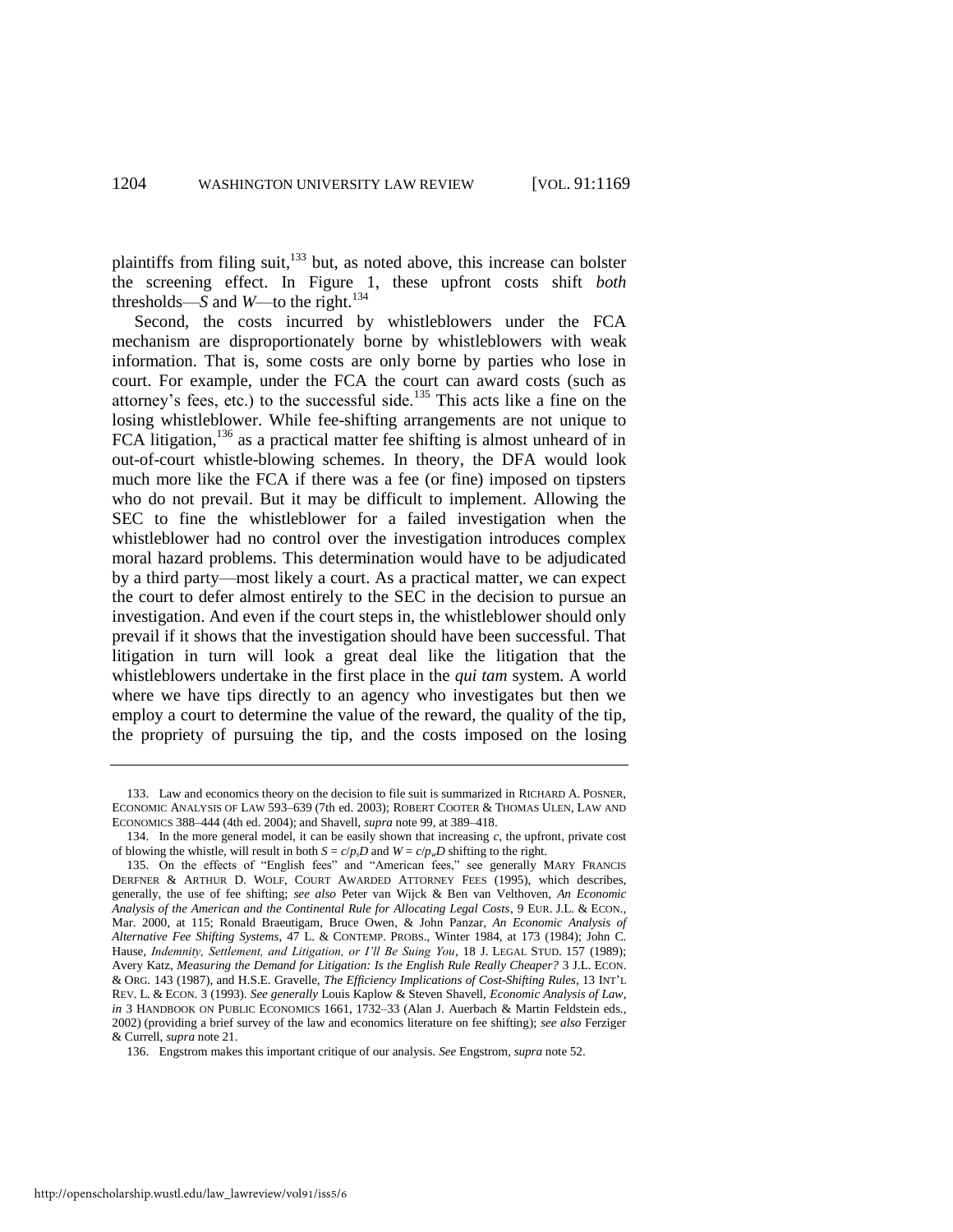plaintiffs from filing suit,[133] but, as noted above, this increase can bolster the screening effect. In Figure 1, these upfront costs shift *both* thresholds—*S* and *W*—to the right.[134]

Second, the costs incurred by whistleblowers under the FCA mechanism are disproportionately borne by whistleblowers with weak information. That is, some costs are only borne by parties who lose in court. For example, under the FCA the court can award costs (such as attorney's fees, etc.) to the successful side.[135] This acts like a fine on the losing whistleblower. While fee-shifting arrangements are not unique to FCA litigation,[136] as a practical matter fee shifting is almost unheard of in out-of-court whistle-blowing schemes. In theory, the DFA would look much more like the FCA if there was a fee (or fine) imposed on tipsters who do not prevail. But it may be difficult to implement. Allowing the SEC to fine the whistleblower for a failed investigation when the whistleblower had no control over the investigation introduces complex moral hazard problems. This determination would have to be adjudicated by a third party—most likely a court. As a practical matter, we can expect the court to defer almost entirely to the SEC in the decision to pursue an investigation. And even if the court steps in, the whistleblower should only prevail if it shows that the investigation should have been successful. That litigation in turn will look a great deal like the litigation that the whistleblowers undertake in the first place in the *qui tam* system. A world where we have tips directly to an agency who investigates but then we employ a court to determine the value of the reward, the quality of the tip, the propriety of pursuing the tip, and the costs imposed on the losing

---

133. Law and economics theory on the decision to file suit is summarized in RICHARD A. POSNER, ECONOMIC ANALYSIS OF LAW 593–639 (7th ed. 2003); ROBERT COOTER & THOMAS ULEN, LAW AND ECONOMICS 388–444 (4th ed. 2004); and Shavell, *supra* note 99, at 389–418.

134. In the more general model, it can be easily shown that increasing *c*, the upfront, private cost of blowing the whistle, will result in both $S = c/p_sD$ and $W = c/p_wD$ shifting to the right.

135. On the effects of "English fees" and "American fees," see generally MARY FRANCIS DERFNER & ARTHUR D. WOLF, COURT AWARDED ATTORNEY FEES (1995), which describes, generally, the use of fee shifting; *see also* Peter van Wijck & Ben van Velthoven, *An Economic Analysis of the American and the Continental Rule for Allocating Legal Costs*, 9 EUR. J.L. & ECON., Mar. 2000, at 115; Ronald Braeutigam, Bruce Owen, & John Panzar, *An Economic Analysis of Alternative Fee Shifting Systems*, 47 L. & CONTEMP. PROBS., Winter 1984, at 173 (1984); John C. Hause, *Indemnity, Settlement, and Litigation, or I'll Be Suing You*, 18 J. LEGAL STUD. 157 (1989); Avery Katz, *Measuring the Demand for Litigation: Is the English Rule Really Cheaper?* 3 J.L. ECON. & ORG. 143 (1987), and H.S.E. Gravelle, *The Efficiency Implications of Cost-Shifting Rules*, 13 INT'L REV. L. & ECON. 3 (1993). *See generally* Louis Kaplow & Steven Shavell, *Economic Analysis of Law*, *in* 3 HANDBOOK ON PUBLIC ECONOMICS 1661, 1732–33 (Alan J. Auerbach & Martin Feldstein eds., 2002) (providing a brief survey of the law and economics literature on fee shifting); *see also* Ferziger & Currell, *supra* note 21.

136. Engstrom makes this important critique of our analysis. *See* Engstrom, *supra* note 52.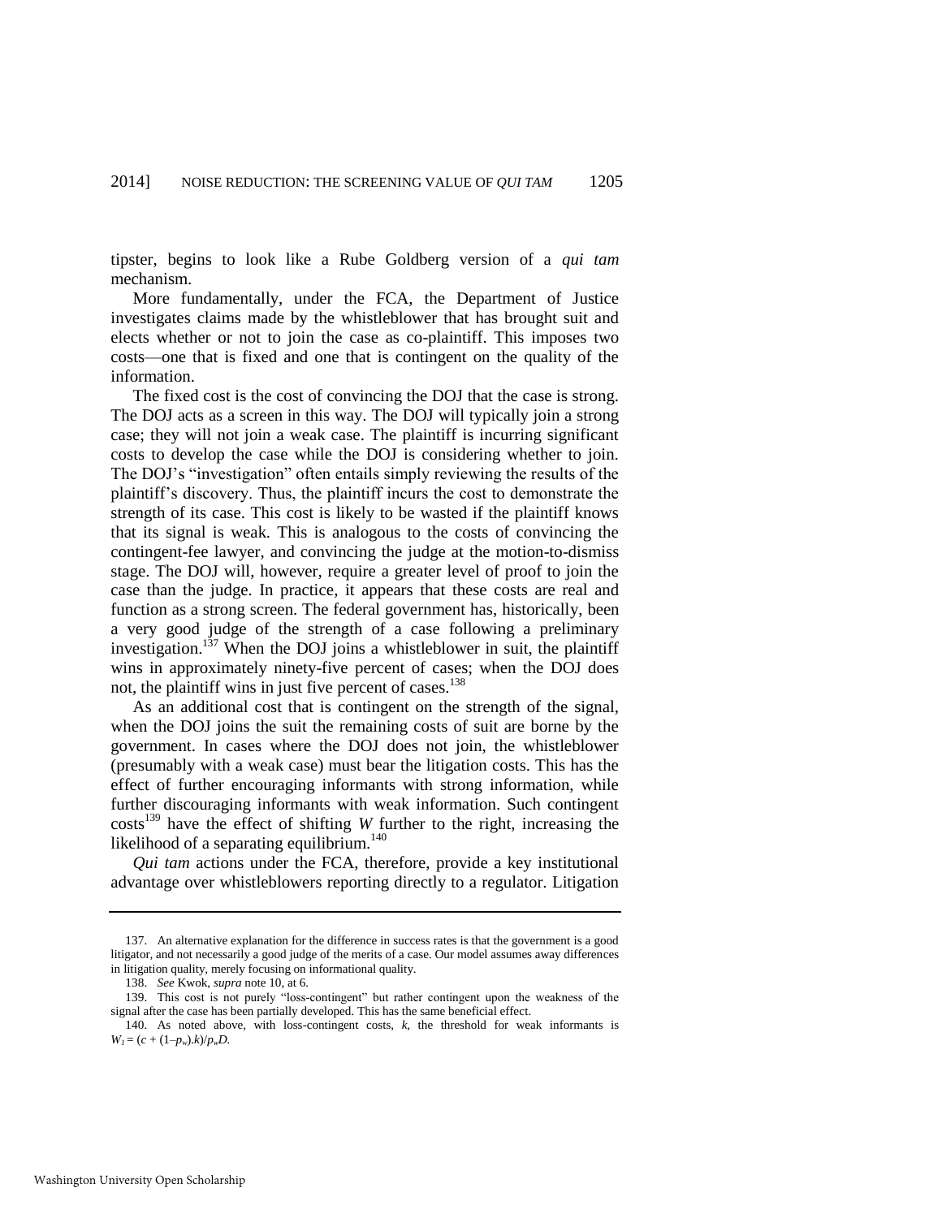tipster, begins to look like a Rube Goldberg version of a *qui tam* mechanism.

More fundamentally, under the FCA, the Department of Justice investigates claims made by the whistleblower that has brought suit and elects whether or not to join the case as co-plaintiff. This imposes two costs—one that is fixed and one that is contingent on the quality of the information.

The fixed cost is the cost of convincing the DOJ that the case is strong. The DOJ acts as a screen in this way. The DOJ will typically join a strong case; they will not join a weak case. The plaintiff is incurring significant costs to develop the case while the DOJ is considering whether to join. The DOJ's "investigation" often entails simply reviewing the results of the plaintiff's discovery. Thus, the plaintiff incurs the cost to demonstrate the strength of its case. This cost is likely to be wasted if the plaintiff knows that its signal is weak. This is analogous to the costs of convincing the contingent-fee lawyer, and convincing the judge at the motion-to-dismiss stage. The DOJ will, however, require a greater level of proof to join the case than the judge. In practice, it appears that these costs are real and function as a strong screen. The federal government has, historically, been a very good judge of the strength of a case following a preliminary investigation.[137] When the DOJ joins a whistleblower in suit, the plaintiff wins in approximately ninety-five percent of cases; when the DOJ does not, the plaintiff wins in just five percent of cases.[138]

As an additional cost that is contingent on the strength of the signal, when the DOJ joins the suit the remaining costs of suit are borne by the government. In cases where the DOJ does not join, the whistleblower (presumably with a weak case) must bear the litigation costs. This has the effect of further encouraging informants with strong information, while further discouraging informants with weak information. Such contingent costs[139] have the effect of shifting *W* further to the right, increasing the likelihood of a separating equilibrium.[140]

*Qui tam* actions under the FCA, therefore, provide a key institutional advantage over whistleblowers reporting directly to a regulator. Litigation

---

137. An alternative explanation for the difference in success rates is that the government is a good litigator, and not necessarily a good judge of the merits of a case. Our model assumes away differences in litigation quality, merely focusing on informational quality.

138. *See* Kwok, *supra* note 10, at 6.

139. This cost is not purely "loss-contingent" but rather contingent upon the weakness of the signal after the case has been partially developed. This has the same beneficial effect.

140. As noted above, with loss-contingent costs, $k$, the threshold for weak informants is $W_I = (c + (1{-}p_w).k)/p_wD$.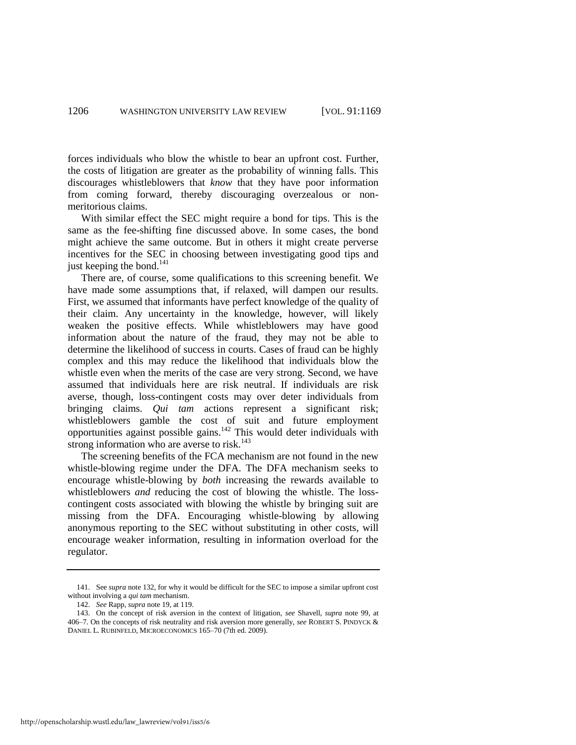forces individuals who blow the whistle to bear an upfront cost. Further, the costs of litigation are greater as the probability of winning falls. This discourages whistleblowers that *know* that they have poor information from coming forward, thereby discouraging overzealous or non-meritorious claims.

With similar effect the SEC might require a bond for tips. This is the same as the fee-shifting fine discussed above. In some cases, the bond might achieve the same outcome. But in others it might create perverse incentives for the SEC in choosing between investigating good tips and just keeping the bond.[141]

There are, of course, some qualifications to this screening benefit. We have made some assumptions that, if relaxed, will dampen our results. First, we assumed that informants have perfect knowledge of the quality of their claim. Any uncertainty in the knowledge, however, will likely weaken the positive effects. While whistleblowers may have good information about the nature of the fraud, they may not be able to determine the likelihood of success in courts. Cases of fraud can be highly complex and this may reduce the likelihood that individuals blow the whistle even when the merits of the case are very strong. Second, we have assumed that individuals here are risk neutral. If individuals are risk averse, though, loss-contingent costs may over deter individuals from bringing claims. *Qui tam* actions represent a significant risk; whistleblowers gamble the cost of suit and future employment opportunities against possible gains.[142] This would deter individuals with strong information who are averse to risk.[143]

The screening benefits of the FCA mechanism are not found in the new whistle-blowing regime under the DFA. The DFA mechanism seeks to encourage whistle-blowing by *both* increasing the rewards available to whistleblowers *and* reducing the cost of blowing the whistle. The loss-contingent costs associated with blowing the whistle by bringing suit are missing from the DFA. Encouraging whistle-blowing by allowing anonymous reporting to the SEC without substituting in other costs, will encourage weaker information, resulting in information overload for the regulator.

---

141. See *supra* note 132, for why it would be difficult for the SEC to impose a similar upfront cost without involving a *qui tam* mechanism.

142. *See* Rapp, *supra* note 19, at 119.

143. On the concept of risk aversion in the context of litigation, *see* Shavell, *supra* note 99, at 406–7. On the concepts of risk neutrality and risk aversion more generally, *see* ROBERT S. PINDYCK & DANIEL L. RUBINFELD, MICROECONOMICS 165–70 (7th ed. 2009).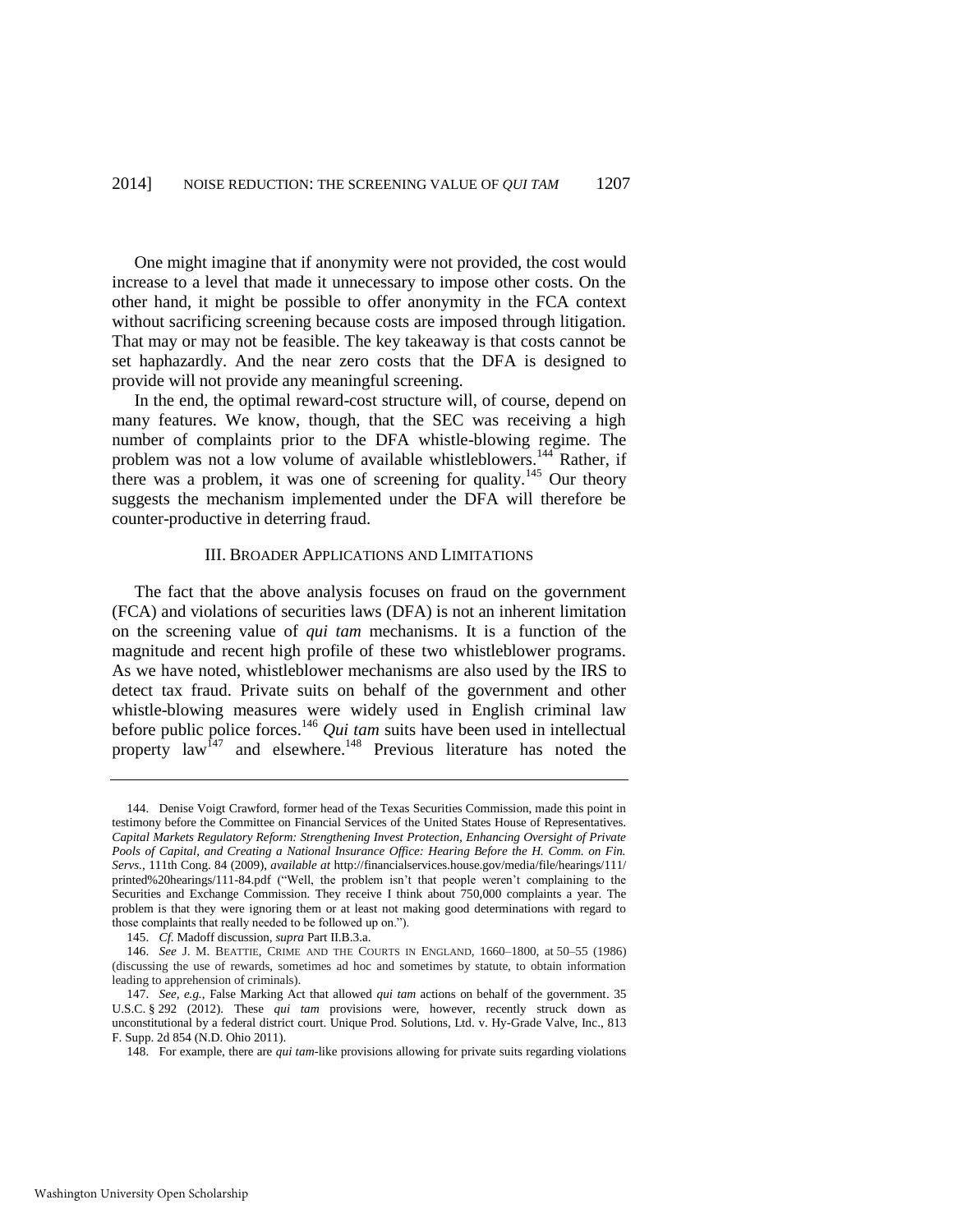One might imagine that if anonymity were not provided, the cost would increase to a level that made it unnecessary to impose other costs. On the other hand, it might be possible to offer anonymity in the FCA context without sacrificing screening because costs are imposed through litigation. That may or may not be feasible. The key takeaway is that costs cannot be set haphazardly. And the near zero costs that the DFA is designed to provide will not provide any meaningful screening.

In the end, the optimal reward-cost structure will, of course, depend on many features. We know, though, that the SEC was receiving a high number of complaints prior to the DFA whistle-blowing regime. The problem was not a low volume of available whistleblowers.[144] Rather, if there was a problem, it was one of screening for quality.[145] Our theory suggests the mechanism implemented under the DFA will therefore be counter-productive in deterring fraud.

## III. BROADER APPLICATIONS AND LIMITATIONS

The fact that the above analysis focuses on fraud on the government (FCA) and violations of securities laws (DFA) is not an inherent limitation on the screening value of *qui tam* mechanisms. It is a function of the magnitude and recent high profile of these two whistleblower programs. As we have noted, whistleblower mechanisms are also used by the IRS to detect tax fraud. Private suits on behalf of the government and other whistle-blowing measures were widely used in English criminal law before public police forces.[146] *Qui tam* suits have been used in intellectual property law[147] and elsewhere.[148] Previous literature has noted the

---

144. Denise Voigt Crawford, former head of the Texas Securities Commission, made this point in testimony before the Committee on Financial Services of the United States House of Representatives. *Capital Markets Regulatory Reform: Strengthening Invest Protection, Enhancing Oversight of Private Pools of Capital, and Creating a National Insurance Office: Hearing Before the H. Comm. on Fin. Servs.*, 111th Cong. 84 (2009), *available at* http://financialservices.house.gov/media/file/hearings/111/printed%20hearings/111-84.pdf ("Well, the problem isn't that people weren't complaining to the Securities and Exchange Commission. They receive I think about 750,000 complaints a year. The problem is that they were ignoring them or at least not making good determinations with regard to those complaints that really needed to be followed up on.").

145. *Cf.* Madoff discussion, *supra* Part II.B.3.a.

146. *See* J. M. BEATTIE, CRIME AND THE COURTS IN ENGLAND, 1660–1800, at 50–55 (1986) (discussing the use of rewards, sometimes ad hoc and sometimes by statute, to obtain information leading to apprehension of criminals).

147. *See, e.g.*, False Marking Act that allowed *qui tam* actions on behalf of the government. 35 U.S.C. § 292 (2012). These *qui tam* provisions were, however, recently struck down as unconstitutional by a federal district court. Unique Prod. Solutions, Ltd. v. Hy-Grade Valve, Inc., 813 F. Supp. 2d 854 (N.D. Ohio 2011).

148. For example, there are *qui tam*-like provisions allowing for private suits regarding violations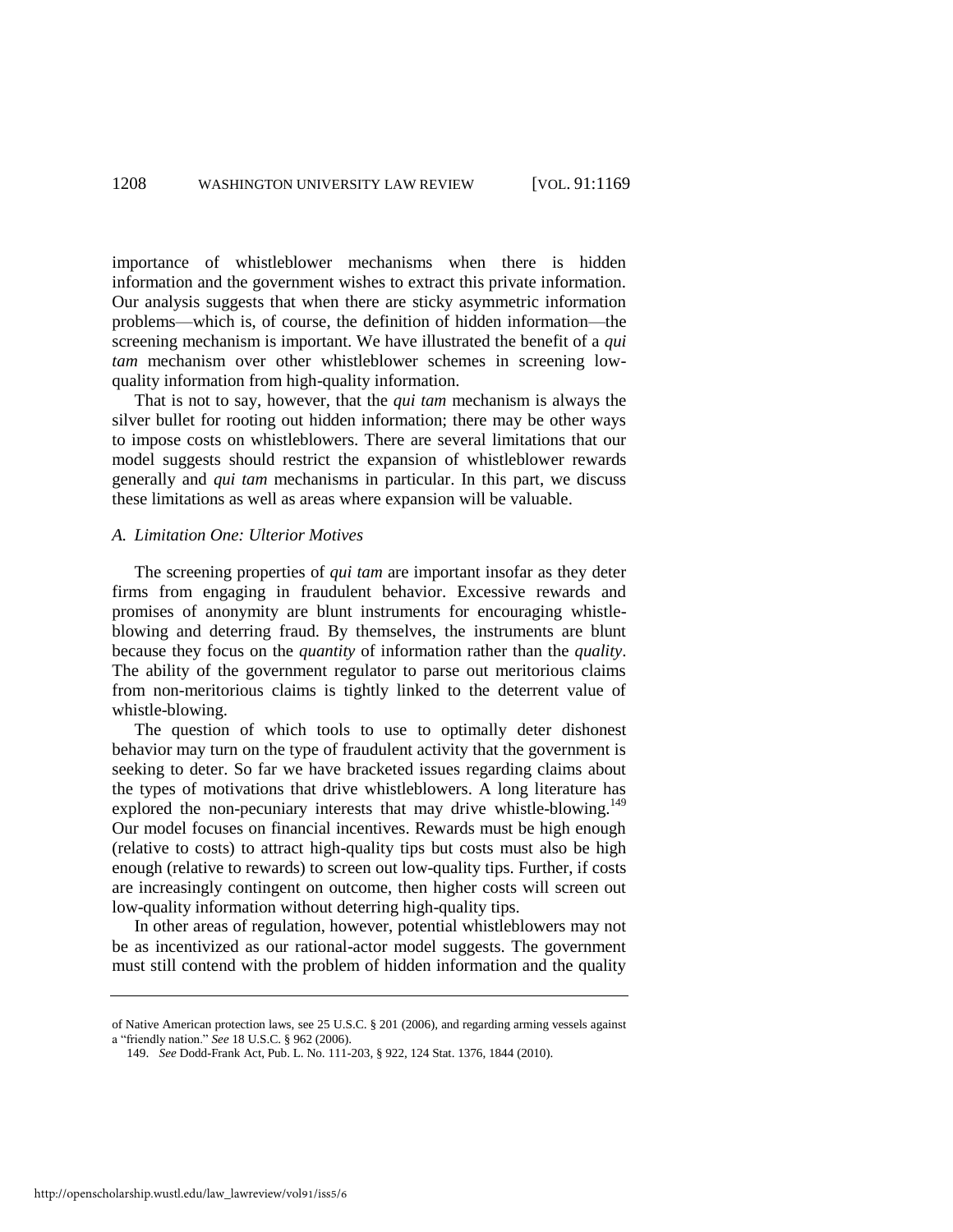importance of whistleblower mechanisms when there is hidden information and the government wishes to extract this private information. Our analysis suggests that when there are sticky asymmetric information problems—which is, of course, the definition of hidden information—the screening mechanism is important. We have illustrated the benefit of a *qui tam* mechanism over other whistleblower schemes in screening low-quality information from high-quality information.

That is not to say, however, that the *qui tam* mechanism is always the silver bullet for rooting out hidden information; there may be other ways to impose costs on whistleblowers. There are several limitations that our model suggests should restrict the expansion of whistleblower rewards generally and *qui tam* mechanisms in particular. In this part, we discuss these limitations as well as areas where expansion will be valuable.

### *A. Limitation One: Ulterior Motives*

The screening properties of *qui tam* are important insofar as they deter firms from engaging in fraudulent behavior. Excessive rewards and promises of anonymity are blunt instruments for encouraging whistle-blowing and deterring fraud. By themselves, the instruments are blunt because they focus on the *quantity* of information rather than the *quality*. The ability of the government regulator to parse out meritorious claims from non-meritorious claims is tightly linked to the deterrent value of whistle-blowing.

The question of which tools to use to optimally deter dishonest behavior may turn on the type of fraudulent activity that the government is seeking to deter. So far we have bracketed issues regarding claims about the types of motivations that drive whistleblowers. A long literature has explored the non-pecuniary interests that may drive whistle-blowing.[149] Our model focuses on financial incentives. Rewards must be high enough (relative to costs) to attract high-quality tips but costs must also be high enough (relative to rewards) to screen out low-quality tips. Further, if costs are increasingly contingent on outcome, then higher costs will screen out low-quality information without deterring high-quality tips.

In other areas of regulation, however, potential whistleblowers may not be as incentivized as our rational-actor model suggests. The government must still contend with the problem of hidden information and the quality

---

of Native American protection laws, see 25 U.S.C. § 201 (2006), and regarding arming vessels against a "friendly nation." *See* 18 U.S.C. § 962 (2006).

149. *See* Dodd-Frank Act, Pub. L. No. 111-203, § 922, 124 Stat. 1376, 1844 (2010).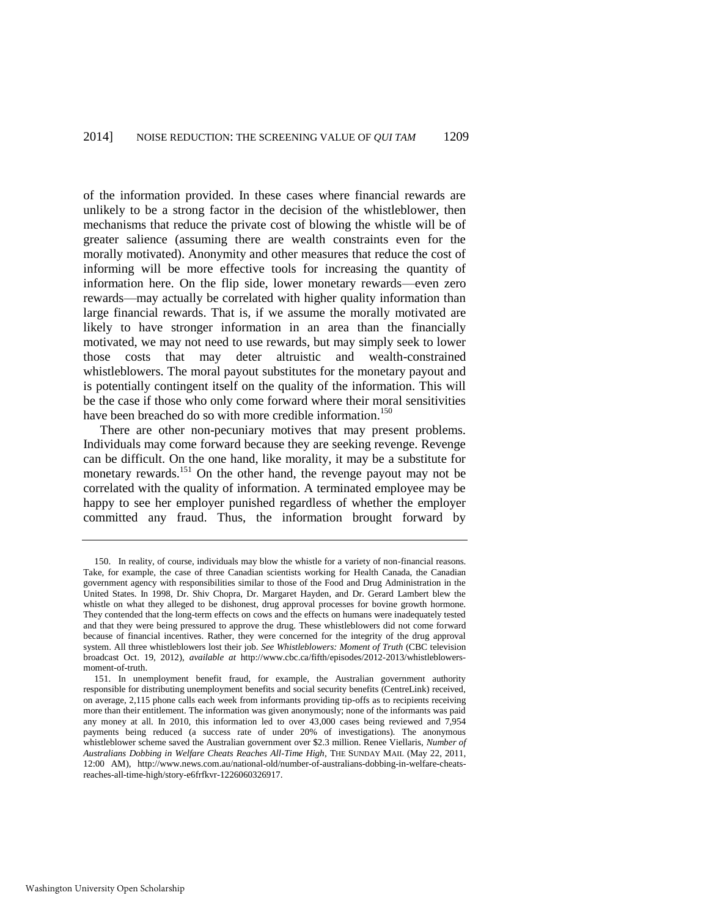of the information provided. In these cases where financial rewards are unlikely to be a strong factor in the decision of the whistleblower, then mechanisms that reduce the private cost of blowing the whistle will be of greater salience (assuming there are wealth constraints even for the morally motivated). Anonymity and other measures that reduce the cost of informing will be more effective tools for increasing the quantity of information here. On the flip side, lower monetary rewards—even zero rewards—may actually be correlated with higher quality information than large financial rewards. That is, if we assume the morally motivated are likely to have stronger information in an area than the financially motivated, we may not need to use rewards, but may simply seek to lower those costs that may deter altruistic and wealth-constrained whistleblowers. The moral payout substitutes for the monetary payout and is potentially contingent itself on the quality of the information. This will be the case if those who only come forward where their moral sensitivities have been breached do so with more credible information.[150]

There are other non-pecuniary motives that may present problems. Individuals may come forward because they are seeking revenge. Revenge can be difficult. On the one hand, like morality, it may be a substitute for monetary rewards.[151] On the other hand, the revenge payout may not be correlated with the quality of information. A terminated employee may be happy to see her employer punished regardless of whether the employer committed any fraud. Thus, the information brought forward by

---

150. In reality, of course, individuals may blow the whistle for a variety of non-financial reasons. Take, for example, the case of three Canadian scientists working for Health Canada, the Canadian government agency with responsibilities similar to those of the Food and Drug Administration in the United States. In 1998, Dr. Shiv Chopra, Dr. Margaret Hayden, and Dr. Gerard Lambert blew the whistle on what they alleged to be dishonest, drug approval processes for bovine growth hormone. They contended that the long-term effects on cows and the effects on humans were inadequately tested and that they were being pressured to approve the drug. These whistleblowers did not come forward because of financial incentives. Rather, they were concerned for the integrity of the drug approval system. All three whistleblowers lost their job. *See Whistleblowers: Moment of Truth* (CBC television broadcast Oct. 19, 2012), *available at* http://www.cbc.ca/fifth/episodes/2012-2013/whistleblowers-moment-of-truth.

151. In unemployment benefit fraud, for example, the Australian government authority responsible for distributing unemployment benefits and social security benefits (CentreLink) received, on average, 2,115 phone calls each week from informants providing tip-offs as to recipients receiving more than their entitlement. The information was given anonymously; none of the informants was paid any money at all. In 2010, this information led to over 43,000 cases being reviewed and 7,954 payments being reduced (a success rate of under 20% of investigations). The anonymous whistleblower scheme saved the Australian government over $2.3 million. Renee Viellaris, *Number of Australians Dobbing in Welfare Cheats Reaches All-Time High*, THE SUNDAY MAIL (May 22, 2011, 12:00 AM), http://www.news.com.au/national-old/number-of-australians-dobbing-in-welfare-cheats-reaches-all-time-high/story-e6frfkvr-1226060326917.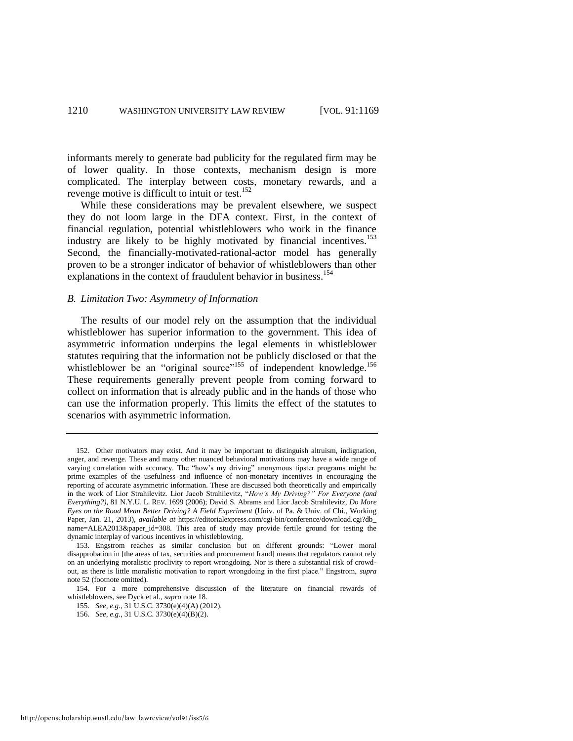informants merely to generate bad publicity for the regulated firm may be of lower quality. In those contexts, mechanism design is more complicated. The interplay between costs, monetary rewards, and a revenge motive is difficult to intuit or test.[152]

While these considerations may be prevalent elsewhere, we suspect they do not loom large in the DFA context. First, in the context of financial regulation, potential whistleblowers who work in the finance industry are likely to be highly motivated by financial incentives.[153] Second, the financially-motivated-rational-actor model has generally proven to be a stronger indicator of behavior of whistleblowers than other explanations in the context of fraudulent behavior in business.[154]

### *B. Limitation Two: Asymmetry of Information*

The results of our model rely on the assumption that the individual whistleblower has superior information to the government. This idea of asymmetric information underpins the legal elements in whistleblower statutes requiring that the information not be publicly disclosed or that the whistleblower be an "original source"[155] of independent knowledge.[156] These requirements generally prevent people from coming forward to collect on information that is already public and in the hands of those who can use the information properly. This limits the effect of the statutes to scenarios with asymmetric information.

---

152. Other motivators may exist. And it may be important to distinguish altruism, indignation, anger, and revenge. These and many other nuanced behavioral motivations may have a wide range of varying correlation with accuracy. The "how's my driving" anonymous tipster programs might be prime examples of the usefulness and influence of non-monetary incentives in encouraging the reporting of accurate asymmetric information. These are discussed both theoretically and empirically in the work of Lior Strahilevitz. Lior Jacob Strahilevitz, "*How's My Driving?" For Everyone (and Everything?)*, 81 N.Y.U. L. REV. 1699 (2006); David S. Abrams and Lior Jacob Strahilevitz, *Do More Eyes on the Road Mean Better Driving? A Field Experiment* (Univ. of Pa. & Univ. of Chi., Working Paper, Jan. 21, 2013), *available at* https://editorialexpress.com/cgi-bin/conference/download.cgi?db_name=ALEA2013&paper_id=308. This area of study may provide fertile ground for testing the dynamic interplay of various incentives in whistleblowing.

153. Engstrom reaches as similar conclusion but on different grounds: "Lower moral disapprobation in [the areas of tax, securities and procurement fraud] means that regulators cannot rely on an underlying moralistic proclivity to report wrongdoing. Nor is there a substantial risk of crowd-out, as there is little moralistic motivation to report wrongdoing in the first place." Engstrom, *supra* note 52 (footnote omitted).

154. For a more comprehensive discussion of the literature on financial rewards of whistleblowers, see Dyck et al., *supra* note 18.

155. *See, e.g.*, 31 U.S.C. 3730(e)(4)(A) (2012).

156. *See, e.g.*, 31 U.S.C. 3730(e)(4)(B)(2).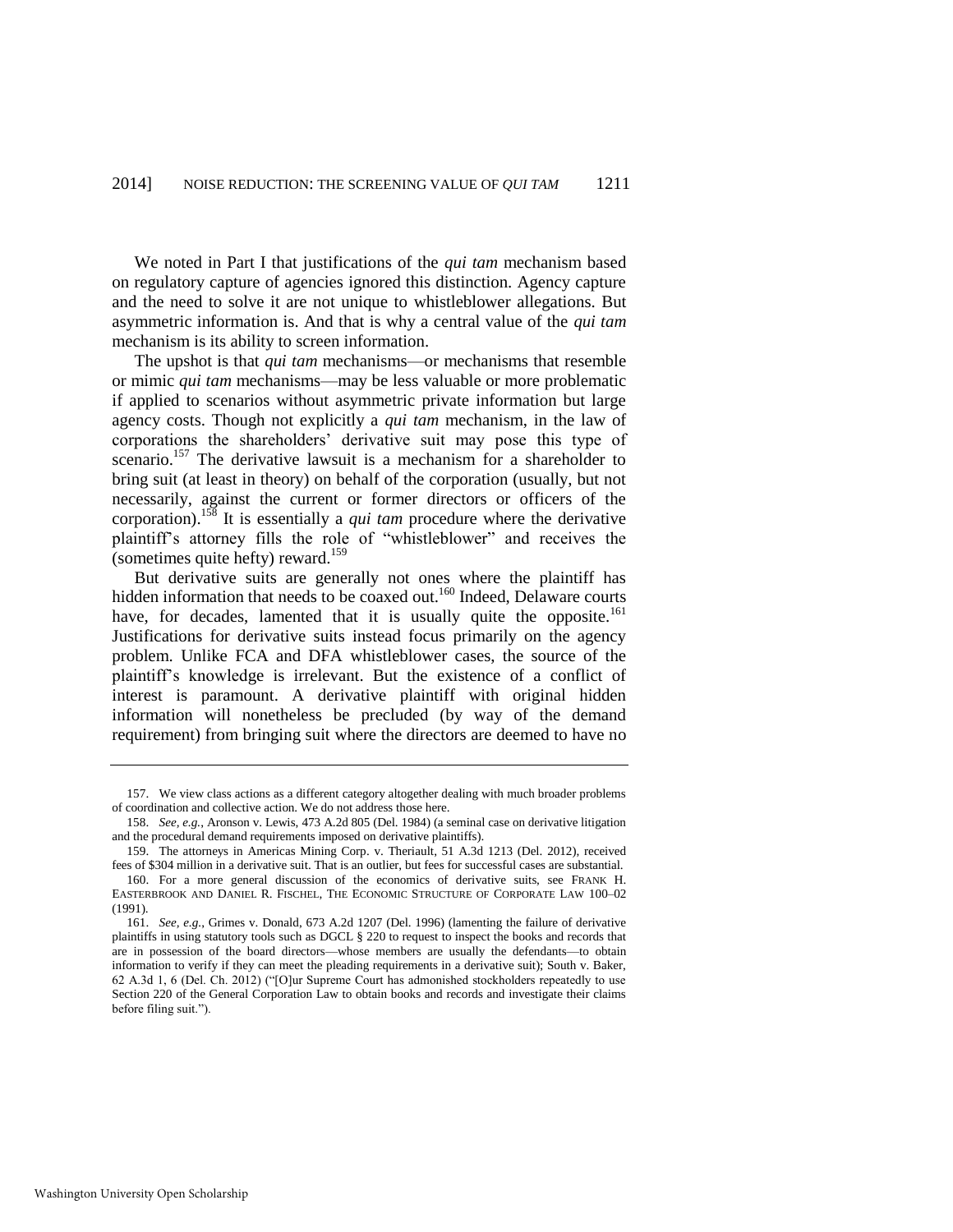We noted in Part I that justifications of the *qui tam* mechanism based on regulatory capture of agencies ignored this distinction. Agency capture and the need to solve it are not unique to whistleblower allegations. But asymmetric information is. And that is why a central value of the *qui tam* mechanism is its ability to screen information.

The upshot is that *qui tam* mechanisms—or mechanisms that resemble or mimic *qui tam* mechanisms—may be less valuable or more problematic if applied to scenarios without asymmetric private information but large agency costs. Though not explicitly a *qui tam* mechanism, in the law of corporations the shareholders' derivative suit may pose this type of scenario.[157] The derivative lawsuit is a mechanism for a shareholder to bring suit (at least in theory) on behalf of the corporation (usually, but not necessarily, against the current or former directors or officers of the corporation).[158] It is essentially a *qui tam* procedure where the derivative plaintiff's attorney fills the role of "whistleblower" and receives the (sometimes quite hefty) reward.[159]

But derivative suits are generally not ones where the plaintiff has hidden information that needs to be coaxed out.[160] Indeed, Delaware courts have, for decades, lamented that it is usually quite the opposite.[161] Justifications for derivative suits instead focus primarily on the agency problem. Unlike FCA and DFA whistleblower cases, the source of the plaintiff's knowledge is irrelevant. But the existence of a conflict of interest is paramount. A derivative plaintiff with original hidden information will nonetheless be precluded (by way of the demand requirement) from bringing suit where the directors are deemed to have no

---

157. We view class actions as a different category altogether dealing with much broader problems of coordination and collective action. We do not address those here.

158. *See, e.g.*, Aronson v. Lewis, 473 A.2d 805 (Del. 1984) (a seminal case on derivative litigation and the procedural demand requirements imposed on derivative plaintiffs).

159. The attorneys in Americas Mining Corp. v. Theriault, 51 A.3d 1213 (Del. 2012), received fees of $304 million in a derivative suit. That is an outlier, but fees for successful cases are substantial.

160. For a more general discussion of the economics of derivative suits, see FRANK H. EASTERBROOK AND DANIEL R. FISCHEL, THE ECONOMIC STRUCTURE OF CORPORATE LAW 100–02 (1991).

161. *See, e.g.*, Grimes v. Donald, 673 A.2d 1207 (Del. 1996) (lamenting the failure of derivative plaintiffs in using statutory tools such as DGCL § 220 to request to inspect the books and records that are in possession of the board directors—whose members are usually the defendants—to obtain information to verify if they can meet the pleading requirements in a derivative suit); South v. Baker, 62 A.3d 1, 6 (Del. Ch. 2012) ("[O]ur Supreme Court has admonished stockholders repeatedly to use Section 220 of the General Corporation Law to obtain books and records and investigate their claims before filing suit.").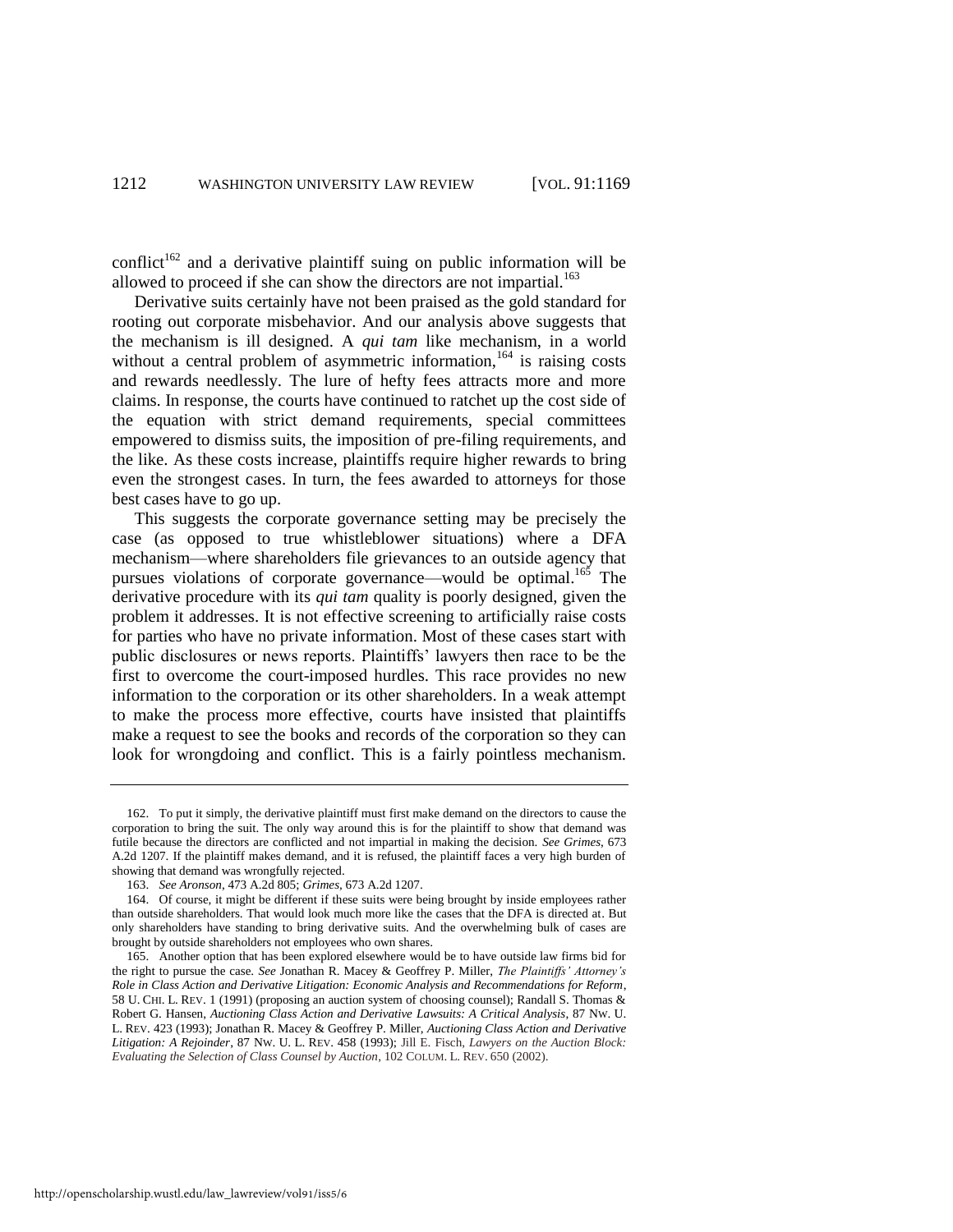conflict[162] and a derivative plaintiff suing on public information will be allowed to proceed if she can show the directors are not impartial.[163]

Derivative suits certainly have not been praised as the gold standard for rooting out corporate misbehavior. And our analysis above suggests that the mechanism is ill designed. A *qui tam* like mechanism, in a world without a central problem of asymmetric information,[164] is raising costs and rewards needlessly. The lure of hefty fees attracts more and more claims. In response, the courts have continued to ratchet up the cost side of the equation with strict demand requirements, special committees empowered to dismiss suits, the imposition of pre-filing requirements, and the like. As these costs increase, plaintiffs require higher rewards to bring even the strongest cases. In turn, the fees awarded to attorneys for those best cases have to go up.

This suggests the corporate governance setting may be precisely the case (as opposed to true whistleblower situations) where a DFA mechanism—where shareholders file grievances to an outside agency that pursues violations of corporate governance—would be optimal.[165] The derivative procedure with its *qui tam* quality is poorly designed, given the problem it addresses. It is not effective screening to artificially raise costs for parties who have no private information. Most of these cases start with public disclosures or news reports. Plaintiffs' lawyers then race to be the first to overcome the court-imposed hurdles. This race provides no new information to the corporation or its other shareholders. In a weak attempt to make the process more effective, courts have insisted that plaintiffs make a request to see the books and records of the corporation so they can look for wrongdoing and conflict. This is a fairly pointless mechanism.

---

162. To put it simply, the derivative plaintiff must first make demand on the directors to cause the corporation to bring the suit. The only way around this is for the plaintiff to show that demand was futile because the directors are conflicted and not impartial in making the decision. *See Grimes*, 673 A.2d 1207. If the plaintiff makes demand, and it is refused, the plaintiff faces a very high burden of showing that demand was wrongfully rejected.

163. *See Aronson*, 473 A.2d 805; *Grimes*, 673 A.2d 1207.

164. Of course, it might be different if these suits were being brought by inside employees rather than outside shareholders. That would look much more like the cases that the DFA is directed at. But only shareholders have standing to bring derivative suits. And the overwhelming bulk of cases are brought by outside shareholders not employees who own shares.

165. Another option that has been explored elsewhere would be to have outside law firms bid for the right to pursue the case. *See* Jonathan R. Macey & Geoffrey P. Miller, *The Plaintiffs' Attorney's Role in Class Action and Derivative Litigation: Economic Analysis and Recommendations for Reform*, 58 U. CHI. L. REV. 1 (1991) (proposing an auction system of choosing counsel); Randall S. Thomas & Robert G. Hansen, *Auctioning Class Action and Derivative Lawsuits: A Critical Analysis*, 87 NW. U. L. REV. 423 (1993); Jonathan R. Macey & Geoffrey P. Miller, *Auctioning Class Action and Derivative Litigation: A Rejoinder*, 87 NW. U. L. REV. 458 (1993); Jill E. Fisch, *Lawyers on the Auction Block: Evaluating the Selection of Class Counsel by Auction*, 102 COLUM. L. REV. 650 (2002).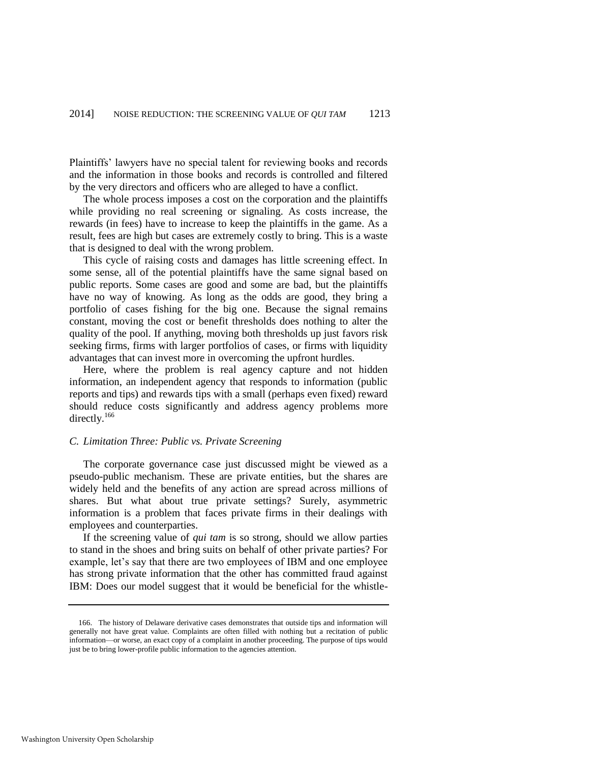Plaintiffs' lawyers have no special talent for reviewing books and records and the information in those books and records is controlled and filtered by the very directors and officers who are alleged to have a conflict.

The whole process imposes a cost on the corporation and the plaintiffs while providing no real screening or signaling. As costs increase, the rewards (in fees) have to increase to keep the plaintiffs in the game. As a result, fees are high but cases are extremely costly to bring. This is a waste that is designed to deal with the wrong problem.

This cycle of raising costs and damages has little screening effect. In some sense, all of the potential plaintiffs have the same signal based on public reports. Some cases are good and some are bad, but the plaintiffs have no way of knowing. As long as the odds are good, they bring a portfolio of cases fishing for the big one. Because the signal remains constant, moving the cost or benefit thresholds does nothing to alter the quality of the pool. If anything, moving both thresholds up just favors risk seeking firms, firms with larger portfolios of cases, or firms with liquidity advantages that can invest more in overcoming the upfront hurdles.

Here, where the problem is real agency capture and not hidden information, an independent agency that responds to information (public reports and tips) and rewards tips with a small (perhaps even fixed) reward should reduce costs significantly and address agency problems more directly.[166]

### *C. Limitation Three: Public vs. Private Screening*

The corporate governance case just discussed might be viewed as a pseudo-public mechanism. These are private entities, but the shares are widely held and the benefits of any action are spread across millions of shares. But what about true private settings? Surely, asymmetric information is a problem that faces private firms in their dealings with employees and counterparties.

If the screening value of *qui tam* is so strong, should we allow parties to stand in the shoes and bring suits on behalf of other private parties? For example, let's say that there are two employees of IBM and one employee has strong private information that the other has committed fraud against IBM: Does our model suggest that it would be beneficial for the whistle-

---

166. The history of Delaware derivative cases demonstrates that outside tips and information will generally not have great value. Complaints are often filled with nothing but a recitation of public information—or worse, an exact copy of a complaint in another proceeding. The purpose of tips would just be to bring lower-profile public information to the agencies attention.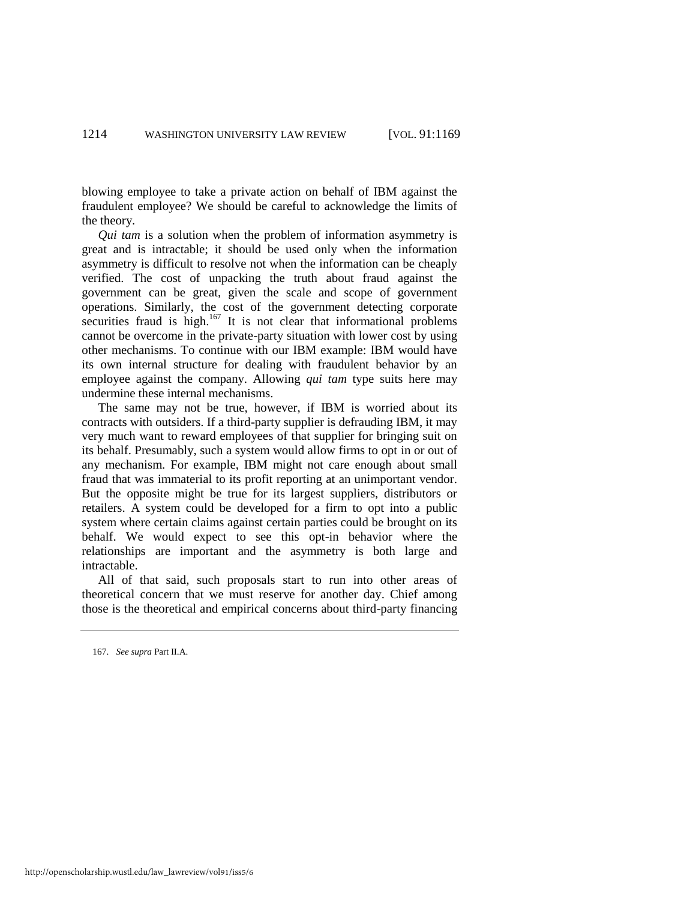blowing employee to take a private action on behalf of IBM against the fraudulent employee? We should be careful to acknowledge the limits of the theory.

*Qui tam* is a solution when the problem of information asymmetry is great and is intractable; it should be used only when the information asymmetry is difficult to resolve not when the information can be cheaply verified. The cost of unpacking the truth about fraud against the government can be great, given the scale and scope of government operations. Similarly, the cost of the government detecting corporate securities fraud is high.[167] It is not clear that informational problems cannot be overcome in the private-party situation with lower cost by using other mechanisms. To continue with our IBM example: IBM would have its own internal structure for dealing with fraudulent behavior by an employee against the company. Allowing *qui tam* type suits here may undermine these internal mechanisms.

The same may not be true, however, if IBM is worried about its contracts with outsiders. If a third-party supplier is defrauding IBM, it may very much want to reward employees of that supplier for bringing suit on its behalf. Presumably, such a system would allow firms to opt in or out of any mechanism. For example, IBM might not care enough about small fraud that was immaterial to its profit reporting at an unimportant vendor. But the opposite might be true for its largest suppliers, distributors or retailers. A system could be developed for a firm to opt into a public system where certain claims against certain parties could be brought on its behalf. We would expect to see this opt-in behavior where the relationships are important and the asymmetry is both large and intractable.

All of that said, such proposals start to run into other areas of theoretical concern that we must reserve for another day. Chief among those is the theoretical and empirical concerns about third-party financing

---

167. *See supra* Part II.A.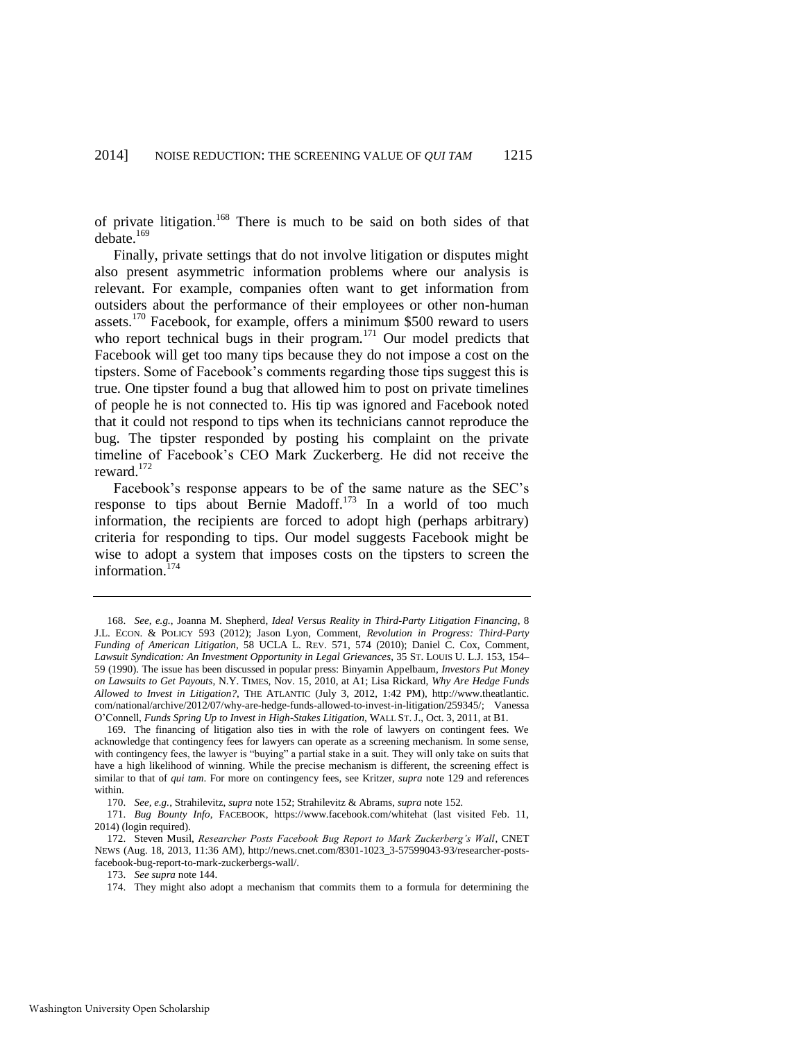of private litigation.[168] There is much to be said on both sides of that debate.[169]

Finally, private settings that do not involve litigation or disputes might also present asymmetric information problems where our analysis is relevant. For example, companies often want to get information from outsiders about the performance of their employees or other non-human assets.[170] Facebook, for example, offers a minimum $500 reward to users who report technical bugs in their program.[171] Our model predicts that Facebook will get too many tips because they do not impose a cost on the tipsters. Some of Facebook's comments regarding those tips suggest this is true. One tipster found a bug that allowed him to post on private timelines of people he is not connected to. His tip was ignored and Facebook noted that it could not respond to tips when its technicians cannot reproduce the bug. The tipster responded by posting his complaint on the private timeline of Facebook's CEO Mark Zuckerberg. He did not receive the reward.[172]

Facebook's response appears to be of the same nature as the SEC's response to tips about Bernie Madoff.[173] In a world of too much information, the recipients are forced to adopt high (perhaps arbitrary) criteria for responding to tips. Our model suggests Facebook might be wise to adopt a system that imposes costs on the tipsters to screen the information.[174]

---

168. *See, e.g.*, Joanna M. Shepherd, *Ideal Versus Reality in Third-Party Litigation Financing*, 8 J.L. ECON. & POLICY 593 (2012); Jason Lyon, Comment, *Revolution in Progress: Third-Party Funding of American Litigation*, 58 UCLA L. REV. 571, 574 (2010); Daniel C. Cox, Comment, *Lawsuit Syndication: An Investment Opportunity in Legal Grievances*, 35 ST. LOUIS U. L.J. 153, 154–59 (1990). The issue has been discussed in popular press: Binyamin Appelbaum, *Investors Put Money on Lawsuits to Get Payouts*, N.Y. TIMES, Nov. 15, 2010, at A1; Lisa Rickard, *Why Are Hedge Funds Allowed to Invest in Litigation?*, THE ATLANTIC (July 3, 2012, 1:42 PM), http://www.theatlantic.com/national/archive/2012/07/why-are-hedge-funds-allowed-to-invest-in-litigation/259345/; Vanessa O'Connell, *Funds Spring Up to Invest in High-Stakes Litigation*, WALL ST. J., Oct. 3, 2011, at B1.

169. The financing of litigation also ties in with the role of lawyers on contingent fees. We acknowledge that contingency fees for lawyers can operate as a screening mechanism. In some sense, with contingency fees, the lawyer is "buying" a partial stake in a suit. They will only take on suits that have a high likelihood of winning. While the precise mechanism is different, the screening effect is similar to that of *qui tam*. For more on contingency fees, see Kritzer, *supra* note 129 and references within.

170. *See, e.g.*, Strahilevitz, *supra* note 152; Strahilevitz & Abrams, *supra* note 152.

171. *Bug Bounty Info*, FACEBOOK, https://www.facebook.com/whitehat (last visited Feb. 11, 2014) (login required).

172. Steven Musil, *Researcher Posts Facebook Bug Report to Mark Zuckerberg's Wall*, CNET NEWS (Aug. 18, 2013, 11:36 AM), http://news.cnet.com/8301-1023_3-57599043-93/researcher-posts-facebook-bug-report-to-mark-zuckerbergs-wall/.

173. *See supra* note 144.

174. They might also adopt a mechanism that commits them to a formula for determining the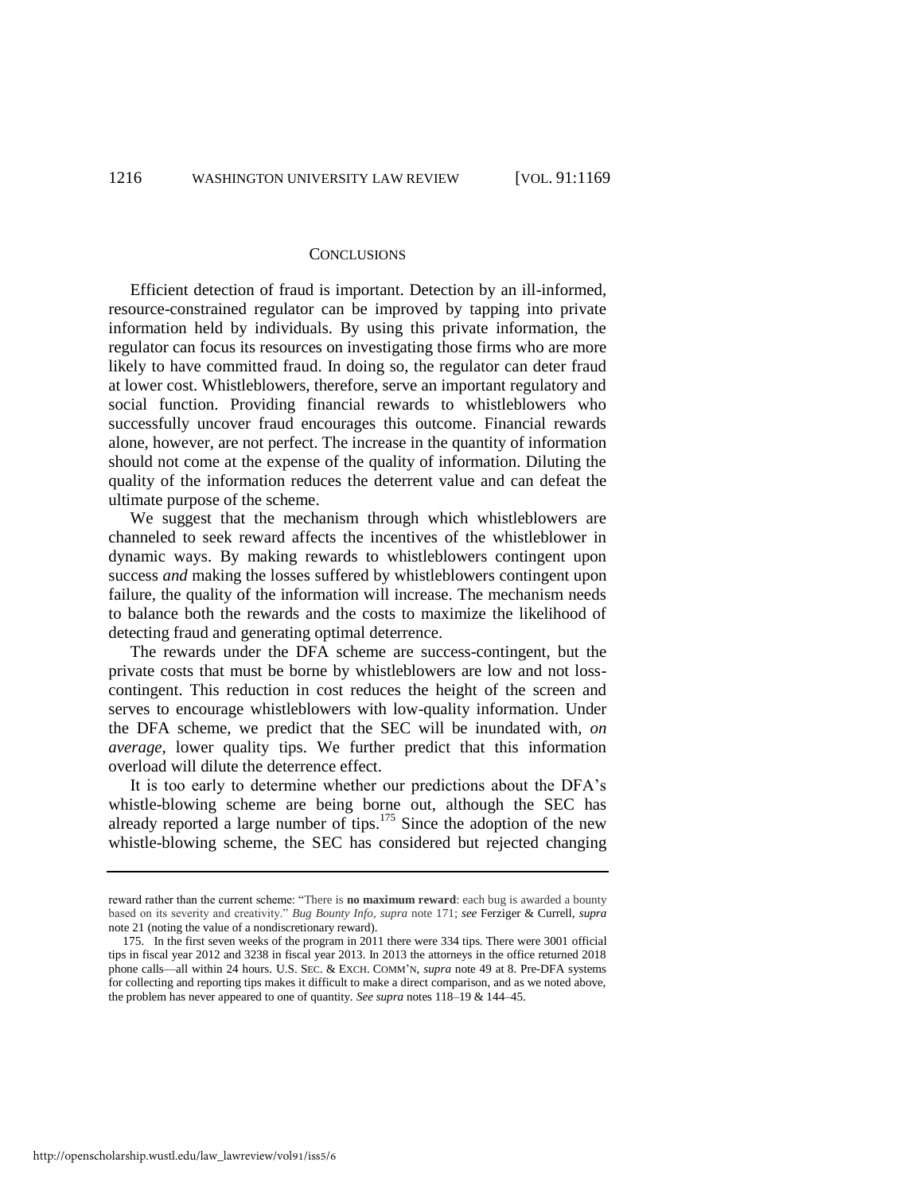## CONCLUSIONS

Efficient detection of fraud is important. Detection by an ill-informed, resource-constrained regulator can be improved by tapping into private information held by individuals. By using this private information, the regulator can focus its resources on investigating those firms who are more likely to have committed fraud. In doing so, the regulator can deter fraud at lower cost. Whistleblowers, therefore, serve an important regulatory and social function. Providing financial rewards to whistleblowers who successfully uncover fraud encourages this outcome. Financial rewards alone, however, are not perfect. The increase in the quantity of information should not come at the expense of the quality of information. Diluting the quality of the information reduces the deterrent value and can defeat the ultimate purpose of the scheme.

We suggest that the mechanism through which whistleblowers are channeled to seek reward affects the incentives of the whistleblower in dynamic ways. By making rewards to whistleblowers contingent upon success *and* making the losses suffered by whistleblowers contingent upon failure, the quality of the information will increase. The mechanism needs to balance both the rewards and the costs to maximize the likelihood of detecting fraud and generating optimal deterrence.

The rewards under the DFA scheme are success-contingent, but the private costs that must be borne by whistleblowers are low and not loss-contingent. This reduction in cost reduces the height of the screen and serves to encourage whistleblowers with low-quality information. Under the DFA scheme, we predict that the SEC will be inundated with, *on average*, lower quality tips. We further predict that this information overload will dilute the deterrence effect.

It is too early to determine whether our predictions about the DFA's whistle-blowing scheme are being borne out, although the SEC has already reported a large number of tips.[175] Since the adoption of the new whistle-blowing scheme, the SEC has considered but rejected changing

---

reward rather than the current scheme: "There is **no maximum reward**: each bug is awarded a bounty based on its severity and creativity." *Bug Bounty Info*, *supra* note 171; *see* Ferziger & Currell, *supra* note 21 (noting the value of a nondiscretionary reward).

175. In the first seven weeks of the program in 2011 there were 334 tips. There were 3001 official tips in fiscal year 2012 and 3238 in fiscal year 2013. In 2013 the attorneys in the office returned 2018 phone calls—all within 24 hours. U.S. SEC. & EXCH. COMM'N, *supra* note 49 at 8. Pre-DFA systems for collecting and reporting tips makes it difficult to make a direct comparison, and as we noted above, the problem has never appeared to one of quantity. *See supra* notes 118–19 & 144–45.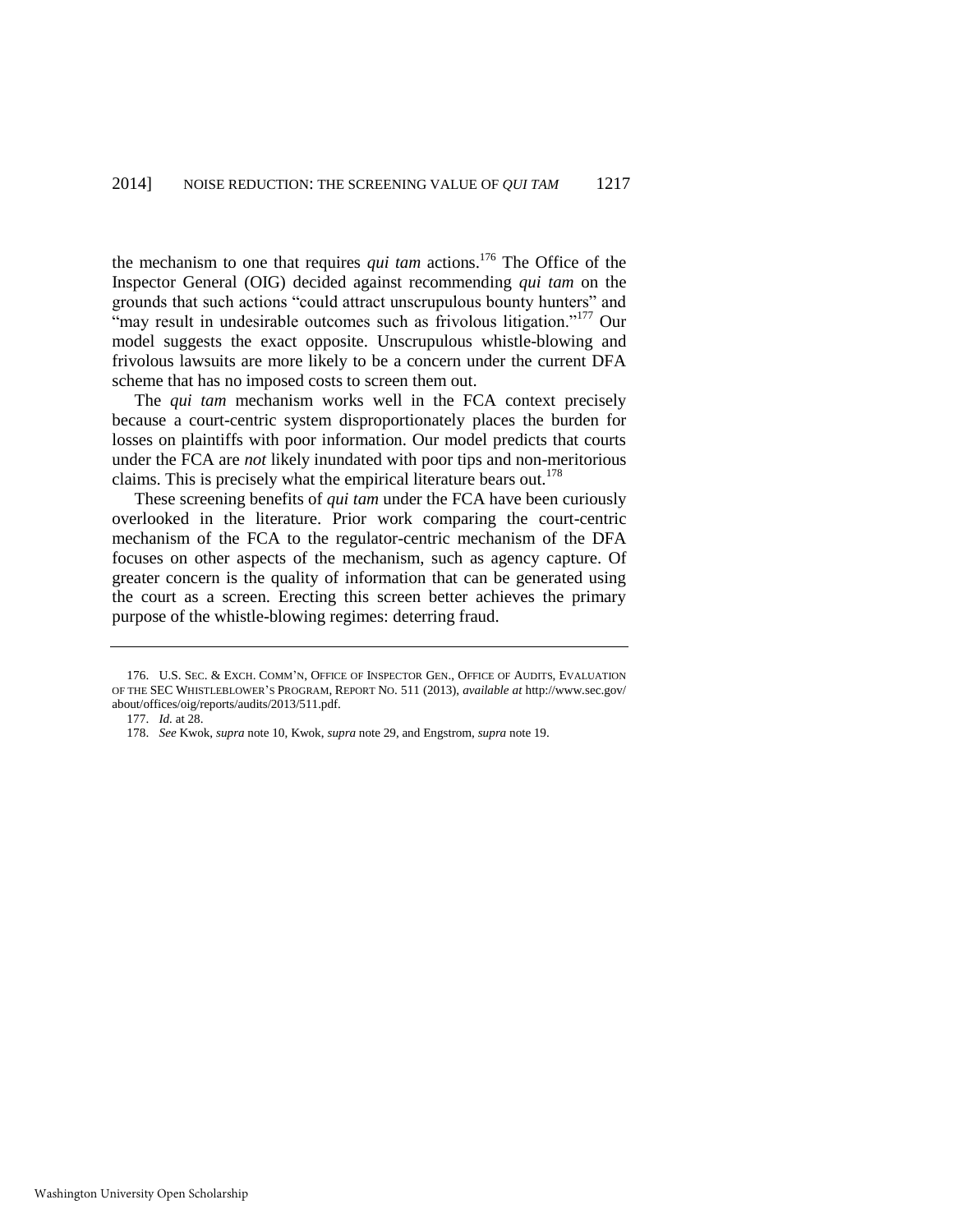the mechanism to one that requires *qui tam* actions.[176] The Office of the Inspector General (OIG) decided against recommending *qui tam* on the grounds that such actions "could attract unscrupulous bounty hunters" and "may result in undesirable outcomes such as frivolous litigation."[177] Our model suggests the exact opposite. Unscrupulous whistle-blowing and frivolous lawsuits are more likely to be a concern under the current DFA scheme that has no imposed costs to screen them out.

The *qui tam* mechanism works well in the FCA context precisely because a court-centric system disproportionately places the burden for losses on plaintiffs with poor information. Our model predicts that courts under the FCA are *not* likely inundated with poor tips and non-meritorious claims. This is precisely what the empirical literature bears out.[178]

These screening benefits of *qui tam* under the FCA have been curiously overlooked in the literature. Prior work comparing the court-centric mechanism of the FCA to the regulator-centric mechanism of the DFA focuses on other aspects of the mechanism, such as agency capture. Of greater concern is the quality of information that can be generated using the court as a screen. Erecting this screen better achieves the primary purpose of the whistle-blowing regimes: deterring fraud.

---

176. U.S. SEC. & EXCH. COMM'N, OFFICE OF INSPECTOR GEN., OFFICE OF AUDITS, EVALUATION OF THE SEC WHISTLEBLOWER'S PROGRAM, REPORT NO. 511 (2013), *available at* http://www.sec.gov/about/offices/oig/reports/audits/2013/511.pdf.

177. *Id.* at 28.

178. *See* Kwok, *supra* note 10, Kwok, *supra* note 29, and Engstrom, *supra* note 19.